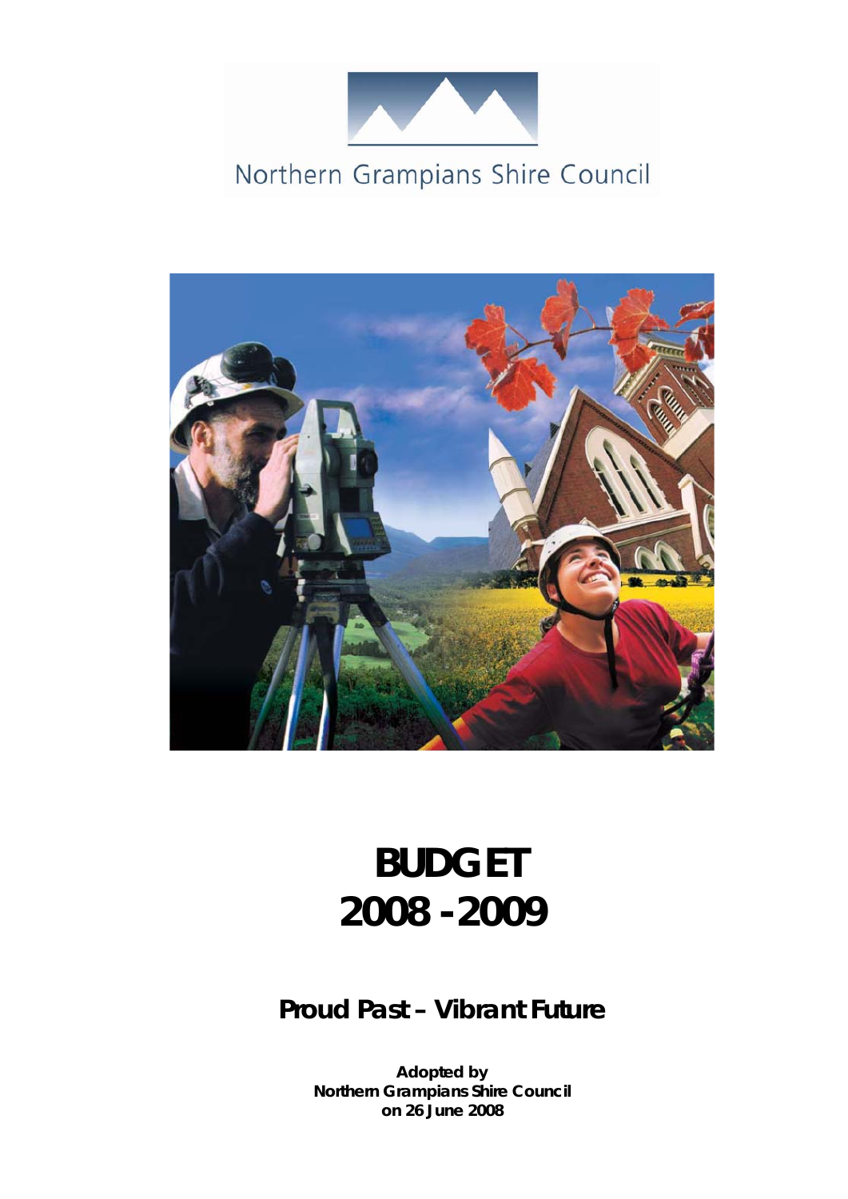Northern Grampians Shire Council

# BUDGET 2008 - 2009

## Proud Past – Vibrant Future

**Adopted by**
**Northern Grampians Shire Council**
**on 26 June 2008**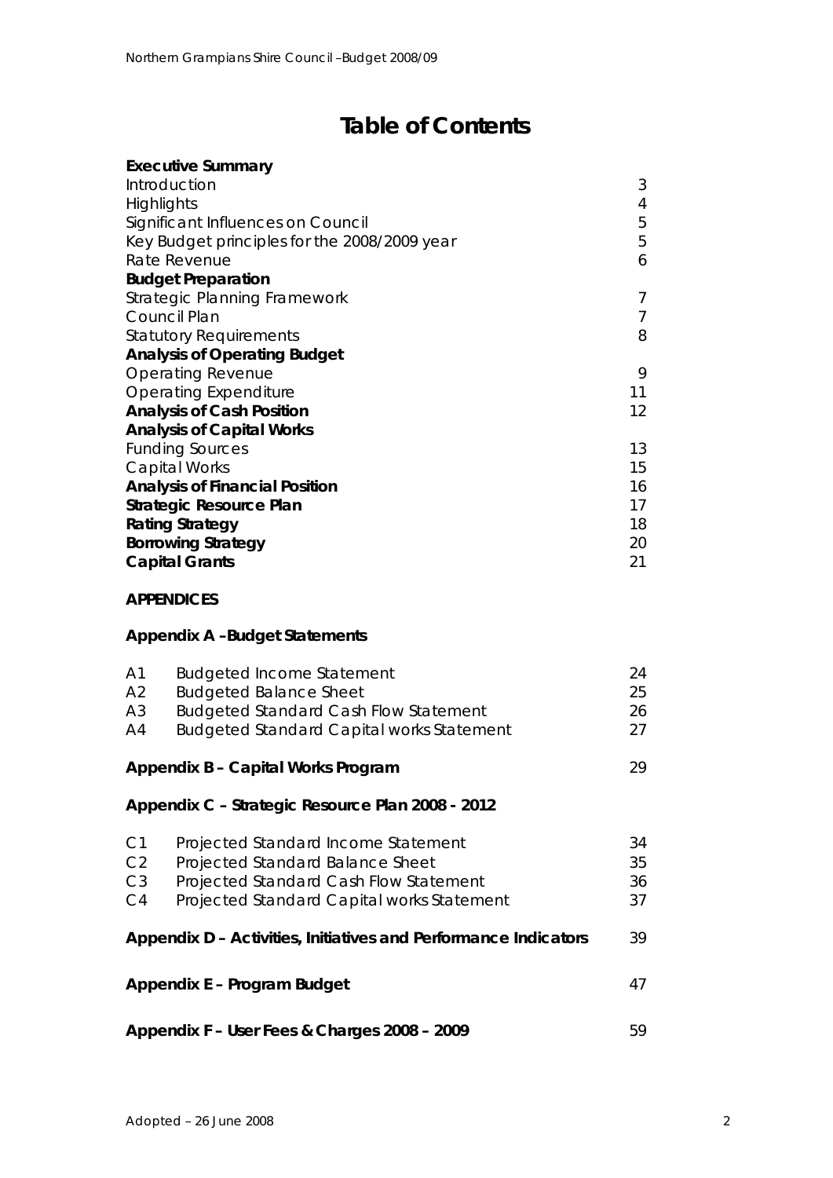# Table of Contents

| | |
|---|---|
| **Executive Summary** | |
| Introduction | 3 |
| Highlights | 4 |
| Significant Influences on Council | 5 |
| Key Budget principles for the 2008/2009 year | 5 |
| Rate Revenue | 6 |
| **Budget Preparation** | |
| Strategic Planning Framework | 7 |
| Council Plan | 7 |
| Statutory Requirements | 8 |
| **Analysis of Operating Budget** | |
| Operating Revenue | 9 |
| Operating Expenditure | 11 |
| **Analysis of Cash Position** | 12 |
| **Analysis of Capital Works** | |
| Funding Sources | 13 |
| Capital Works | 15 |
| **Analysis of Financial Position** | 16 |
| **Strategic Resource Plan** | 17 |
| **Rating Strategy** | 18 |
| **Borrowing Strategy** | 20 |
| **Capital Grants** | 21 |

**APPENDICES**

**Appendix A –Budget Statements**

| | | |
|---|---|---|
| A1 | Budgeted Income Statement | 24 |
| A2 | Budgeted Balance Sheet | 25 |
| A3 | Budgeted Standard Cash Flow Statement | 26 |
| A4 | Budgeted Standard Capital works Statement | 27 |

**Appendix B – Capital Works Program** 29

**Appendix C – Strategic Resource Plan 2008 - 2012**

| | | |
|---|---|---|
| C1 | Projected Standard Income Statement | 34 |
| C2 | Projected Standard Balance Sheet | 35 |
| C3 | Projected Standard Cash Flow Statement | 36 |
| C4 | Projected Standard Capital works Statement | 37 |

**Appendix D – Activities, Initiatives and Performance Indicators** 39

**Appendix E – Program Budget** 47

**Appendix F – User Fees & Charges 2008 – 2009** 59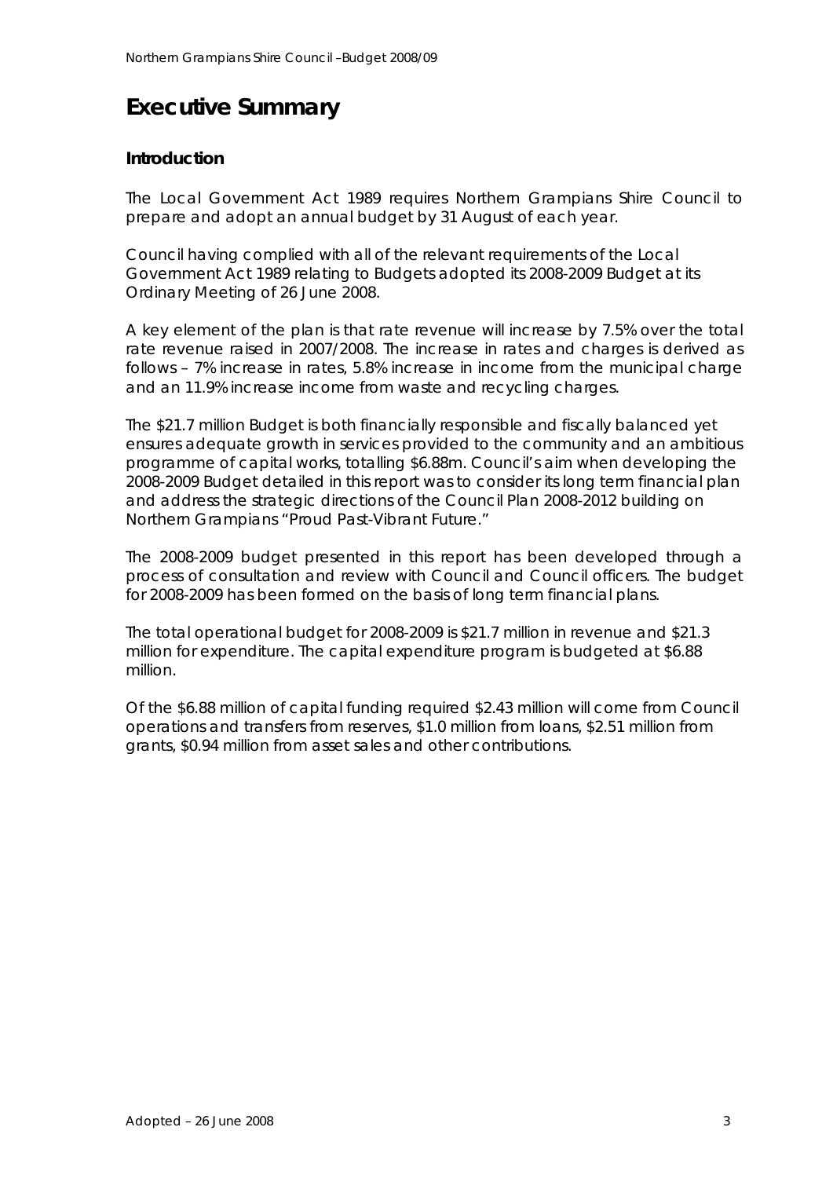# Executive Summary

## Introduction

The Local Government Act 1989 requires Northern Grampians Shire Council to prepare and adopt an annual budget by 31 August of each year.

Council having complied with all of the relevant requirements of the Local Government Act 1989 relating to Budgets adopted its 2008-2009 Budget at its Ordinary Meeting of 26 June 2008.

A key element of the plan is that rate revenue will increase by 7.5% over the total rate revenue raised in 2007/2008. The increase in rates and charges is derived as follows – 7% increase in rates, 5.8% increase in income from the municipal charge and an 11.9% increase income from waste and recycling charges.

The $21.7 million Budget is both financially responsible and fiscally balanced yet ensures adequate growth in services provided to the community and an ambitious programme of capital works, totalling $6.88m. Council's aim when developing the 2008-2009 Budget detailed in this report was to consider its long term financial plan and address the strategic directions of the Council Plan 2008-2012 building on Northern Grampians "Proud Past-Vibrant Future."

The 2008-2009 budget presented in this report has been developed through a process of consultation and review with Council and Council officers. The budget for 2008-2009 has been formed on the basis of long term financial plans.

The total operational budget for 2008-2009 is $21.7 million in revenue and $21.3 million for expenditure. The capital expenditure program is budgeted at $6.88 million.

Of the $6.88 million of capital funding required $2.43 million will come from Council operations and transfers from reserves, $1.0 million from loans, $2.51 million from grants, $0.94 million from asset sales and other contributions.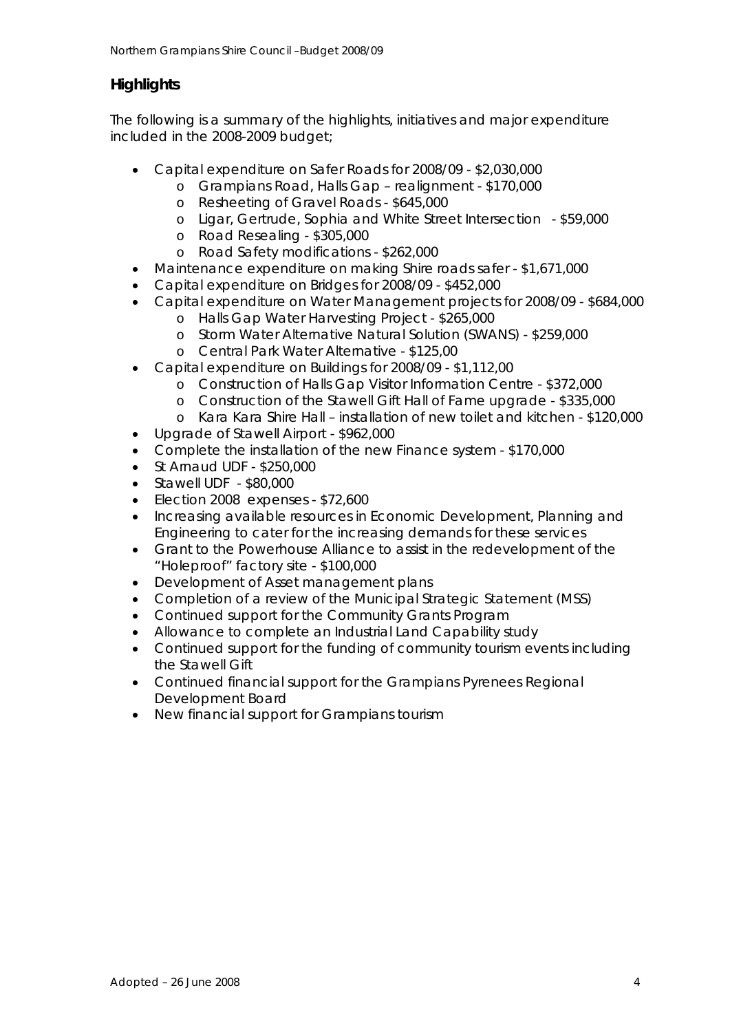## Highlights

The following is a summary of the highlights, initiatives and major expenditure included in the 2008-2009 budget;

- Capital expenditure on Safer Roads for 2008/09 - $2,030,000
  - Grampians Road, Halls Gap – realignment - $170,000
  - Resheeting of Gravel Roads - $645,000
  - Ligar, Gertrude, Sophia and White Street Intersection - $59,000
  - Road Resealing - $305,000
  - Road Safety modifications - $262,000
- Maintenance expenditure on making Shire roads safer - $1,671,000
- Capital expenditure on Bridges for 2008/09 - $452,000
- Capital expenditure on Water Management projects for 2008/09 - $684,000
  - Halls Gap Water Harvesting Project - $265,000
  - Storm Water Alternative Natural Solution (SWANS) - $259,000
  - Central Park Water Alternative - $125,00
- Capital expenditure on Buildings for 2008/09 - $1,112,00
  - Construction of Halls Gap Visitor Information Centre - $372,000
  - Construction of the Stawell Gift Hall of Fame upgrade - $335,000
  - Kara Kara Shire Hall – installation of new toilet and kitchen - $120,000
- Upgrade of Stawell Airport - $962,000
- Complete the installation of the new Finance system - $170,000
- St Arnaud UDF - $250,000
- Stawell UDF - $80,000
- Election 2008 expenses - $72,600
- Increasing available resources in Economic Development, Planning and Engineering to cater for the increasing demands for these services
- Grant to the Powerhouse Alliance to assist in the redevelopment of the "Holeproof" factory site - $100,000
- Development of Asset management plans
- Completion of a review of the Municipal Strategic Statement (MSS)
- Continued support for the Community Grants Program
- Allowance to complete an Industrial Land Capability study
- Continued support for the funding of community tourism events including the Stawell Gift
- Continued financial support for the Grampians Pyrenees Regional Development Board
- New financial support for Grampians tourism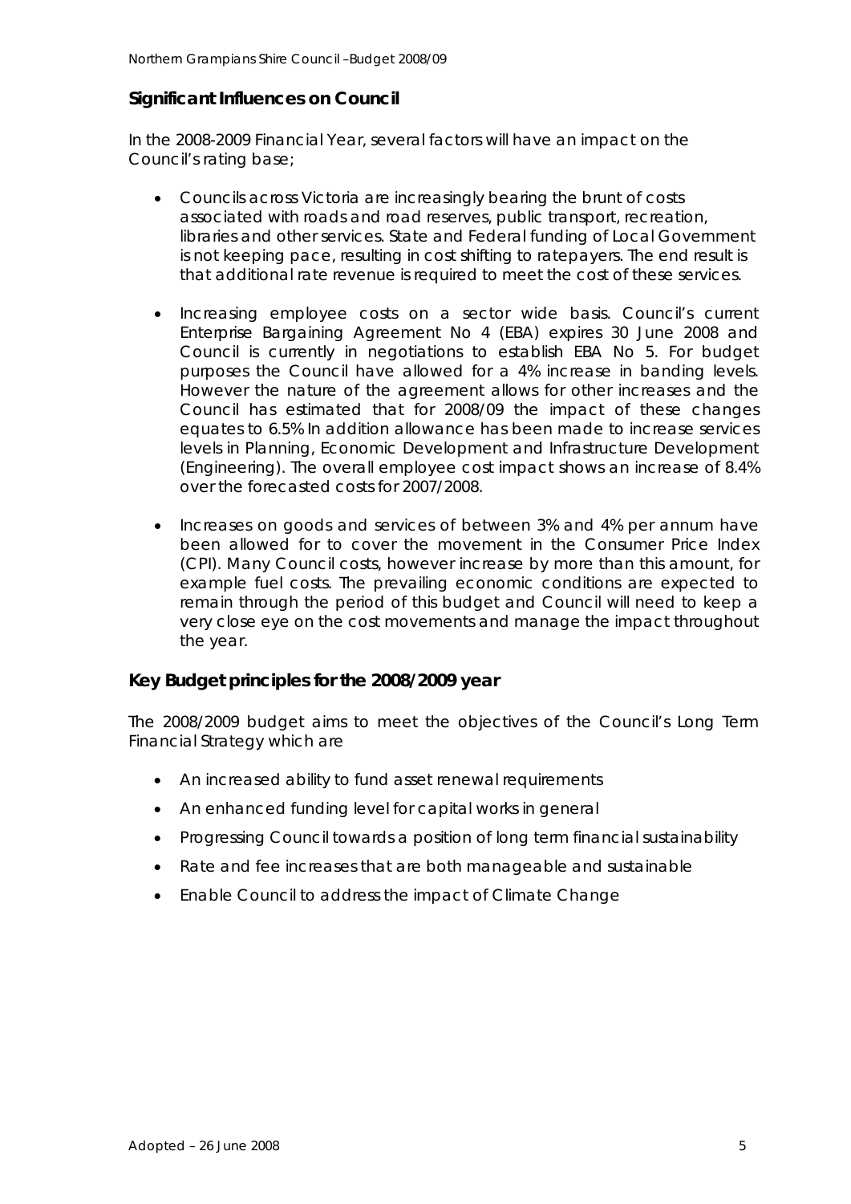## Significant Influences on Council

In the 2008-2009 Financial Year, several factors will have an impact on the Council's rating base;

- Councils across Victoria are increasingly bearing the brunt of costs associated with roads and road reserves, public transport, recreation, libraries and other services. State and Federal funding of Local Government is not keeping pace, resulting in cost shifting to ratepayers. The end result is that additional rate revenue is required to meet the cost of these services.

- Increasing employee costs on a sector wide basis. Council's current Enterprise Bargaining Agreement No 4 (EBA) expires 30 June 2008 and Council is currently in negotiations to establish EBA No 5. For budget purposes the Council have allowed for a 4% increase in banding levels. However the nature of the agreement allows for other increases and the Council has estimated that for 2008/09 the impact of these changes equates to 6.5% In addition allowance has been made to increase services levels in Planning, Economic Development and Infrastructure Development (Engineering). The overall employee cost impact shows an increase of 8.4% over the forecasted costs for 2007/2008.

- Increases on goods and services of between 3% and 4% per annum have been allowed for to cover the movement in the Consumer Price Index (CPI). Many Council costs, however increase by more than this amount, for example fuel costs. The prevailing economic conditions are expected to remain through the period of this budget and Council will need to keep a very close eye on the cost movements and manage the impact throughout the year.

## Key Budget principles for the 2008/2009 year

The 2008/2009 budget aims to meet the objectives of the Council's Long Term Financial Strategy which are

- An increased ability to fund asset renewal requirements
- An enhanced funding level for capital works in general
- Progressing Council towards a position of long term financial sustainability
- Rate and fee increases that are both manageable and sustainable
- Enable Council to address the impact of Climate Change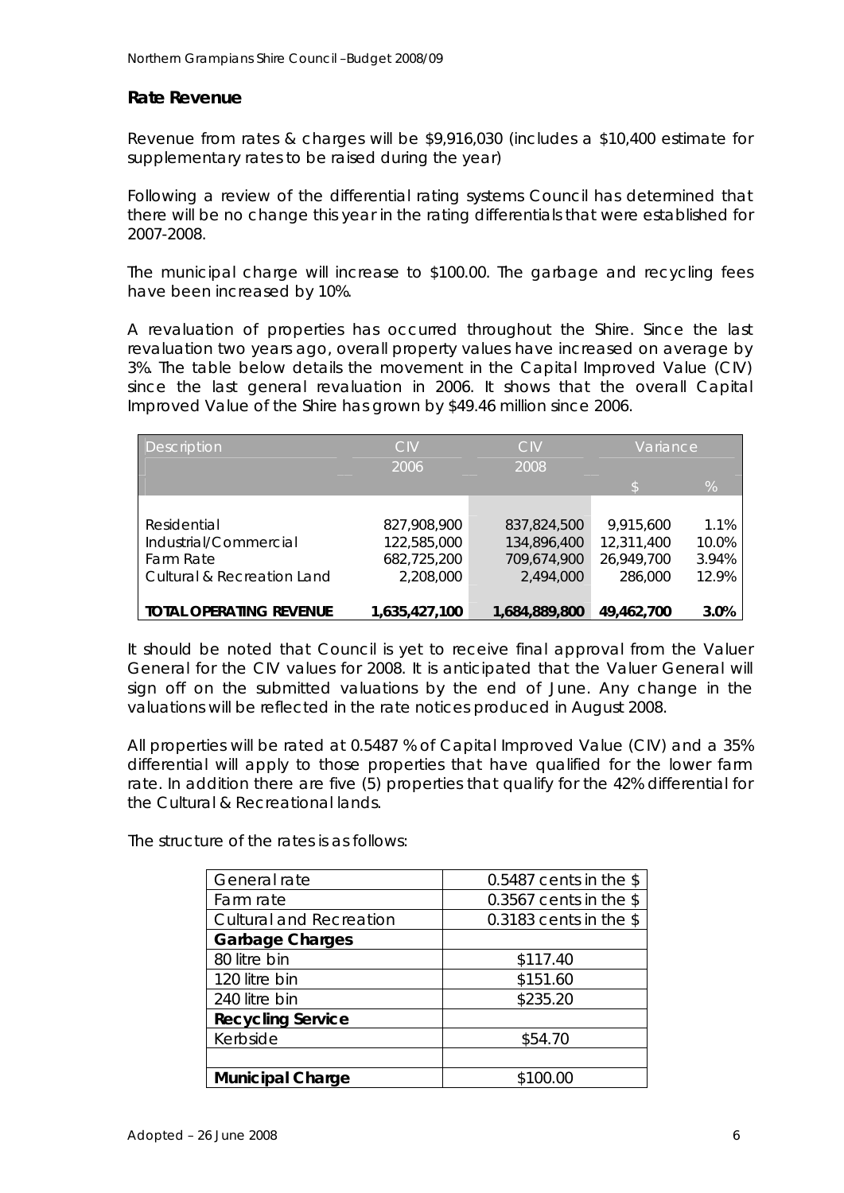## Rate Revenue

Revenue from rates & charges will be $9,916,030 (includes a $10,400 estimate for supplementary rates to be raised during the year)

Following a review of the differential rating systems Council has determined that there will be no change this year in the rating differentials that were established for 2007-2008.

The municipal charge will increase to $100.00. The garbage and recycling fees have been increased by 10%.

A revaluation of properties has occurred throughout the Shire. Since the last revaluation two years ago, overall property values have increased on average by 3%. The table below details the movement in the Capital Improved Value (CIV) since the last general revaluation in 2006. It shows that the overall Capital Improved Value of the Shire has grown by $49.46 million since 2006.

| Description | CIV 2006 | CIV 2008 | Variance | |
|---|---|---|---|---|
| | | | $ | % |
| Residential | 827,908,900 | 837,824,500 | 9,915,600 | 1.1% |
| Industrial/Commercial | 122,585,000 | 134,896,400 | 12,311,400 | 10.0% |
| Farm Rate | 682,725,200 | 709,674,900 | 26,949,700 | 3.94% |
| Cultural & Recreation Land | 2,208,000 | 2,494,000 | 286,000 | 12.9% |
| **TOTAL OPERATING REVENUE** | **1,635,427,100** | **1,684,889,800** | **49,462,700** | **3.0%** |

It should be noted that Council is yet to receive final approval from the Valuer General for the CIV values for 2008. It is anticipated that the Valuer General will sign off on the submitted valuations by the end of June. Any change in the valuations will be reflected in the rate notices produced in August 2008.

All properties will be rated at 0.5487 % of Capital Improved Value (CIV) and a 35% differential will apply to those properties that have qualified for the lower farm rate. In addition there are five (5) properties that qualify for the 42% differential for the Cultural & Recreational lands.

The structure of the rates is as follows:

| | |
|---|---|
| General rate | 0.5487 cents in the $ |
| Farm rate | 0.3567 cents in the $ |
| Cultural and Recreation | 0.3183 cents in the $ |
| **Garbage Charges** | |
| 80 litre bin | $117.40 |
| 120 litre bin | $151.60 |
| 240 litre bin | $235.20 |
| **Recycling Service** | |
| Kerbside | $54.70 |
| | |
| **Municipal Charge** | $100.00 |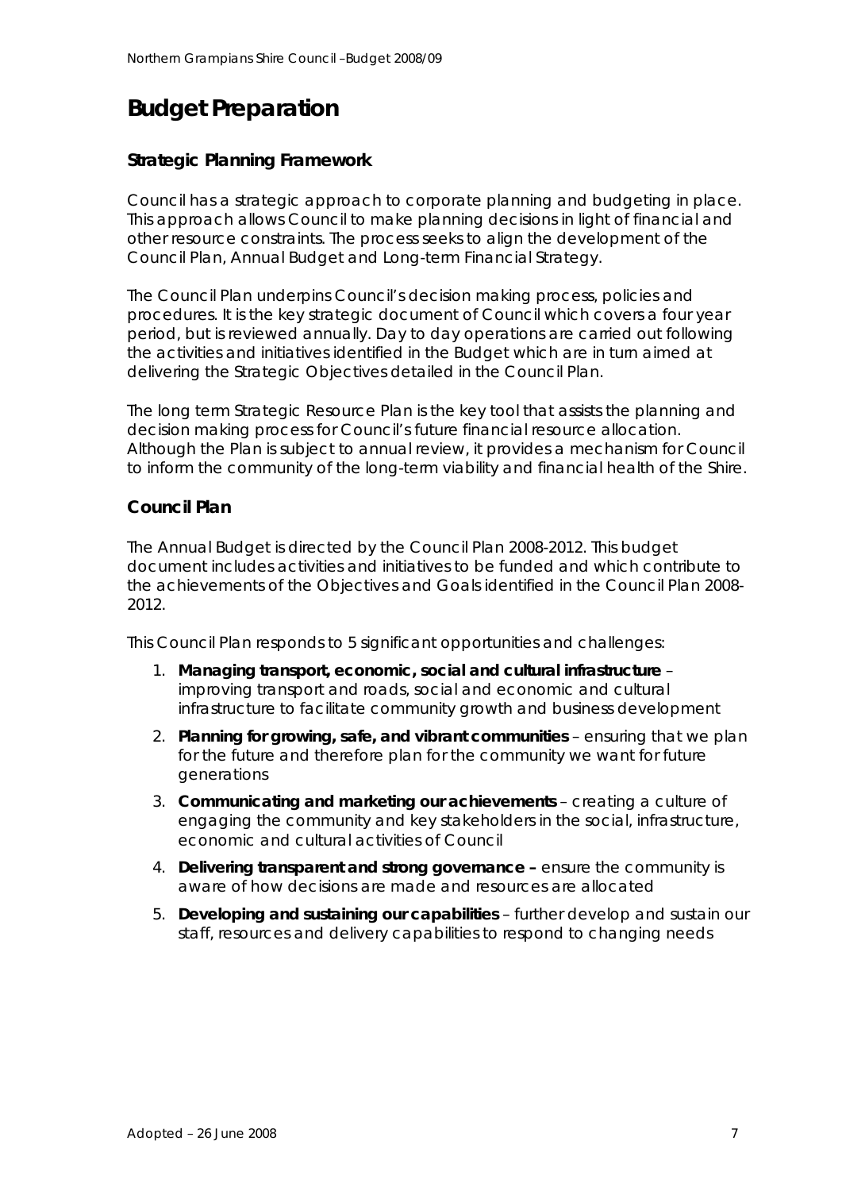# Budget Preparation

## Strategic Planning Framework

Council has a strategic approach to corporate planning and budgeting in place. This approach allows Council to make planning decisions in light of financial and other resource constraints. The process seeks to align the development of the Council Plan, Annual Budget and Long-term Financial Strategy.

The Council Plan underpins Council's decision making process, policies and procedures. It is the key strategic document of Council which covers a four year period, but is reviewed annually. Day to day operations are carried out following the activities and initiatives identified in the Budget which are in turn aimed at delivering the Strategic Objectives detailed in the Council Plan.

The long term Strategic Resource Plan is the key tool that assists the planning and decision making process for Council's future financial resource allocation. Although the Plan is subject to annual review, it provides a mechanism for Council to inform the community of the long-term viability and financial health of the Shire.

## Council Plan

The Annual Budget is directed by the Council Plan 2008-2012. This budget document includes activities and initiatives to be funded and which contribute to the achievements of the Objectives and Goals identified in the Council Plan 2008-2012.

This Council Plan responds to 5 significant opportunities and challenges:

1. **Managing transport, economic, social and cultural infrastructure** – improving transport and roads, social and economic and cultural infrastructure to facilitate community growth and business development
2. **Planning for growing, safe, and vibrant communities** – ensuring that we plan for the future and therefore plan for the community we want for future generations
3. **Communicating and marketing our achievements** – creating a culture of engaging the community and key stakeholders in the social, infrastructure, economic and cultural activities of Council
4. **Delivering transparent and strong governance –** ensure the community is aware of how decisions are made and resources are allocated
5. **Developing and sustaining our capabilities** – further develop and sustain our staff, resources and delivery capabilities to respond to changing needs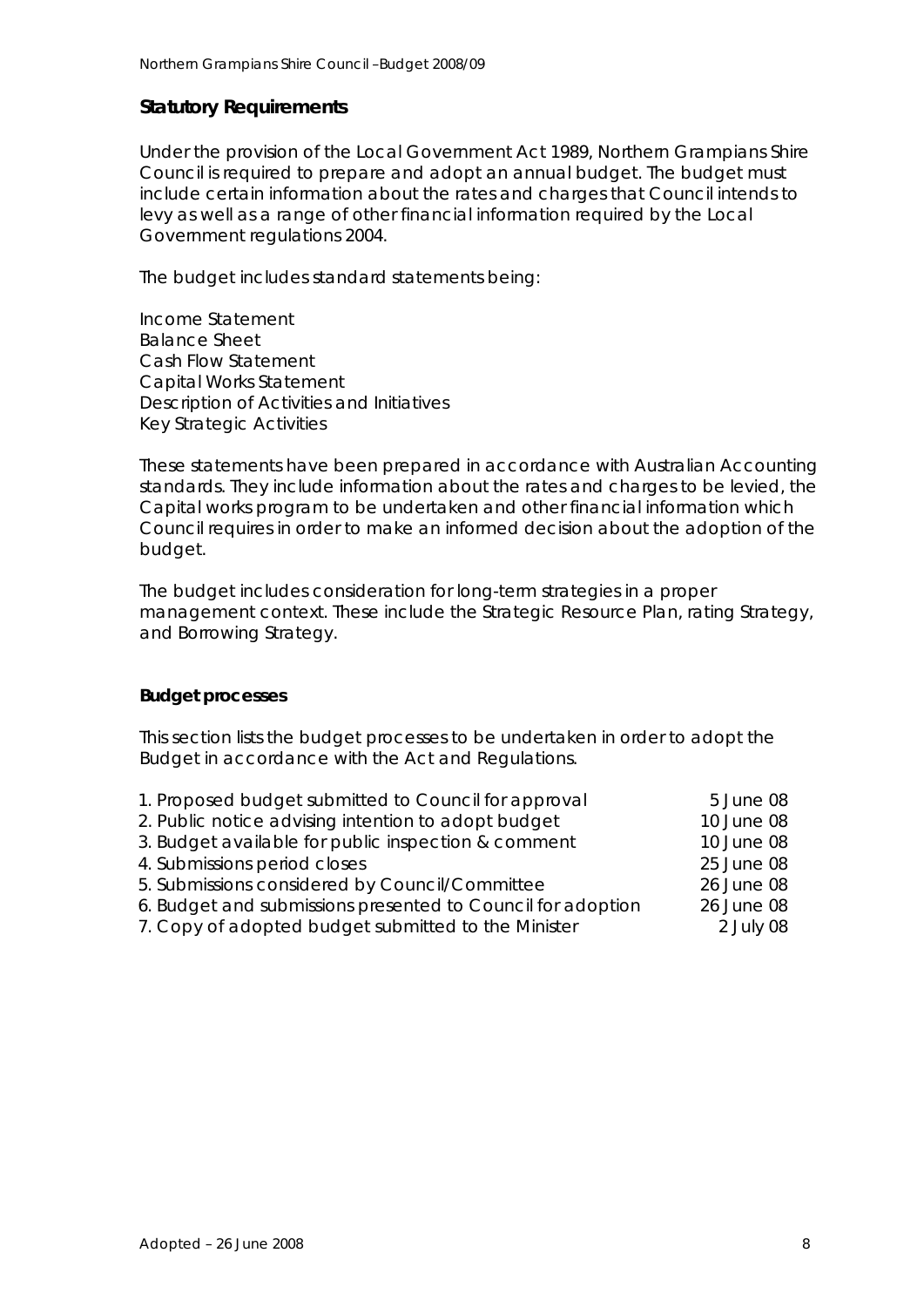## Statutory Requirements

Under the provision of the Local Government Act 1989, Northern Grampians Shire Council is required to prepare and adopt an annual budget. The budget must include certain information about the rates and charges that Council intends to levy as well as a range of other financial information required by the Local Government regulations 2004.

The budget includes standard statements being:

Income Statement
Balance Sheet
Cash Flow Statement
Capital Works Statement
Description of Activities and Initiatives
Key Strategic Activities

These statements have been prepared in accordance with Australian Accounting standards. They include information about the rates and charges to be levied, the Capital works program to be undertaken and other financial information which Council requires in order to make an informed decision about the adoption of the budget.

The budget includes consideration for long-term strategies in a proper management context. These include the Strategic Resource Plan, rating Strategy, and Borrowing Strategy.

### Budget processes

This section lists the budget processes to be undertaken in order to adopt the Budget in accordance with the Act and Regulations.

| | |
|---|---|
| 1. Proposed budget submitted to Council for approval | 5 June 08 |
| 2. Public notice advising intention to adopt budget | 10 June 08 |
| 3. Budget available for public inspection & comment | 10 June 08 |
| 4. Submissions period closes | 25 June 08 |
| 5. Submissions considered by Council/Committee | 26 June 08 |
| 6. Budget and submissions presented to Council for adoption | 26 June 08 |
| 7. Copy of adopted budget submitted to the Minister | 2 July 08 |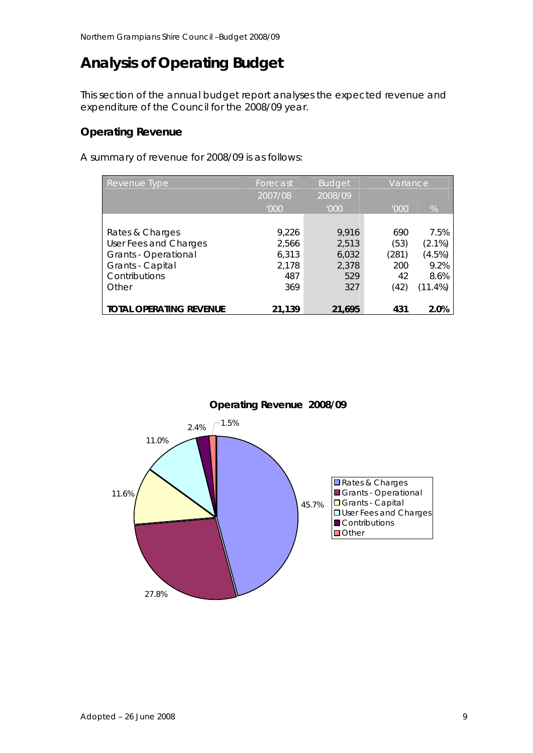# Analysis of Operating Budget

This section of the annual budget report analyses the expected revenue and expenditure of the Council for the 2008/09 year.

### Operating Revenue

A summary of revenue for 2008/09 is as follows:

| Revenue Type | Forecast 2007/08 '000 | Budget 2008/09 '000 | Variance '000 | Variance % |
|---|---|---|---|---|
| Rates & Charges | 9,226 | 9,916 | 690 | 7.5% |
| User Fees and Charges | 2,566 | 2,513 | (53) | (2.1%) |
| Grants - Operational | 6,313 | 6,032 | (281) | (4.5%) |
| Grants - Capital | 2,178 | 2,378 | 200 | 9.2% |
| Contributions | 487 | 529 | 42 | 8.6% |
| Other | 369 | 327 | (42) | (11.4%) |
| **TOTAL OPERATING REVENUE** | **21,139** | **21,695** | **431** | **2.0%** |

**Operating Revenue 2008/09**

| Category | % |
|---|---|
| Rates & Charges | 45.7% |
| Grants - Operational | 27.8% |
| Grants - Capital | 11.6% |
| User Fees and Charges | 11.0% |
| Contributions | 2.4% |
| Other | 1.5% |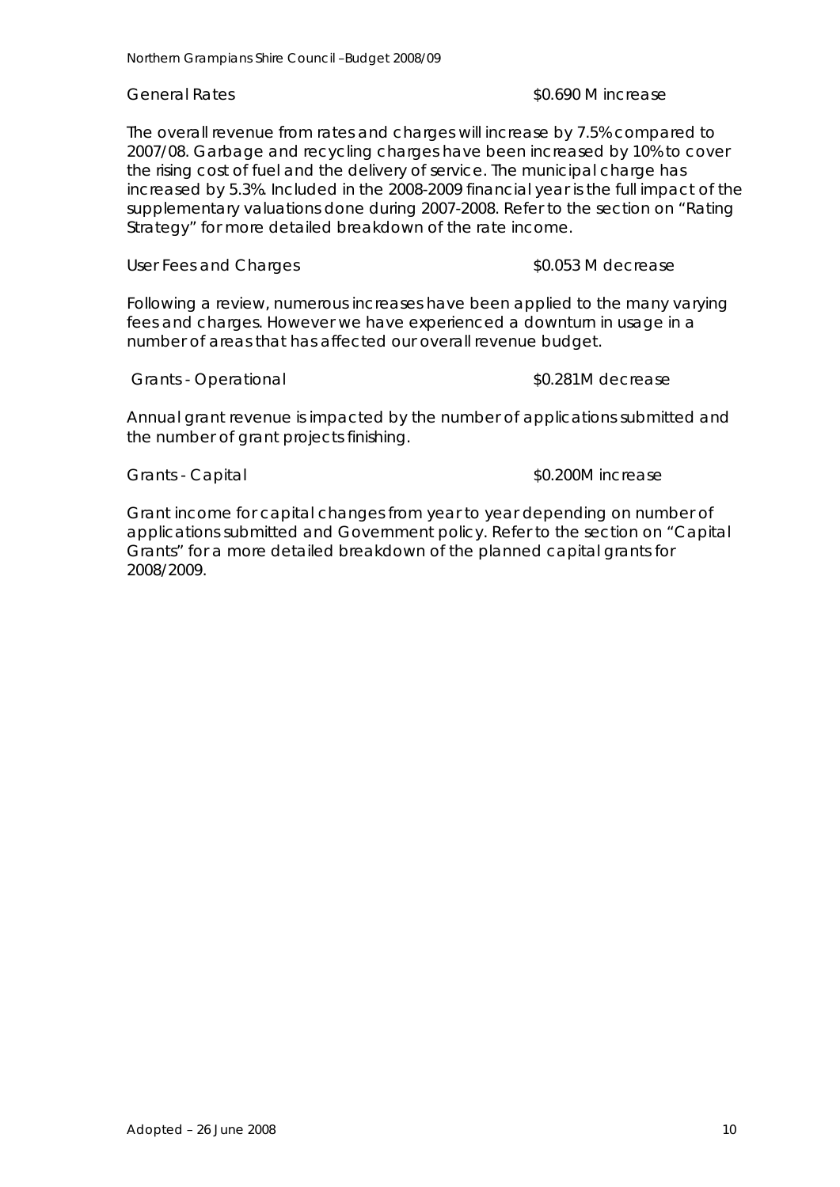General Rates $0.690 M increase

The overall revenue from rates and charges will increase by 7.5% compared to 2007/08. Garbage and recycling charges have been increased by 10% to cover the rising cost of fuel and the delivery of service. The municipal charge has increased by 5.3%. Included in the 2008-2009 financial year is the full impact of the supplementary valuations done during 2007-2008. Refer to the section on "Rating Strategy" for more detailed breakdown of the rate income.

User Fees and Charges $0.053 M decrease

Following a review, numerous increases have been applied to the many varying fees and charges. However we have experienced a downturn in usage in a number of areas that has affected our overall revenue budget.

Grants - Operational $0.281M decrease

Annual grant revenue is impacted by the number of applications submitted and the number of grant projects finishing.

Grants - Capital $0.200M increase

Grant income for capital changes from year to year depending on number of applications submitted and Government policy. Refer to the section on "Capital Grants" for a more detailed breakdown of the planned capital grants for 2008/2009.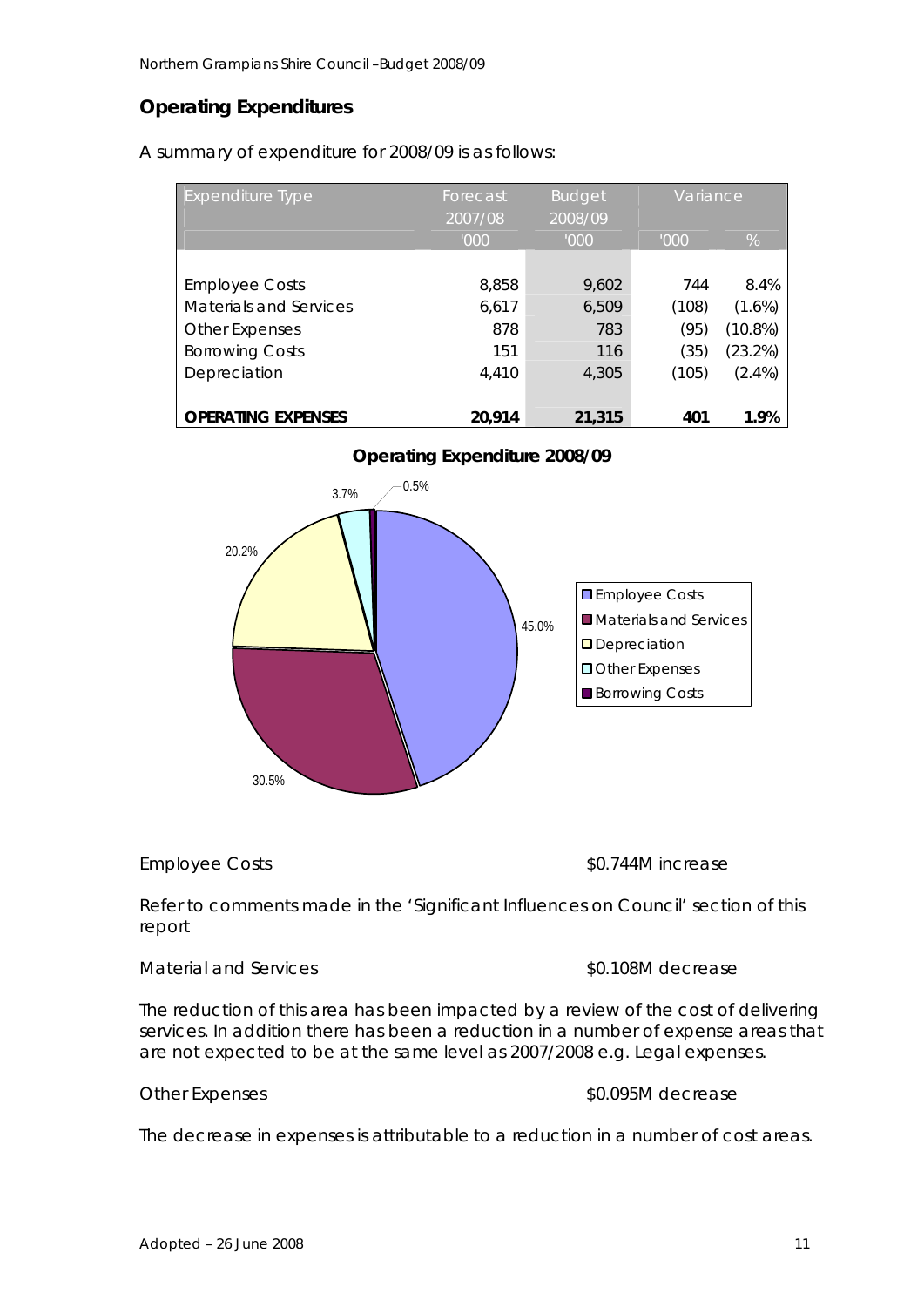## Operating Expenditures

A summary of expenditure for 2008/09 is as follows:

| Expenditure Type | Forecast 2007/08 | Budget 2008/09 | Variance | |
|---|---|---|---|---|
| | '000 | '000 | '000 | % |
| Employee Costs | 8,858 | 9,602 | 744 | 8.4% |
| Materials and Services | 6,617 | 6,509 | (108) | (1.6%) |
| Other Expenses | 878 | 783 | (95) | (10.8%) |
| Borrowing Costs | 151 | 116 | (35) | (23.2%) |
| Depreciation | 4,410 | 4,305 | (105) | (2.4%) |
| **OPERATING EXPENSES** | **20,914** | **21,315** | **401** | **1.9%** |

**Operating Expenditure 2008/09**

| Category | % |
|---|---|
| Employee Costs | 45.0% |
| Materials and Services | 30.5% |
| Depreciation | 20.2% |
| Other Expenses | 3.7% |
| Borrowing Costs | 0.5% |

Employee Costs $0.744M increase

Refer to comments made in the 'Significant Influences on Council' section of this report

Material and Services $0.108M decrease

The reduction of this area has been impacted by a review of the cost of delivering services. In addition there has been a reduction in a number of expense areas that are not expected to be at the same level as 2007/2008 e.g. Legal expenses.

Other Expenses $0.095M decrease

The decrease in expenses is attributable to a reduction in a number of cost areas.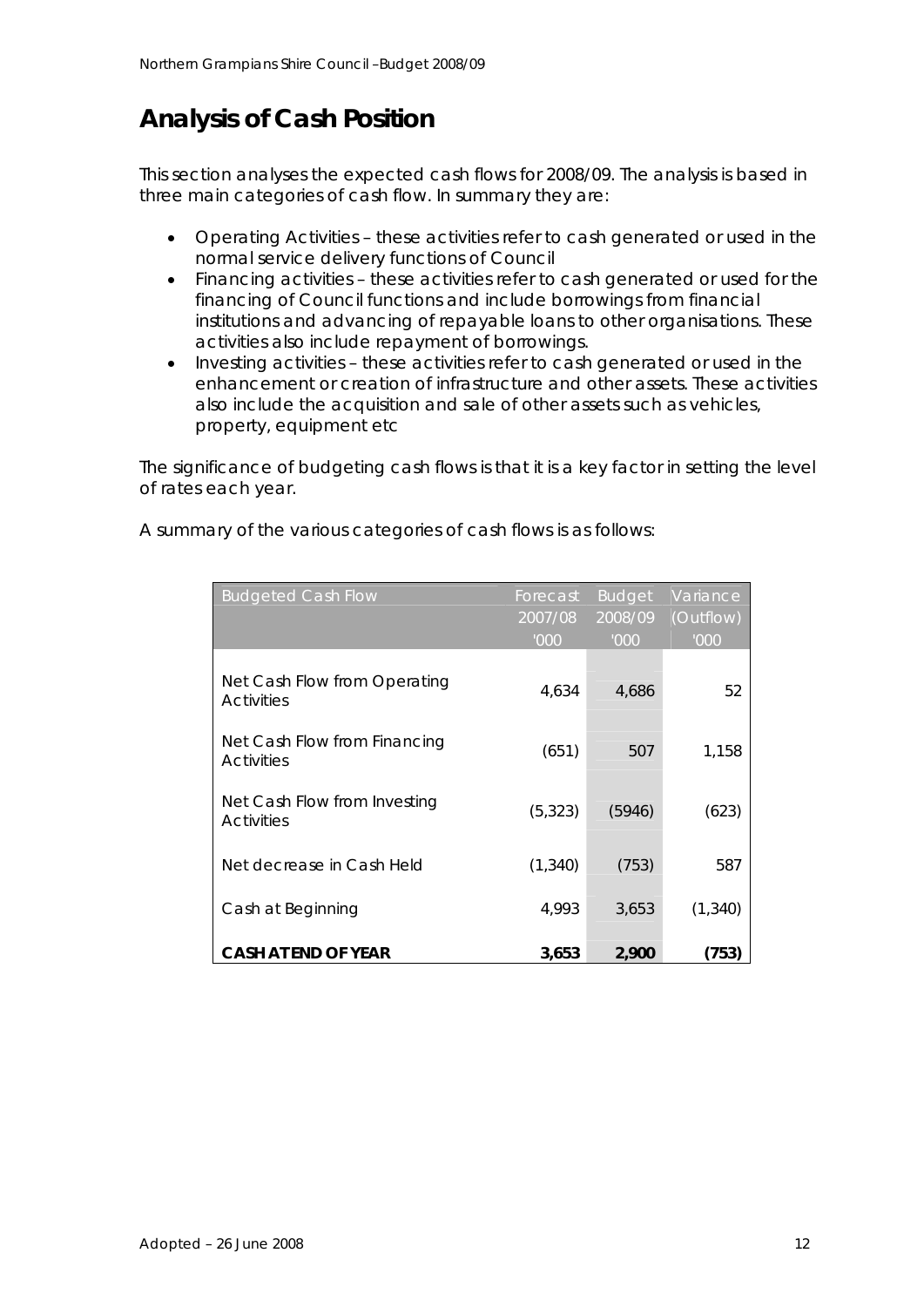# Analysis of Cash Position

This section analyses the expected cash flows for 2008/09. The analysis is based in three main categories of cash flow. In summary they are:

- Operating Activities – these activities refer to cash generated or used in the normal service delivery functions of Council
- Financing activities – these activities refer to cash generated or used for the financing of Council functions and include borrowings from financial institutions and advancing of repayable loans to other organisations. These activities also include repayment of borrowings.
- Investing activities – these activities refer to cash generated or used in the enhancement or creation of infrastructure and other assets. These activities also include the acquisition and sale of other assets such as vehicles, property, equipment etc

The significance of budgeting cash flows is that it is a key factor in setting the level of rates each year.

A summary of the various categories of cash flows is as follows:

| Budgeted Cash Flow | Forecast 2007/08 '000 | Budget 2008/09 '000 | Variance (Outflow) '000 |
|---|---|---|---|
| Net Cash Flow from Operating Activities | 4,634 | 4,686 | 52 |
| Net Cash Flow from Financing Activities | (651) | 507 | 1,158 |
| Net Cash Flow from Investing Activities | (5,323) | (5946) | (623) |
| Net decrease in Cash Held | (1,340) | (753) | 587 |
| Cash at Beginning | 4,993 | 3,653 | (1,340) |
| **CASH AT END OF YEAR** | **3,653** | **2,900** | **(753)** |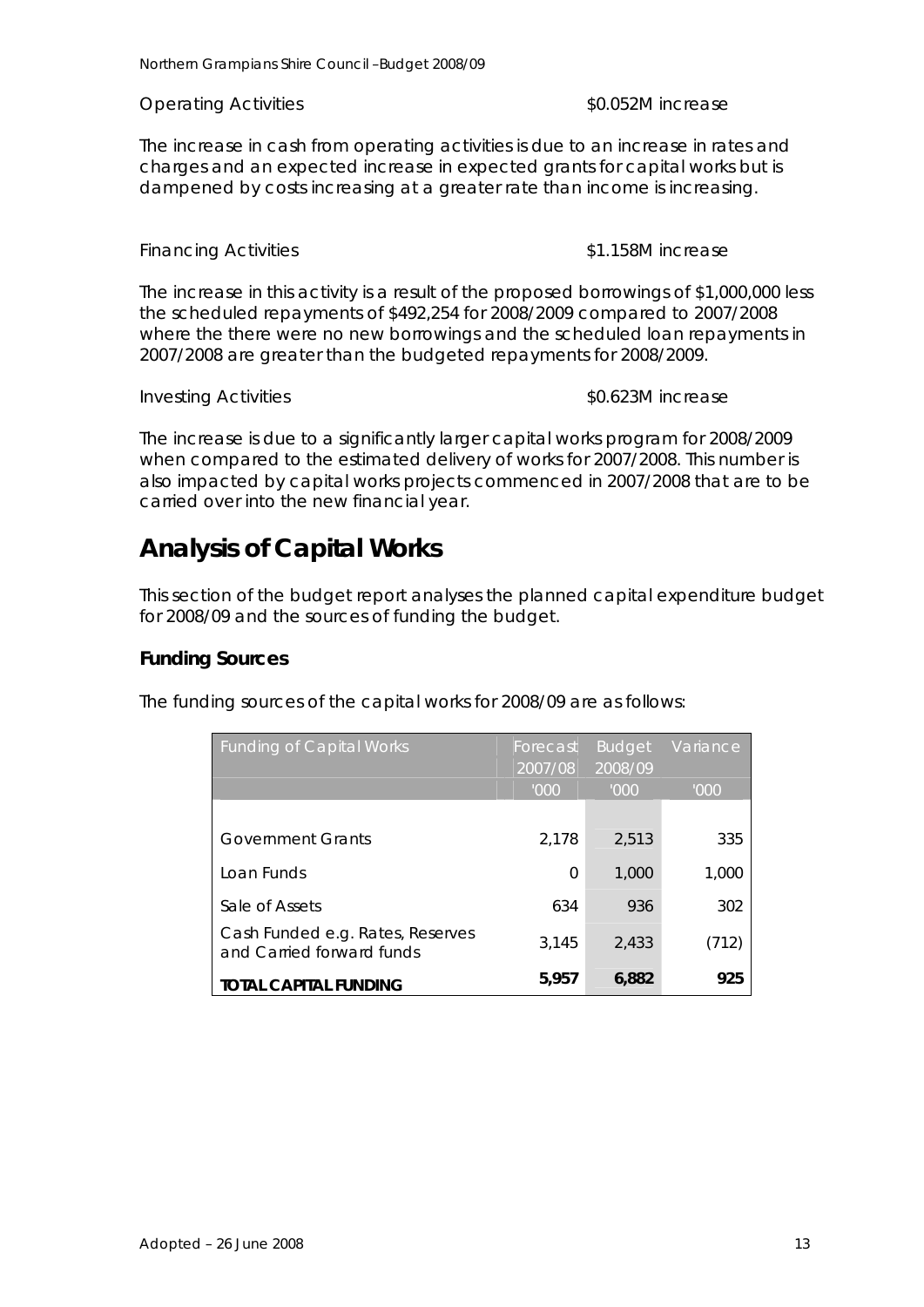Operating Activities $0.052M increase

The increase in cash from operating activities is due to an increase in rates and charges and an expected increase in expected grants for capital works but is dampened by costs increasing at a greater rate than income is increasing.

Financing Activities $1.158M increase

The increase in this activity is a result of the proposed borrowings of $1,000,000 less the scheduled repayments of $492,254 for 2008/2009 compared to 2007/2008 where the there were no new borrowings and the scheduled loan repayments in 2007/2008 are greater than the budgeted repayments for 2008/2009.

Investing Activities $0.623M increase

The increase is due to a significantly larger capital works program for 2008/2009 when compared to the estimated delivery of works for 2007/2008. This number is also impacted by capital works projects commenced in 2007/2008 that are to be carried over into the new financial year.

# Analysis of Capital Works

This section of the budget report analyses the planned capital expenditure budget for 2008/09 and the sources of funding the budget.

## Funding Sources

The funding sources of the capital works for 2008/09 are as follows:

| Funding of Capital Works | Forecast 2007/08 | Budget 2008/09 | Variance |
|---|---|---|---|
| | '000 | '000 | '000 |
| Government Grants | 2,178 | 2,513 | 335 |
| Loan Funds | 0 | 1,000 | 1,000 |
| Sale of Assets | 634 | 936 | 302 |
| Cash Funded e.g. Rates, Reserves and Carried forward funds | 3,145 | 2,433 | (712) |
| **TOTAL CAPITAL FUNDING** | **5,957** | **6,882** | **925** |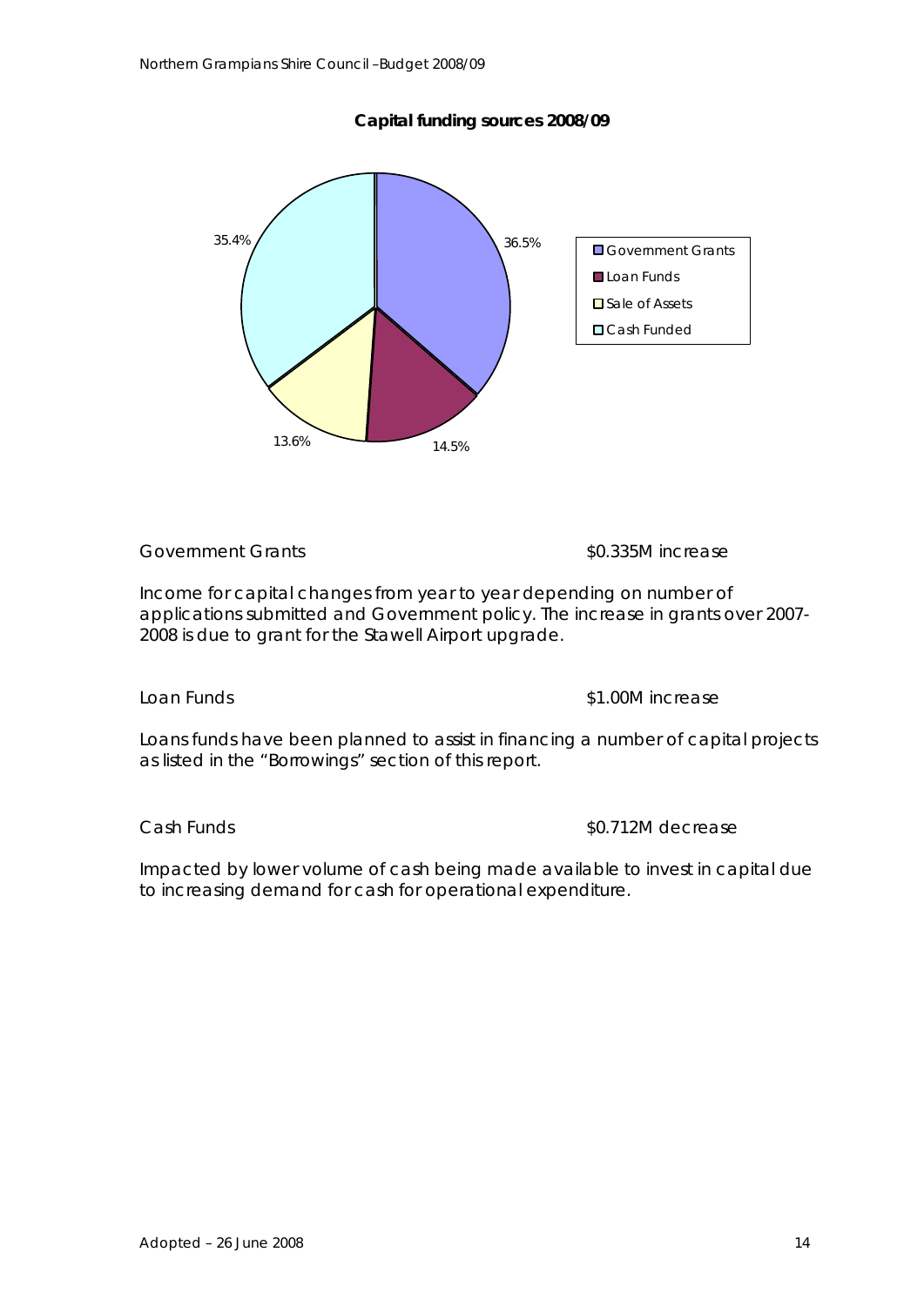**Capital funding sources 2008/09**

| Source | Percentage |
| --- | --- |
| Government Grants | 36.5% |
| Loan Funds | 14.5% |
| Sale of Assets | 13.6% |
| Cash Funded | 35.4% |

Government Grants $0.335M increase

Income for capital changes from year to year depending on number of applications submitted and Government policy. The increase in grants over 2007-2008 is due to grant for the Stawell Airport upgrade.

Loan Funds $1.00M increase

Loans funds have been planned to assist in financing a number of capital projects as listed in the "Borrowings" section of this report.

Cash Funds $0.712M decrease

Impacted by lower volume of cash being made available to invest in capital due to increasing demand for cash for operational expenditure.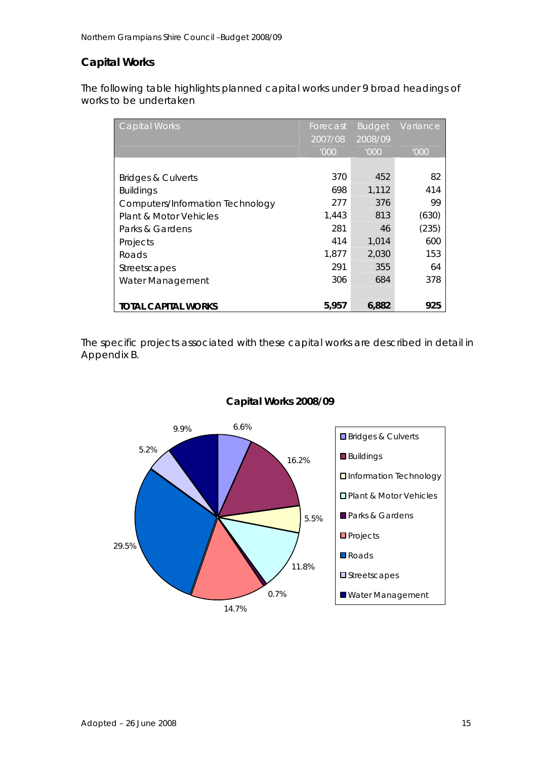## Capital Works

The following table highlights planned capital works under 9 broad headings of works to be undertaken

| Capital Works | Forecast 2007/08 | Budget 2008/09 | Variance |
|---|---|---|---|
| | '000 | '000 | '000 |
| Bridges & Culverts | 370 | 452 | 82 |
| Buildings | 698 | 1,112 | 414 |
| Computers/Information Technology | 277 | 376 | 99 |
| Plant & Motor Vehicles | 1,443 | 813 | (630) |
| Parks & Gardens | 281 | 46 | (235) |
| Projects | 414 | 1,014 | 600 |
| Roads | 1,877 | 2,030 | 153 |
| Streetscapes | 291 | 355 | 64 |
| Water Management | 306 | 684 | 378 |
| **TOTAL CAPITAL WORKS** | **5,957** | **6,882** | **925** |

The specific projects associated with these capital works are described in detail in Appendix B.

**Capital Works 2008/09**

| Category | % |
|---|---|
| Bridges & Culverts | 6.6% |
| Buildings | 16.2% |
| Information Technology | 5.5% |
| Plant & Motor Vehicles | 11.8% |
| Parks & Gardens | 0.7% |
| Projects | 14.7% |
| Roads | 29.5% |
| Streetscapes | 5.2% |
| Water Management | 9.9% |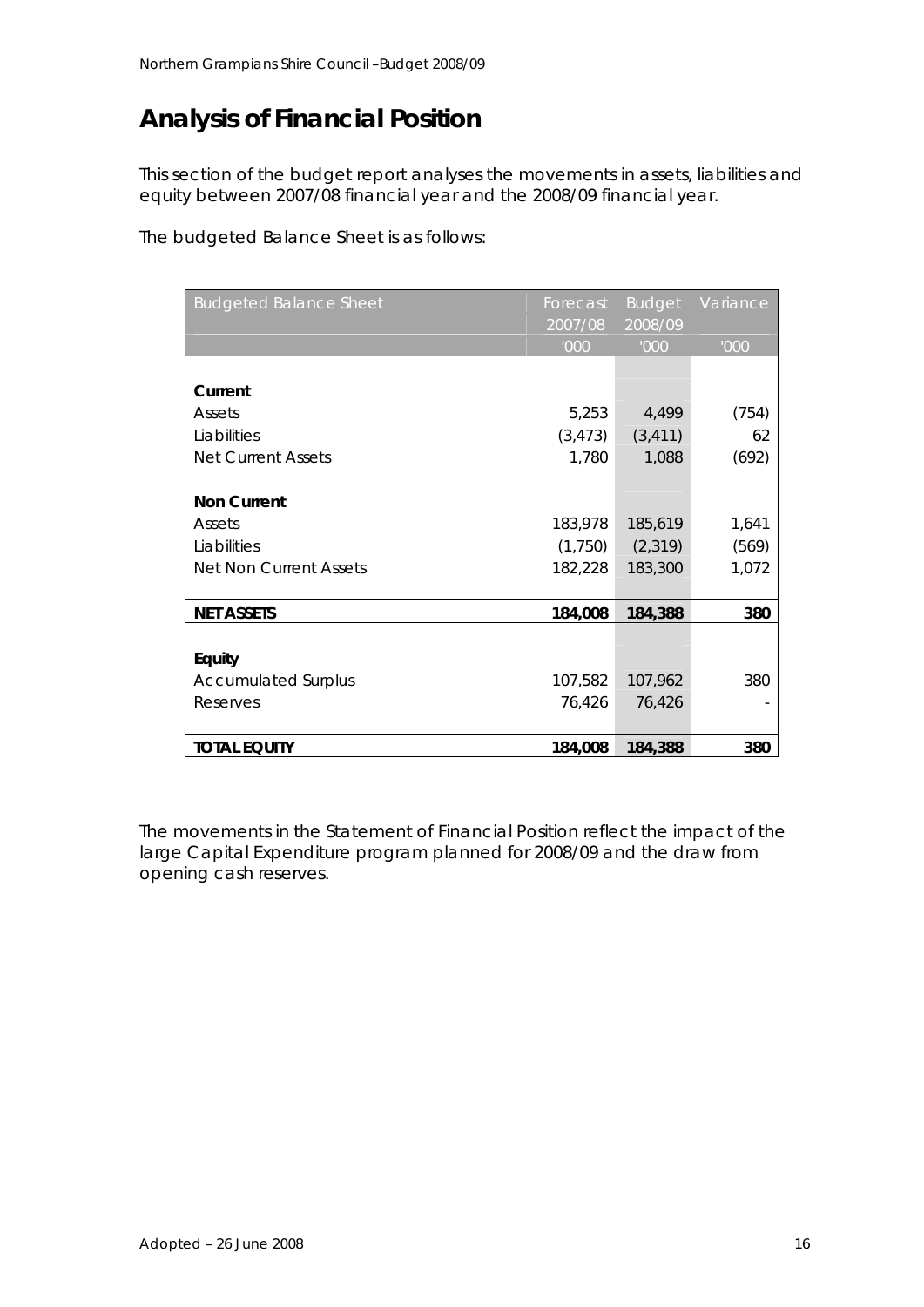# Analysis of Financial Position

This section of the budget report analyses the movements in assets, liabilities and equity between 2007/08 financial year and the 2008/09 financial year.

The budgeted Balance Sheet is as follows:

| Budgeted Balance Sheet | Forecast 2007/08 | Budget 2008/09 | Variance |
|---|---|---|---|
| | '000 | '000 | '000 |
| **Current** | | | |
| Assets | 5,253 | 4,499 | (754) |
| Liabilities | (3,473) | (3,411) | 62 |
| Net Current Assets | 1,780 | 1,088 | (692) |
| **Non Current** | | | |
| Assets | 183,978 | 185,619 | 1,641 |
| Liabilities | (1,750) | (2,319) | (569) |
| Net Non Current Assets | 182,228 | 183,300 | 1,072 |
| **NET ASSETS** | **184,008** | **184,388** | **380** |
| **Equity** | | | |
| Accumulated Surplus | 107,582 | 107,962 | 380 |
| Reserves | 76,426 | 76,426 | - |
| **TOTAL EQUITY** | **184,008** | **184,388** | **380** |

The movements in the Statement of Financial Position reflect the impact of the large Capital Expenditure program planned for 2008/09 and the draw from opening cash reserves.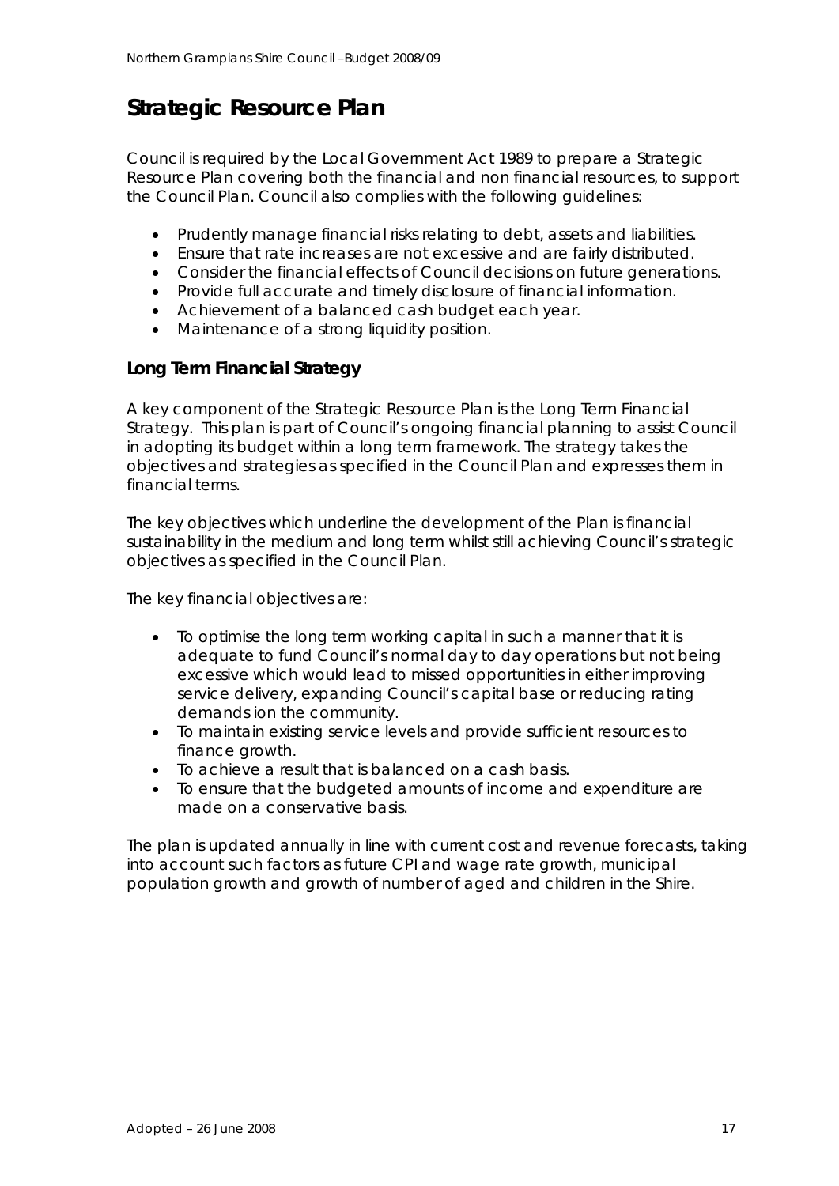# Strategic Resource Plan

Council is required by the Local Government Act 1989 to prepare a Strategic Resource Plan covering both the financial and non financial resources, to support the Council Plan. Council also complies with the following guidelines:

- Prudently manage financial risks relating to debt, assets and liabilities.
- Ensure that rate increases are not excessive and are fairly distributed.
- Consider the financial effects of Council decisions on future generations.
- Provide full accurate and timely disclosure of financial information.
- Achievement of a balanced cash budget each year.
- Maintenance of a strong liquidity position.

## Long Term Financial Strategy

A key component of the Strategic Resource Plan is the Long Term Financial Strategy. This plan is part of Council's ongoing financial planning to assist Council in adopting its budget within a long term framework. The strategy takes the objectives and strategies as specified in the Council Plan and expresses them in financial terms.

The key objectives which underline the development of the Plan is financial sustainability in the medium and long term whilst still achieving Council's strategic objectives as specified in the Council Plan.

The key financial objectives are:

- To optimise the long term working capital in such a manner that it is adequate to fund Council's normal day to day operations but not being excessive which would lead to missed opportunities in either improving service delivery, expanding Council's capital base or reducing rating demands ion the community.
- To maintain existing service levels and provide sufficient resources to finance growth.
- To achieve a result that is balanced on a cash basis.
- To ensure that the budgeted amounts of income and expenditure are made on a conservative basis.

The plan is updated annually in line with current cost and revenue forecasts, taking into account such factors as future CPI and wage rate growth, municipal population growth and growth of number of aged and children in the Shire.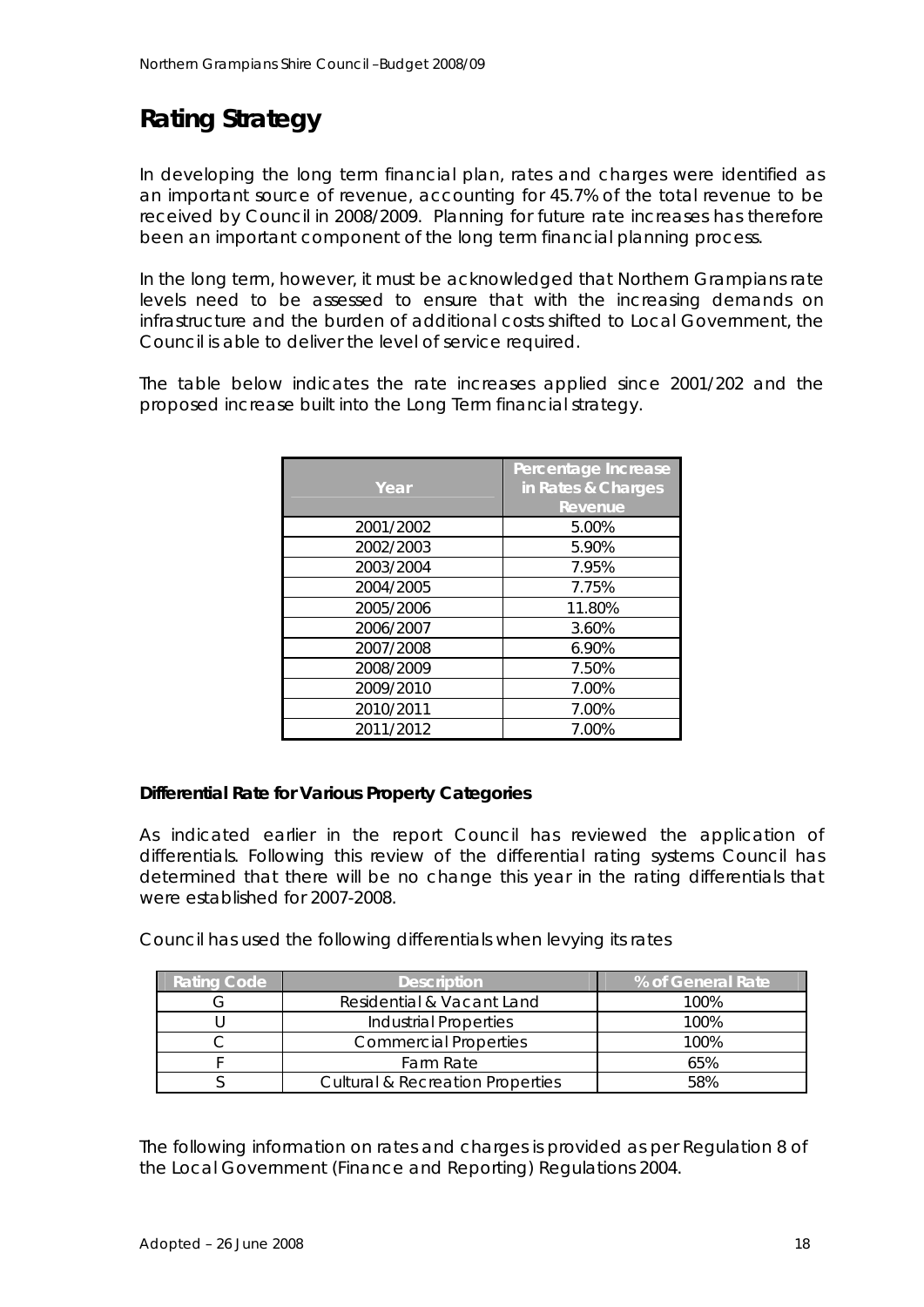# Rating Strategy

In developing the long term financial plan, rates and charges were identified as an important source of revenue, accounting for 45.7% of the total revenue to be received by Council in 2008/2009. Planning for future rate increases has therefore been an important component of the long term financial planning process.

In the long term, however, it must be acknowledged that Northern Grampians rate levels need to be assessed to ensure that with the increasing demands on infrastructure and the burden of additional costs shifted to Local Government, the Council is able to deliver the level of service required.

The table below indicates the rate increases applied since 2001/202 and the proposed increase built into the Long Term financial strategy.

| Year | Percentage Increase in Rates & Charges Revenue |
|---|---|
| 2001/2002 | 5.00% |
| 2002/2003 | 5.90% |
| 2003/2004 | 7.95% |
| 2004/2005 | 7.75% |
| 2005/2006 | 11.80% |
| 2006/2007 | 3.60% |
| 2007/2008 | 6.90% |
| 2008/2009 | 7.50% |
| 2009/2010 | 7.00% |
| 2010/2011 | 7.00% |
| 2011/2012 | 7.00% |

**Differential Rate for Various Property Categories**

As indicated earlier in the report Council has reviewed the application of differentials. Following this review of the differential rating systems Council has determined that there will be no change this year in the rating differentials that were established for 2007-2008.

Council has used the following differentials when levying its rates

| Rating Code | Description | % of General Rate |
|---|---|---|
| G | Residential & Vacant Land | 100% |
| U | Industrial Properties | 100% |
| C | Commercial Properties | 100% |
| F | Farm Rate | 65% |
| S | Cultural & Recreation Properties | 58% |

The following information on rates and charges is provided as per Regulation 8 of the Local Government (Finance and Reporting) Regulations 2004.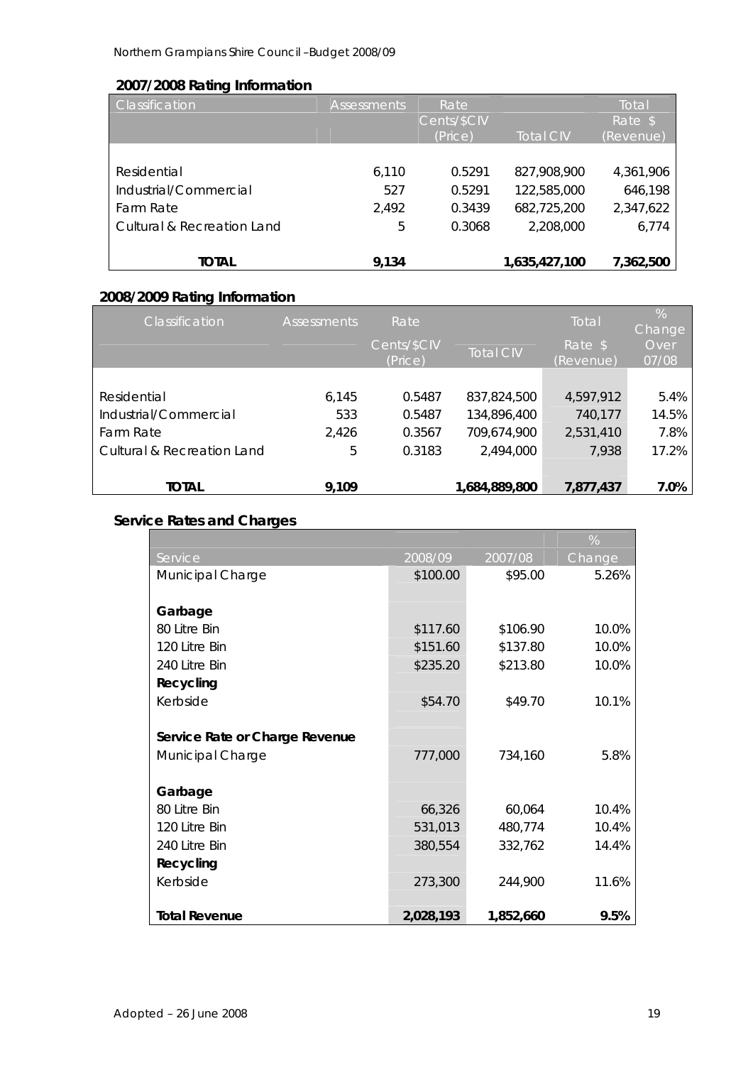### 2007/2008 Rating Information

| Classification | Assessments | Rate Cents/$CIV (Price) | Total CIV | Total Rate $ (Revenue) |
|---|---|---|---|---|
| Residential | 6,110 | 0.5291 | 827,908,900 | 4,361,906 |
| Industrial/Commercial | 527 | 0.5291 | 122,585,000 | 646,198 |
| Farm Rate | 2,492 | 0.3439 | 682,725,200 | 2,347,622 |
| Cultural & Recreation Land | 5 | 0.3068 | 2,208,000 | 6,774 |
| **TOTAL** | **9,134** | | **1,635,427,100** | **7,362,500** |

### 2008/2009 Rating Information

| Classification | Assessments | Rate Cents/$CIV (Price) | Total CIV | Total Rate $ (Revenue) | % Change Over 07/08 |
|---|---|---|---|---|---|
| Residential | 6,145 | 0.5487 | 837,824,500 | 4,597,912 | 5.4% |
| Industrial/Commercial | 533 | 0.5487 | 134,896,400 | 740,177 | 14.5% |
| Farm Rate | 2,426 | 0.3567 | 709,674,900 | 2,531,410 | 7.8% |
| Cultural & Recreation Land | 5 | 0.3183 | 2,494,000 | 7,938 | 17.2% |
| **TOTAL** | **9,109** | | **1,684,889,800** | **7,877,437** | **7.0%** |

### Service Rates and Charges

| Service | 2008/09 | 2007/08 | % Change |
|---|---|---|---|
| Municipal Charge | $100.00 | $95.00 | 5.26% |
| **Garbage** | | | |
| 80 Litre Bin | $117.60 | $106.90 | 10.0% |
| 120 Litre Bin | $151.60 | $137.80 | 10.0% |
| 240 Litre Bin | $235.20 | $213.80 | 10.0% |
| **Recycling** | | | |
| Kerbside | $54.70 | $49.70 | 10.1% |
| **Service Rate or Charge Revenue** | | | |
| Municipal Charge | 777,000 | 734,160 | 5.8% |
| **Garbage** | | | |
| 80 Litre Bin | 66,326 | 60,064 | 10.4% |
| 120 Litre Bin | 531,013 | 480,774 | 10.4% |
| 240 Litre Bin | 380,554 | 332,762 | 14.4% |
| **Recycling** | | | |
| Kerbside | 273,300 | 244,900 | 11.6% |
| **Total Revenue** | **2,028,193** | **1,852,660** | **9.5%** |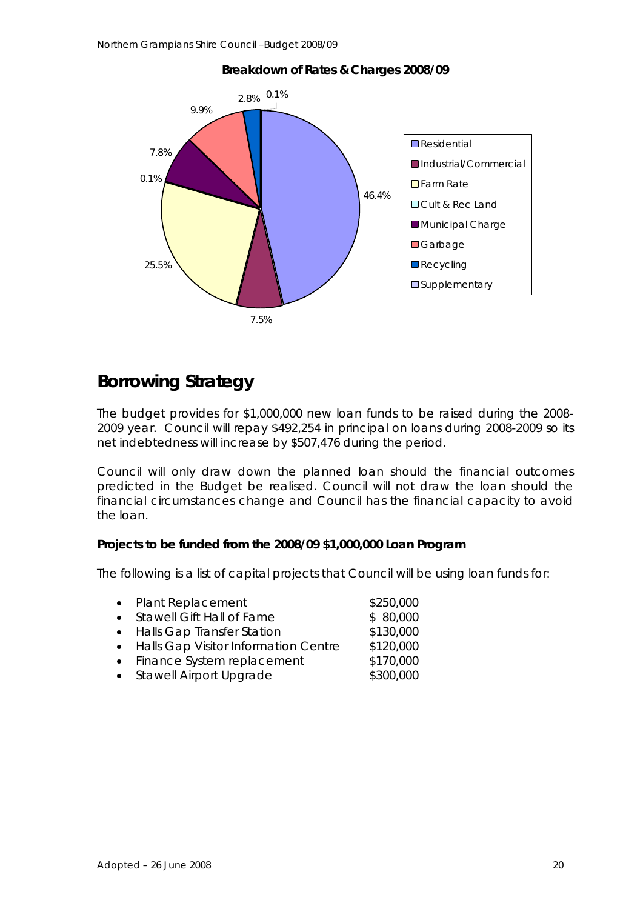**Breakdown of Rates & Charges 2008/09**

| Category | Percentage |
|---|---|
| Residential | 46.4% |
| Industrial/Commercial | 7.5% |
| Farm Rate | 25.5% |
| Cult & Rec Land | 0.1% |
| Municipal Charge | 7.8% |
| Garbage | 9.9% |
| Recycling | 2.8% |
| Supplementary | 0.1% |

# Borrowing Strategy

The budget provides for $1,000,000 new loan funds to be raised during the 2008-2009 year. Council will repay $492,254 in principal on loans during 2008-2009 so its net indebtedness will increase by $507,476 during the period.

Council will only draw down the planned loan should the financial outcomes predicted in the Budget be realised. Council will not draw the loan should the financial circumstances change and Council has the financial capacity to avoid the loan.

**Projects to be funded from the 2008/09 $1,000,000 Loan Program**

The following is a list of capital projects that Council will be using loan funds for:

- Plant Replacement $250,000
- Stawell Gift Hall of Fame $ 80,000
- Halls Gap Transfer Station $130,000
- Halls Gap Visitor Information Centre $120,000
- Finance System replacement $170,000
- Stawell Airport Upgrade $300,000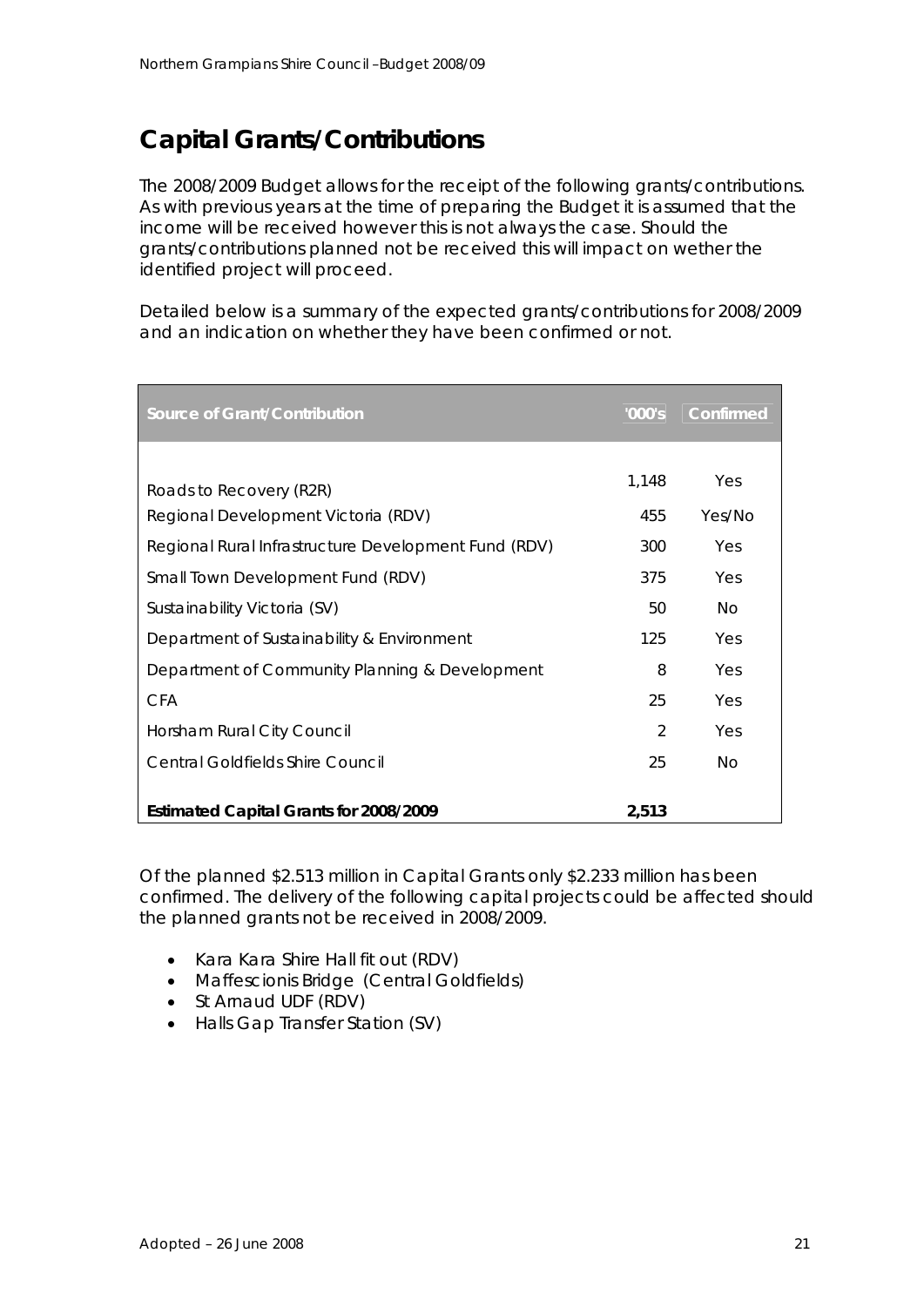# Capital Grants/Contributions

The 2008/2009 Budget allows for the receipt of the following grants/contributions. As with previous years at the time of preparing the Budget it is assumed that the income will be received however this is not always the case. Should the grants/contributions planned not be received this will impact on wether the identified project will proceed.

Detailed below is a summary of the expected grants/contributions for 2008/2009 and an indication on whether they have been confirmed or not.

| Source of Grant/Contribution | '000's | Confirmed |
|---|---|---|
| Roads to Recovery (R2R) | 1,148 | Yes |
| Regional Development Victoria (RDV) | 455 | Yes/No |
| Regional Rural Infrastructure Development Fund (RDV) | 300 | Yes |
| Small Town Development Fund (RDV) | 375 | Yes |
| Sustainability Victoria (SV) | 50 | No |
| Department of Sustainability & Environment | 125 | Yes |
| Department of Community Planning & Development | 8 | Yes |
| CFA | 25 | Yes |
| Horsham Rural City Council | 2 | Yes |
| Central Goldfields Shire Council | 25 | No |
| **Estimated Capital Grants for 2008/2009** | **2,513** | |

Of the planned $2.513 million in Capital Grants only $2.233 million has been confirmed. The delivery of the following capital projects could be affected should the planned grants not be received in 2008/2009.

- Kara Kara Shire Hall fit out (RDV)
- Maffescionis Bridge (Central Goldfields)
- St Arnaud UDF (RDV)
- Halls Gap Transfer Station (SV)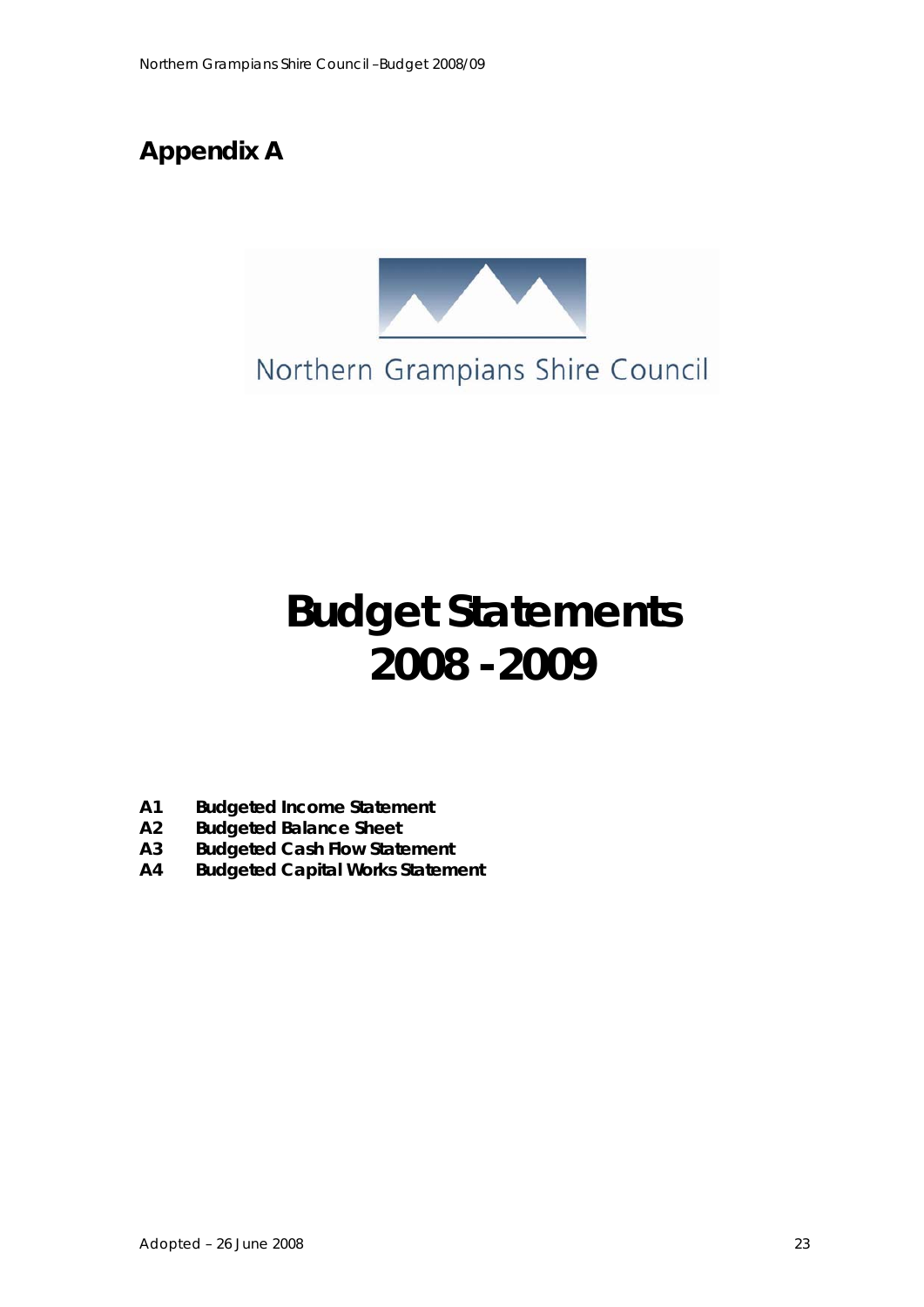## Appendix A

Northern Grampians Shire Council

# Budget Statements 2008 - 2009

- **A1 Budgeted Income Statement**
- **A2 Budgeted Balance Sheet**
- **A3 Budgeted Cash Flow Statement**
- **A4 Budgeted Capital Works Statement**

Adopted – 26 June 2008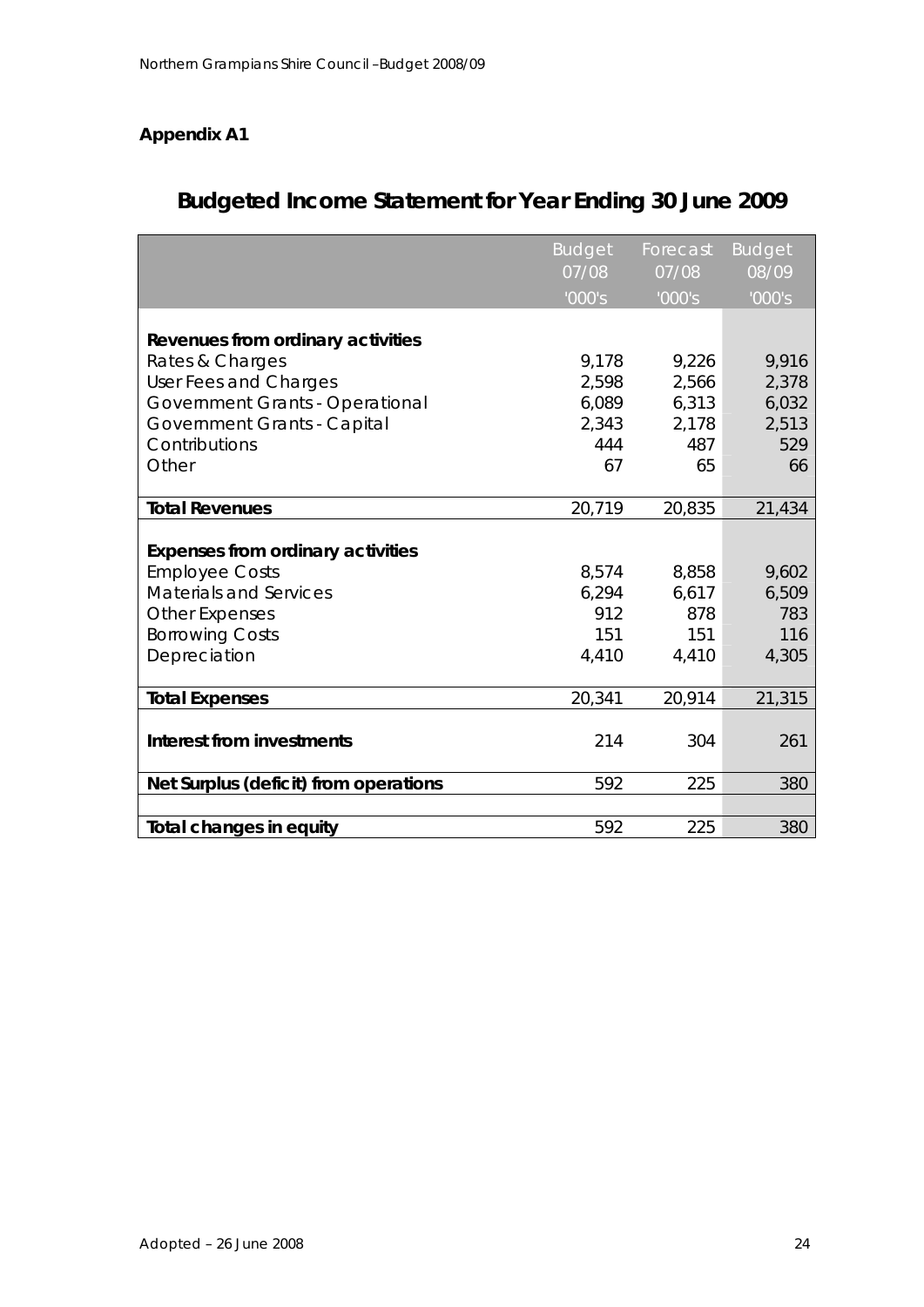**Appendix A1**

# Budgeted Income Statement for Year Ending 30 June 2009

| | Budget 07/08 '000's | Forecast 07/08 '000's | Budget 08/09 '000's |
|---|---|---|---|
| **Revenues from ordinary activities** | | | |
| Rates & Charges | 9,178 | 9,226 | 9,916 |
| User Fees and Charges | 2,598 | 2,566 | 2,378 |
| Government Grants - Operational | 6,089 | 6,313 | 6,032 |
| Government Grants - Capital | 2,343 | 2,178 | 2,513 |
| Contributions | 444 | 487 | 529 |
| Other | 67 | 65 | 66 |
| **Total Revenues** | 20,719 | 20,835 | 21,434 |
| **Expenses from ordinary activities** | | | |
| Employee Costs | 8,574 | 8,858 | 9,602 |
| Materials and Services | 6,294 | 6,617 | 6,509 |
| Other Expenses | 912 | 878 | 783 |
| Borrowing Costs | 151 | 151 | 116 |
| Depreciation | 4,410 | 4,410 | 4,305 |
| **Total Expenses** | 20,341 | 20,914 | 21,315 |
| **Interest from investments** | 214 | 304 | 261 |
| **Net Surplus (deficit) from operations** | 592 | 225 | 380 |
| **Total changes in equity** | 592 | 225 | 380 |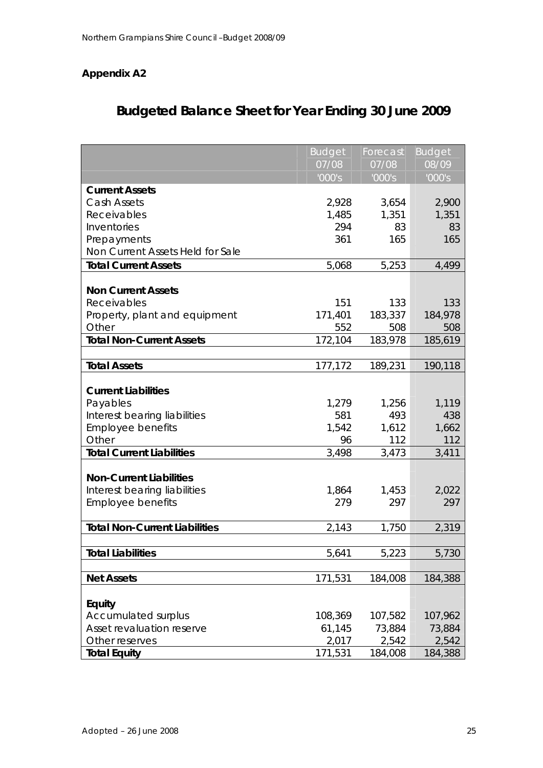**Appendix A2**

# Budgeted Balance Sheet for Year Ending 30 June 2009

| | Budget 07/08 '000's | Forecast 07/08 '000's | Budget 08/09 '000's |
|---|---|---|---|
| **Current Assets** | | | |
| Cash Assets | 2,928 | 3,654 | 2,900 |
| Receivables | 1,485 | 1,351 | 1,351 |
| Inventories | 294 | 83 | 83 |
| Prepayments | 361 | 165 | 165 |
| Non Current Assets Held for Sale | | | |
| **Total Current Assets** | 5,068 | 5,253 | 4,499 |
| | | | |
| **Non Current Assets** | | | |
| Receivables | 151 | 133 | 133 |
| Property, plant and equipment | 171,401 | 183,337 | 184,978 |
| Other | 552 | 508 | 508 |
| **Total Non-Current Assets** | 172,104 | 183,978 | 185,619 |
| | | | |
| **Total Assets** | 177,172 | 189,231 | 190,118 |
| | | | |
| **Current Liabilities** | | | |
| Payables | 1,279 | 1,256 | 1,119 |
| Interest bearing liabilities | 581 | 493 | 438 |
| Employee benefits | 1,542 | 1,612 | 1,662 |
| Other | 96 | 112 | 112 |
| **Total Current Liabilities** | 3,498 | 3,473 | 3,411 |
| | | | |
| **Non-Current Liabilities** | | | |
| Interest bearing liabilities | 1,864 | 1,453 | 2,022 |
| Employee benefits | 279 | 297 | 297 |
| | | | |
| **Total Non-Current Liabilities** | 2,143 | 1,750 | 2,319 |
| | | | |
| **Total Liabilities** | 5,641 | 5,223 | 5,730 |
| | | | |
| **Net Assets** | 171,531 | 184,008 | 184,388 |
| | | | |
| **Equity** | | | |
| Accumulated surplus | 108,369 | 107,582 | 107,962 |
| Asset revaluation reserve | 61,145 | 73,884 | 73,884 |
| Other reserves | 2,017 | 2,542 | 2,542 |
| **Total Equity** | 171,531 | 184,008 | 184,388 |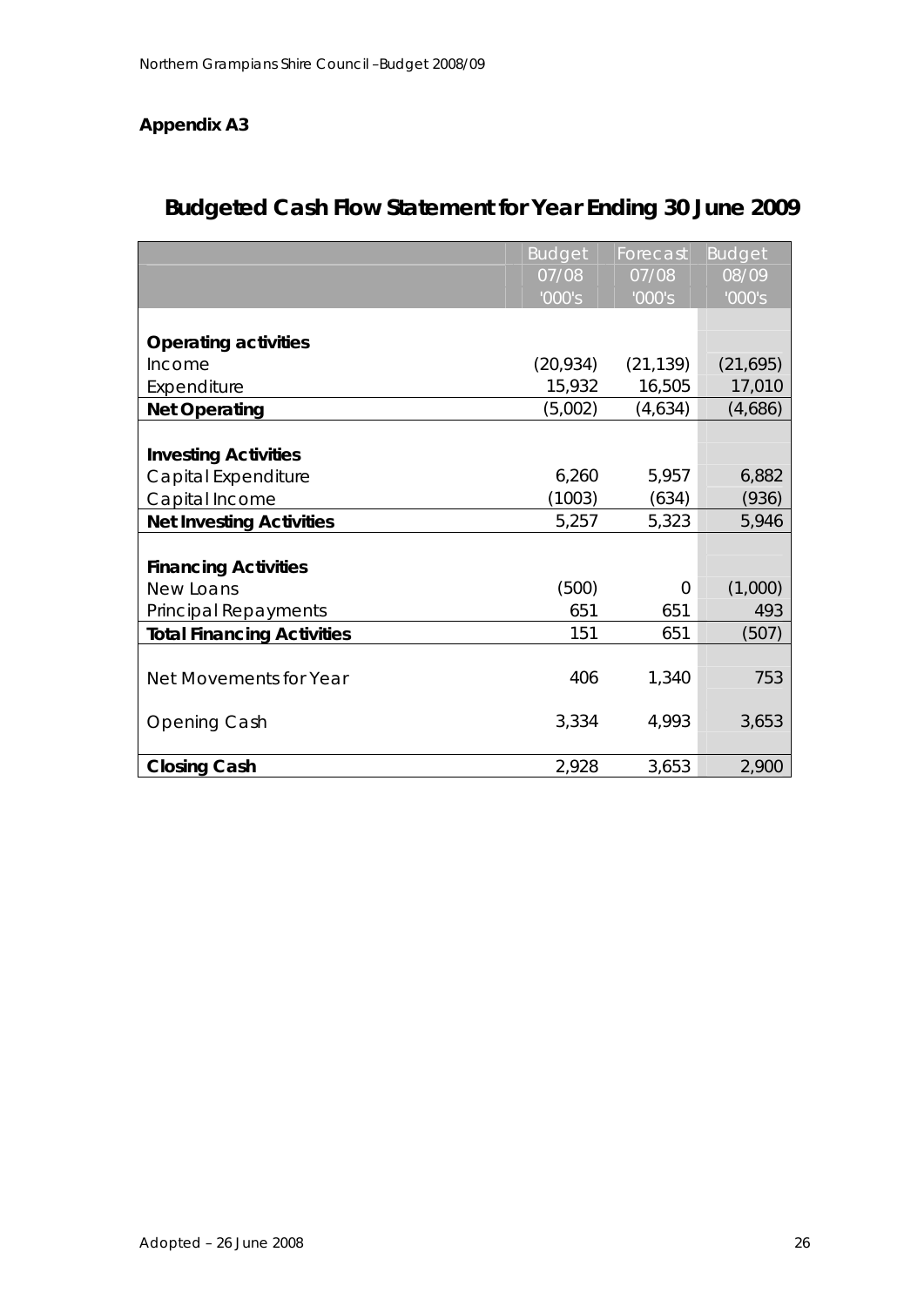**Appendix A3**

## Budgeted Cash Flow Statement for Year Ending 30 June 2009

| | Budget 07/08 '000's | Forecast 07/08 '000's | Budget 08/09 '000's |
|---|---|---|---|
| **Operating activities** | | | |
| Income | (20,934) | (21,139) | (21,695) |
| Expenditure | 15,932 | 16,505 | 17,010 |
| **Net Operating** | (5,002) | (4,634) | (4,686) |
| **Investing Activities** | | | |
| Capital Expenditure | 6,260 | 5,957 | 6,882 |
| Capital Income | (1003) | (634) | (936) |
| **Net Investing Activities** | 5,257 | 5,323 | 5,946 |
| **Financing Activities** | | | |
| New Loans | (500) | 0 | (1,000) |
| Principal Repayments | 651 | 651 | 493 |
| **Total Financing Activities** | 151 | 651 | (507) |
| Net Movements for Year | 406 | 1,340 | 753 |
| Opening Cash | 3,334 | 4,993 | 3,653 |
| **Closing Cash** | 2,928 | 3,653 | 2,900 |

Adopted – 26 June 2008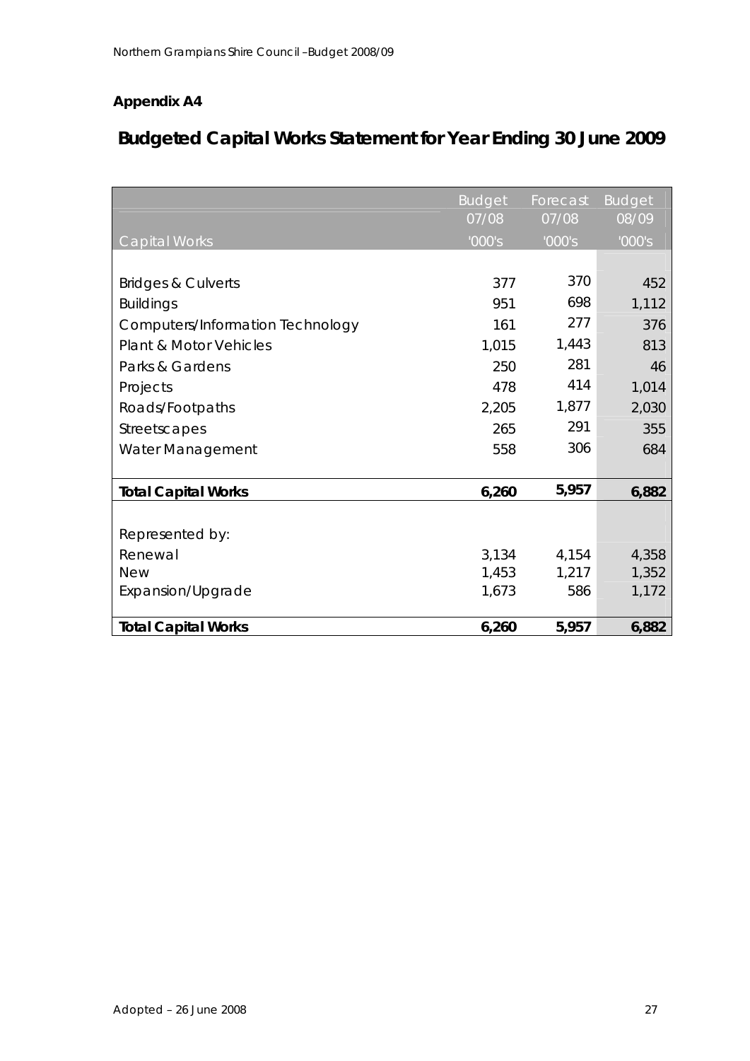**Appendix A4**

# Budgeted Capital Works Statement for Year Ending 30 June 2009

| Capital Works | Budget 07/08 '000's | Forecast 07/08 '000's | Budget 08/09 '000's |
|---|---|---|---|
| Bridges & Culverts | 377 | 370 | 452 |
| Buildings | 951 | 698 | 1,112 |
| Computers/Information Technology | 161 | 277 | 376 |
| Plant & Motor Vehicles | 1,015 | 1,443 | 813 |
| Parks & Gardens | 250 | 281 | 46 |
| Projects | 478 | 414 | 1,014 |
| Roads/Footpaths | 2,205 | 1,877 | 2,030 |
| Streetscapes | 265 | 291 | 355 |
| Water Management | 558 | 306 | 684 |
| **Total Capital Works** | **6,260** | **5,957** | **6,882** |
| Represented by: | | | |
| Renewal | 3,134 | 4,154 | 4,358 |
| New | 1,453 | 1,217 | 1,352 |
| Expansion/Upgrade | 1,673 | 586 | 1,172 |
| **Total Capital Works** | **6,260** | **5,957** | **6,882** |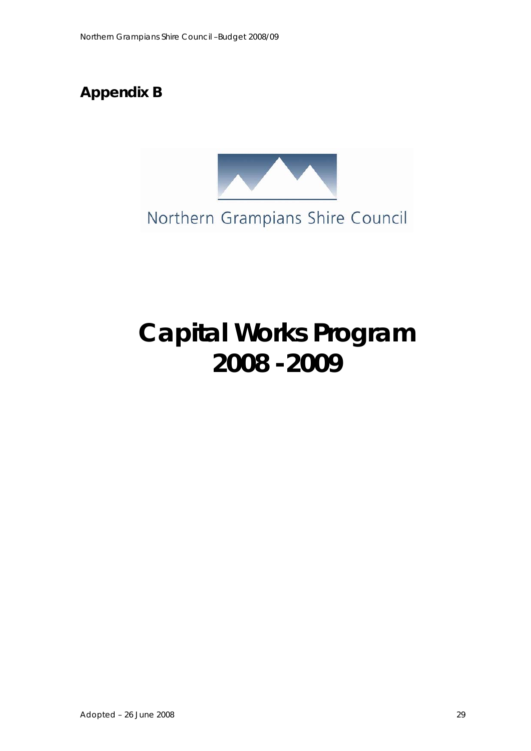# Appendix B

Northern Grampians Shire Council

# Capital Works Program 2008 - 2009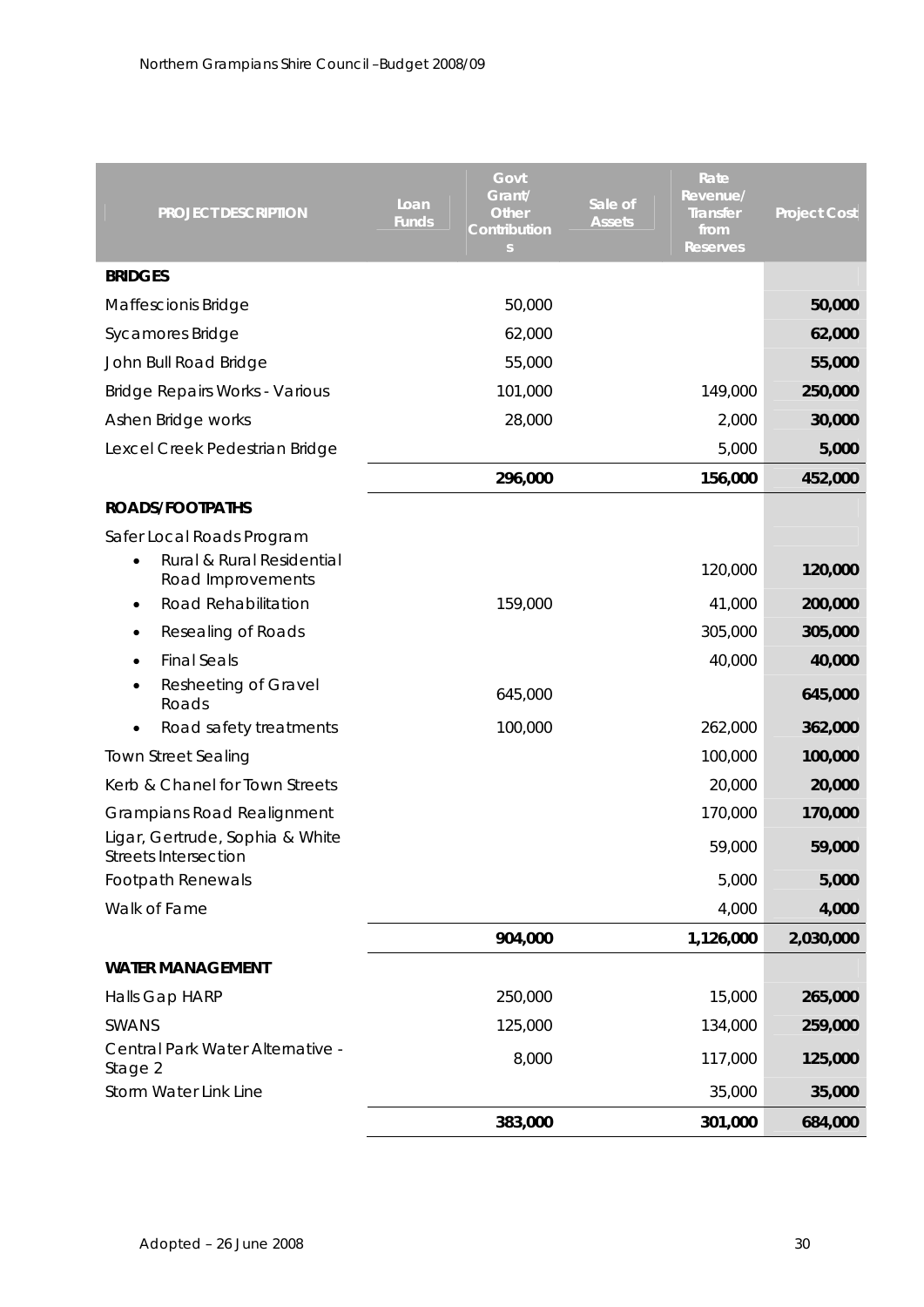| PROJECT DESCRIPTION | Loan Funds | Govt Grant/ Other Contributions | Sale of Assets | Rate Revenue/ Transfer from Reserves | Project Cost |
|---|---|---|---|---|---|
| **BRIDGES** | | | | | |
| Maffescionis Bridge | | 50,000 | | | **50,000** |
| Sycamores Bridge | | 62,000 | | | **62,000** |
| John Bull Road Bridge | | 55,000 | | | **55,000** |
| Bridge Repairs Works - Various | | 101,000 | | 149,000 | **250,000** |
| Ashen Bridge works | | 28,000 | | 2,000 | **30,000** |
| Lexcel Creek Pedestrian Bridge | | | | 5,000 | **5,000** |
| | | **296,000** | | **156,000** | **452,000** |
| **ROADS/FOOTPATHS** | | | | | |
| Safer Local Roads Program | | | | | |
| • Rural & Rural Residential Road Improvements | | | | 120,000 | **120,000** |
| • Road Rehabilitation | | 159,000 | | 41,000 | **200,000** |
| • Resealing of Roads | | | | 305,000 | **305,000** |
| • Final Seals | | | | 40,000 | **40,000** |
| • Resheeting of Gravel Roads | | 645,000 | | | **645,000** |
| • Road safety treatments | | 100,000 | | 262,000 | **362,000** |
| Town Street Sealing | | | | 100,000 | **100,000** |
| Kerb & Chanel for Town Streets | | | | 20,000 | **20,000** |
| Grampians Road Realignment | | | | 170,000 | **170,000** |
| Ligar, Gertrude, Sophia & White Streets Intersection | | | | 59,000 | **59,000** |
| Footpath Renewals | | | | 5,000 | **5,000** |
| Walk of Fame | | | | 4,000 | **4,000** |
| | | **904,000** | | **1,126,000** | **2,030,000** |
| **WATER MANAGEMENT** | | | | | |
| Halls Gap HARP | | 250,000 | | 15,000 | **265,000** |
| SWANS | | 125,000 | | 134,000 | **259,000** |
| Central Park Water Alternative - Stage 2 | | 8,000 | | 117,000 | **125,000** |
| Storm Water Link Line | | | | 35,000 | **35,000** |
| | | **383,000** | | **301,000** | **684,000** |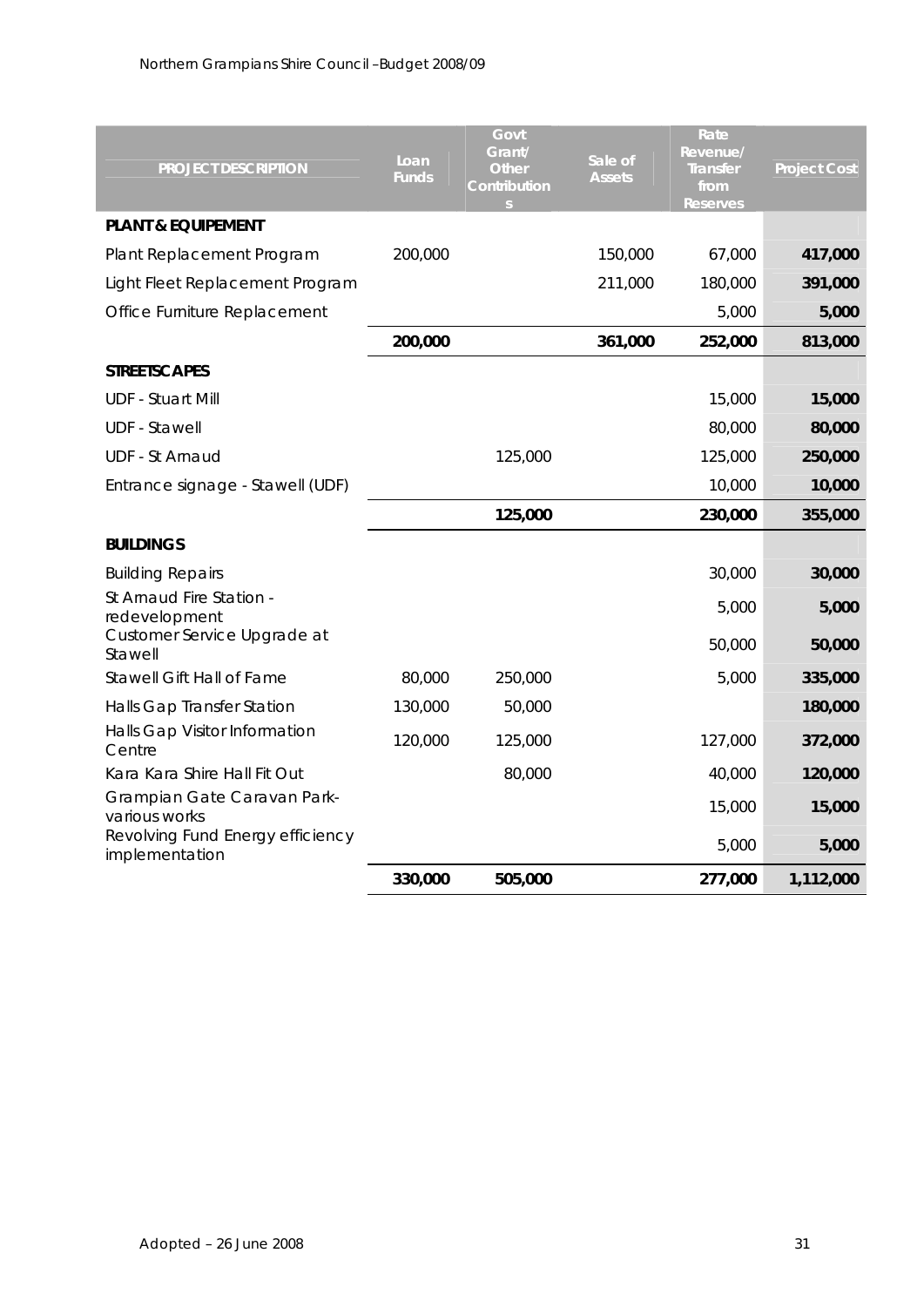| PROJECT DESCRIPTION | Loan Funds | Govt Grant/ Other Contributions | Sale of Assets | Rate Revenue/ Transfer from Reserves | Project Cost |
|---|---|---|---|---|---|
| **PLANT & EQUIPEMENT** | | | | | |
| Plant Replacement Program | 200,000 | | 150,000 | 67,000 | **417,000** |
| Light Fleet Replacement Program | | | 211,000 | 180,000 | **391,000** |
| Office Furniture Replacement | | | | 5,000 | **5,000** |
| | **200,000** | | **361,000** | **252,000** | **813,000** |
| **STREETSCAPES** | | | | | |
| UDF - Stuart Mill | | | | 15,000 | **15,000** |
| UDF - Stawell | | | | 80,000 | **80,000** |
| UDF - St Arnaud | | 125,000 | | 125,000 | **250,000** |
| Entrance signage - Stawell (UDF) | | | | 10,000 | **10,000** |
| | | **125,000** | | **230,000** | **355,000** |
| **BUILDINGS** | | | | | |
| Building Repairs | | | | 30,000 | **30,000** |
| St Arnaud Fire Station - redevelopment | | | | 5,000 | **5,000** |
| Customer Service Upgrade at Stawell | | | | 50,000 | **50,000** |
| Stawell Gift Hall of Fame | 80,000 | 250,000 | | 5,000 | **335,000** |
| Halls Gap Transfer Station | 130,000 | 50,000 | | | **180,000** |
| Halls Gap Visitor Information Centre | 120,000 | 125,000 | | 127,000 | **372,000** |
| Kara Kara Shire Hall Fit Out | | 80,000 | | 40,000 | **120,000** |
| Grampian Gate Caravan Park- various works | | | | 15,000 | **15,000** |
| Revolving Fund Energy efficiency implementation | | | | 5,000 | **5,000** |
| | **330,000** | **505,000** | | **277,000** | **1,112,000** |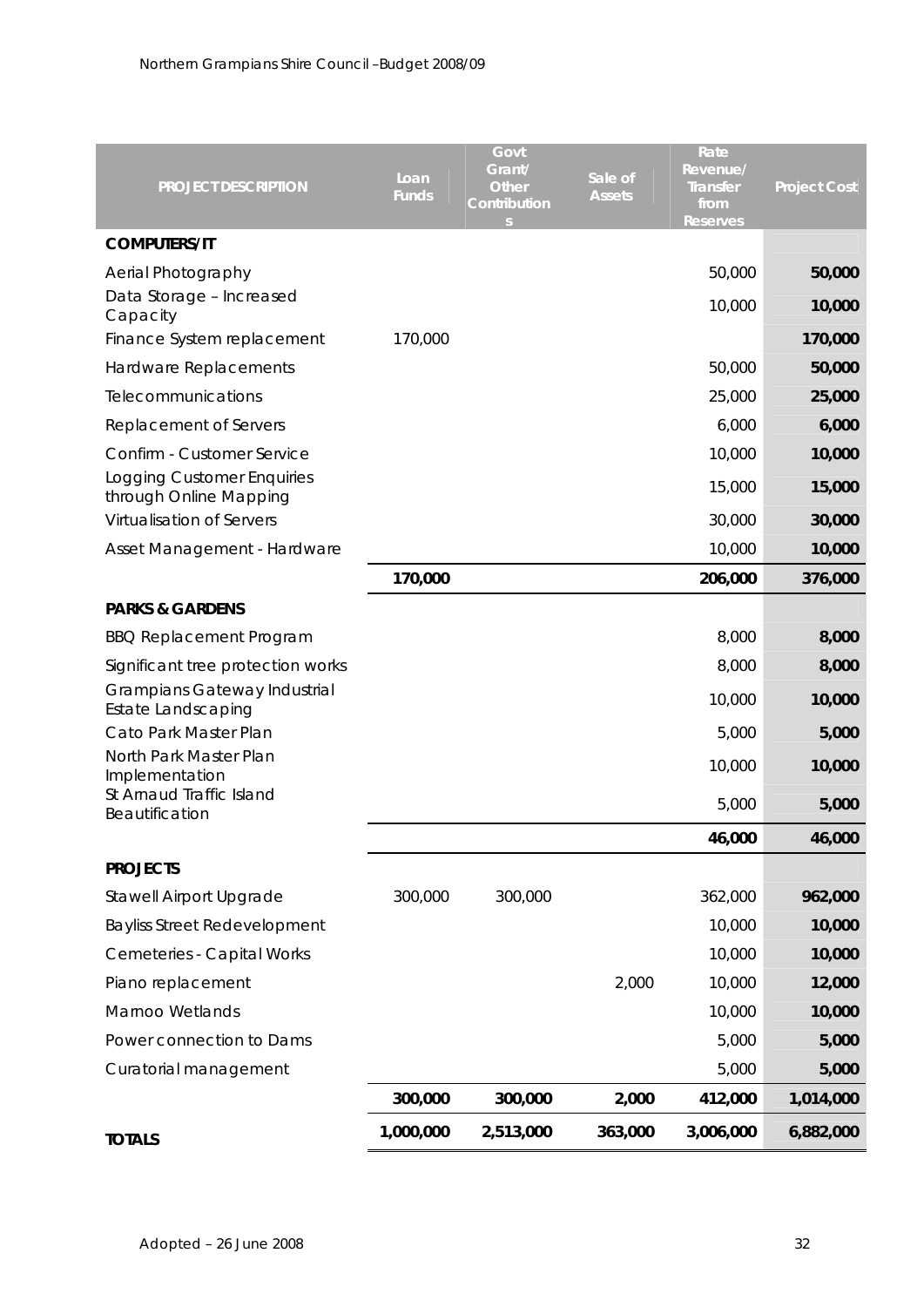| PROJECT DESCRIPTION | Loan Funds | Govt Grant/ Other Contributions | Sale of Assets | Rate Revenue/ Transfer from Reserves | Project Cost |
|---|---|---|---|---|---|
| **COMPUTERS/IT** | | | | | |
| Aerial Photography | | | | 50,000 | **50,000** |
| Data Storage – Increased Capacity | | | | 10,000 | **10,000** |
| Finance System replacement | 170,000 | | | | **170,000** |
| Hardware Replacements | | | | 50,000 | **50,000** |
| Telecommunications | | | | 25,000 | **25,000** |
| Replacement of Servers | | | | 6,000 | **6,000** |
| Confirm - Customer Service | | | | 10,000 | **10,000** |
| Logging Customer Enquiries through Online Mapping | | | | 15,000 | **15,000** |
| Virtualisation of Servers | | | | 30,000 | **30,000** |
| Asset Management - Hardware | | | | 10,000 | **10,000** |
| | **170,000** | | | **206,000** | **376,000** |
| **PARKS & GARDENS** | | | | | |
| BBQ Replacement Program | | | | 8,000 | **8,000** |
| Significant tree protection works | | | | 8,000 | **8,000** |
| Grampians Gateway Industrial Estate Landscaping | | | | 10,000 | **10,000** |
| Cato Park Master Plan | | | | 5,000 | **5,000** |
| North Park Master Plan Implementation | | | | 10,000 | **10,000** |
| St Arnaud Traffic Island Beautification | | | | 5,000 | **5,000** |
| | | | | **46,000** | **46,000** |
| **PROJECTS** | | | | | |
| Stawell Airport Upgrade | 300,000 | 300,000 | | 362,000 | **962,000** |
| Bayliss Street Redevelopment | | | | 10,000 | **10,000** |
| Cemeteries - Capital Works | | | | 10,000 | **10,000** |
| Piano replacement | | | 2,000 | 10,000 | **12,000** |
| Marnoo Wetlands | | | | 10,000 | **10,000** |
| Power connection to Dams | | | | 5,000 | **5,000** |
| Curatorial management | | | | 5,000 | **5,000** |
| | **300,000** | **300,000** | **2,000** | **412,000** | **1,014,000** |
| **TOTALS** | **1,000,000** | **2,513,000** | **363,000** | **3,006,000** | **6,882,000** |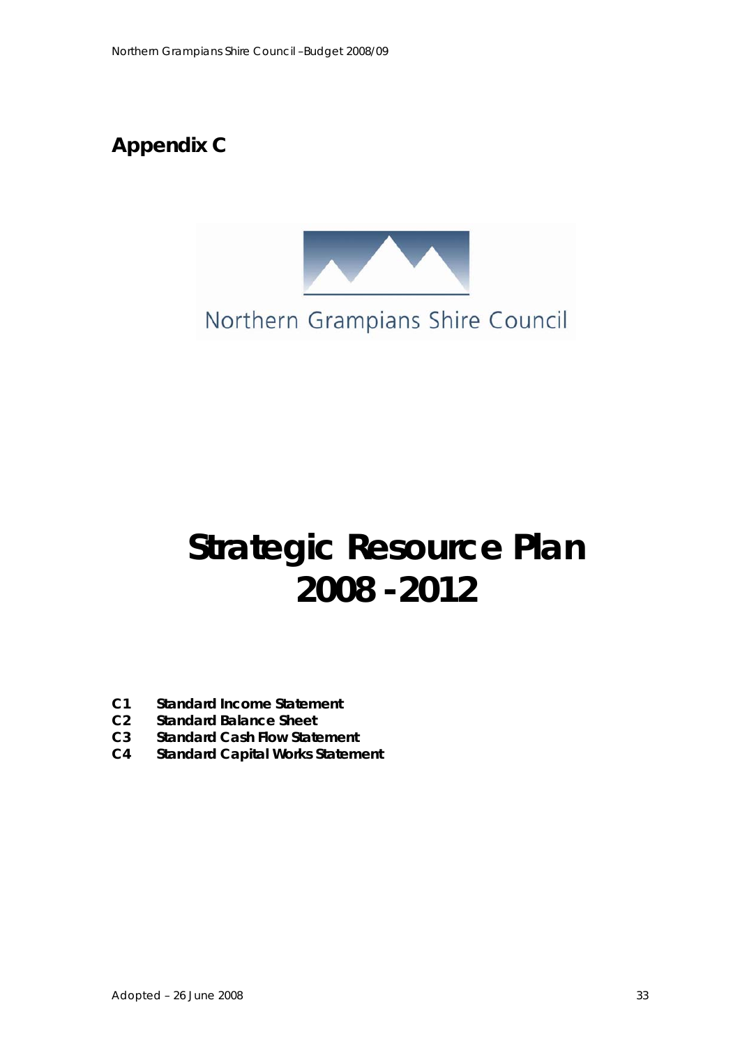## Appendix C

Northern Grampians Shire Council

# Strategic Resource Plan 2008 - 2012

- **C1 Standard Income Statement**
- **C2 Standard Balance Sheet**
- **C3 Standard Cash Flow Statement**
- **C4 Standard Capital Works Statement**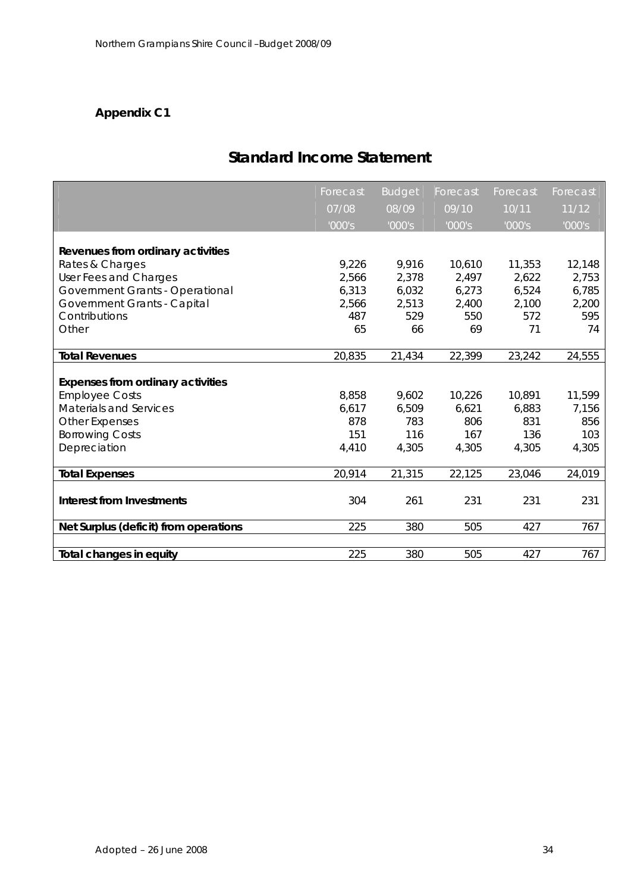## Appendix C1

# Standard Income Statement

| | Forecast 07/08 '000's | Budget 08/09 '000's | Forecast 09/10 '000's | Forecast 10/11 '000's | Forecast 11/12 '000's |
|---|---|---|---|---|---|
| **Revenues from ordinary activities** | | | | | |
| Rates & Charges | 9,226 | 9,916 | 10,610 | 11,353 | 12,148 |
| User Fees and Charges | 2,566 | 2,378 | 2,497 | 2,622 | 2,753 |
| Government Grants - Operational | 6,313 | 6,032 | 6,273 | 6,524 | 6,785 |
| Government Grants - Capital | 2,566 | 2,513 | 2,400 | 2,100 | 2,200 |
| Contributions | 487 | 529 | 550 | 572 | 595 |
| Other | 65 | 66 | 69 | 71 | 74 |
| **Total Revenues** | 20,835 | 21,434 | 22,399 | 23,242 | 24,555 |
| **Expenses from ordinary activities** | | | | | |
| Employee Costs | 8,858 | 9,602 | 10,226 | 10,891 | 11,599 |
| Materials and Services | 6,617 | 6,509 | 6,621 | 6,883 | 7,156 |
| Other Expenses | 878 | 783 | 806 | 831 | 856 |
| Borrowing Costs | 151 | 116 | 167 | 136 | 103 |
| Depreciation | 4,410 | 4,305 | 4,305 | 4,305 | 4,305 |
| **Total Expenses** | 20,914 | 21,315 | 22,125 | 23,046 | 24,019 |
| **Interest from Investments** | 304 | 261 | 231 | 231 | 231 |
| **Net Surplus (deficit) from operations** | 225 | 380 | 505 | 427 | 767 |
| **Total changes in equity** | 225 | 380 | 505 | 427 | 767 |

Adopted – 26 June 2008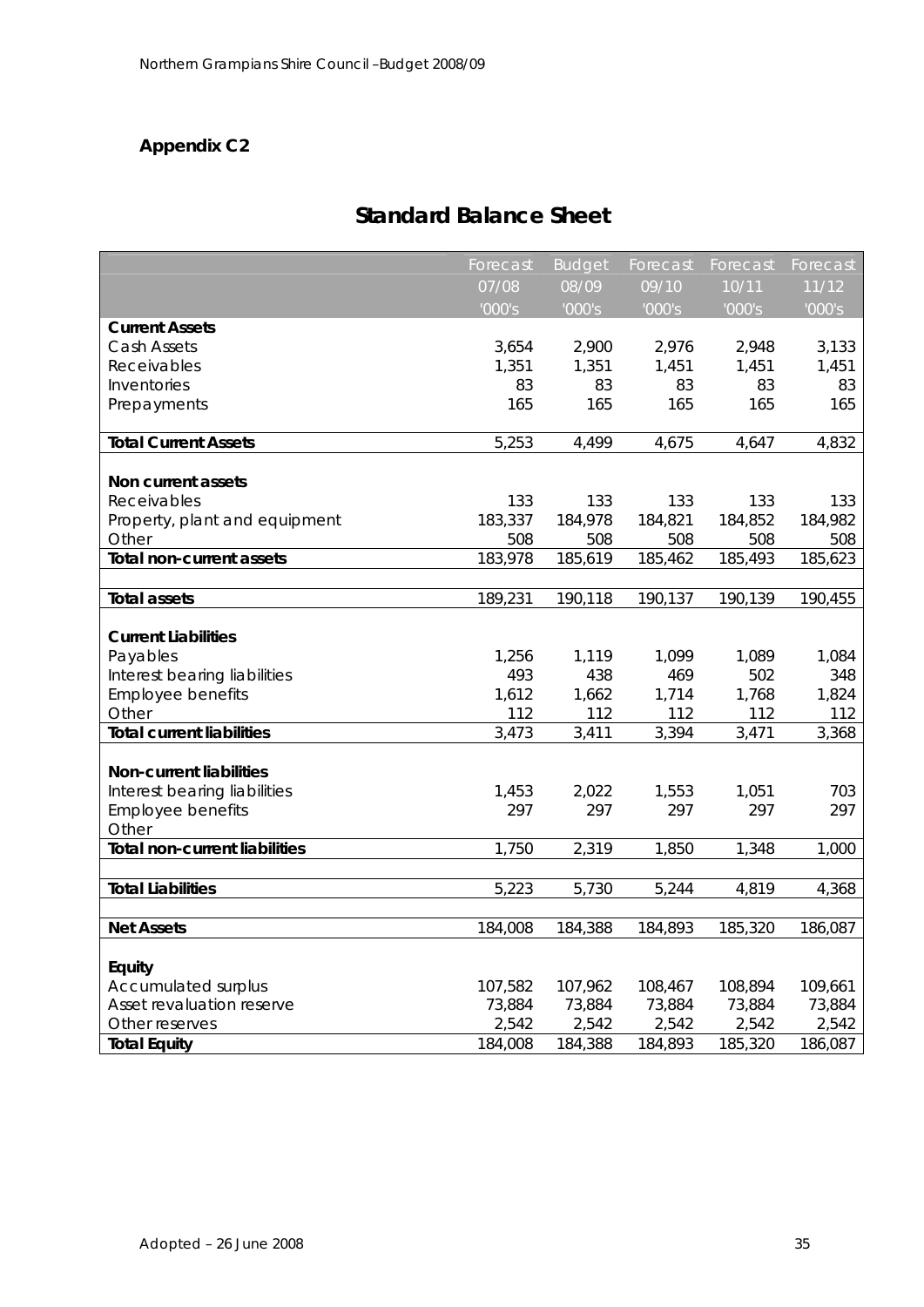**Appendix C2**

# Standard Balance Sheet

| | Forecast | Budget | Forecast | Forecast | Forecast |
|---|---|---|---|---|---|
| | 07/08 | 08/09 | 09/10 | 10/11 | 11/12 |
| | '000's | '000's | '000's | '000's | '000's |
| **Current Assets** | | | | | |
| Cash Assets | 3,654 | 2,900 | 2,976 | 2,948 | 3,133 |
| Receivables | 1,351 | 1,351 | 1,451 | 1,451 | 1,451 |
| Inventories | 83 | 83 | 83 | 83 | 83 |
| Prepayments | 165 | 165 | 165 | 165 | 165 |
| **Total Current Assets** | 5,253 | 4,499 | 4,675 | 4,647 | 4,832 |
| **Non current assets** | | | | | |
| Receivables | 133 | 133 | 133 | 133 | 133 |
| Property, plant and equipment | 183,337 | 184,978 | 184,821 | 184,852 | 184,982 |
| Other | 508 | 508 | 508 | 508 | 508 |
| **Total non-current assets** | 183,978 | 185,619 | 185,462 | 185,493 | 185,623 |
| **Total assets** | 189,231 | 190,118 | 190,137 | 190,139 | 190,455 |
| **Current Liabilities** | | | | | |
| Payables | 1,256 | 1,119 | 1,099 | 1,089 | 1,084 |
| Interest bearing liabilities | 493 | 438 | 469 | 502 | 348 |
| Employee benefits | 1,612 | 1,662 | 1,714 | 1,768 | 1,824 |
| Other | 112 | 112 | 112 | 112 | 112 |
| **Total current liabilities** | 3,473 | 3,411 | 3,394 | 3,471 | 3,368 |
| **Non-current liabilities** | | | | | |
| Interest bearing liabilities | 1,453 | 2,022 | 1,553 | 1,051 | 703 |
| Employee benefits | 297 | 297 | 297 | 297 | 297 |
| Other | | | | | |
| **Total non-current liabilities** | 1,750 | 2,319 | 1,850 | 1,348 | 1,000 |
| **Total Liabilities** | 5,223 | 5,730 | 5,244 | 4,819 | 4,368 |
| **Net Assets** | 184,008 | 184,388 | 184,893 | 185,320 | 186,087 |
| **Equity** | | | | | |
| Accumulated surplus | 107,582 | 107,962 | 108,467 | 108,894 | 109,661 |
| Asset revaluation reserve | 73,884 | 73,884 | 73,884 | 73,884 | 73,884 |
| Other reserves | 2,542 | 2,542 | 2,542 | 2,542 | 2,542 |
| **Total Equity** | 184,008 | 184,388 | 184,893 | 185,320 | 186,087 |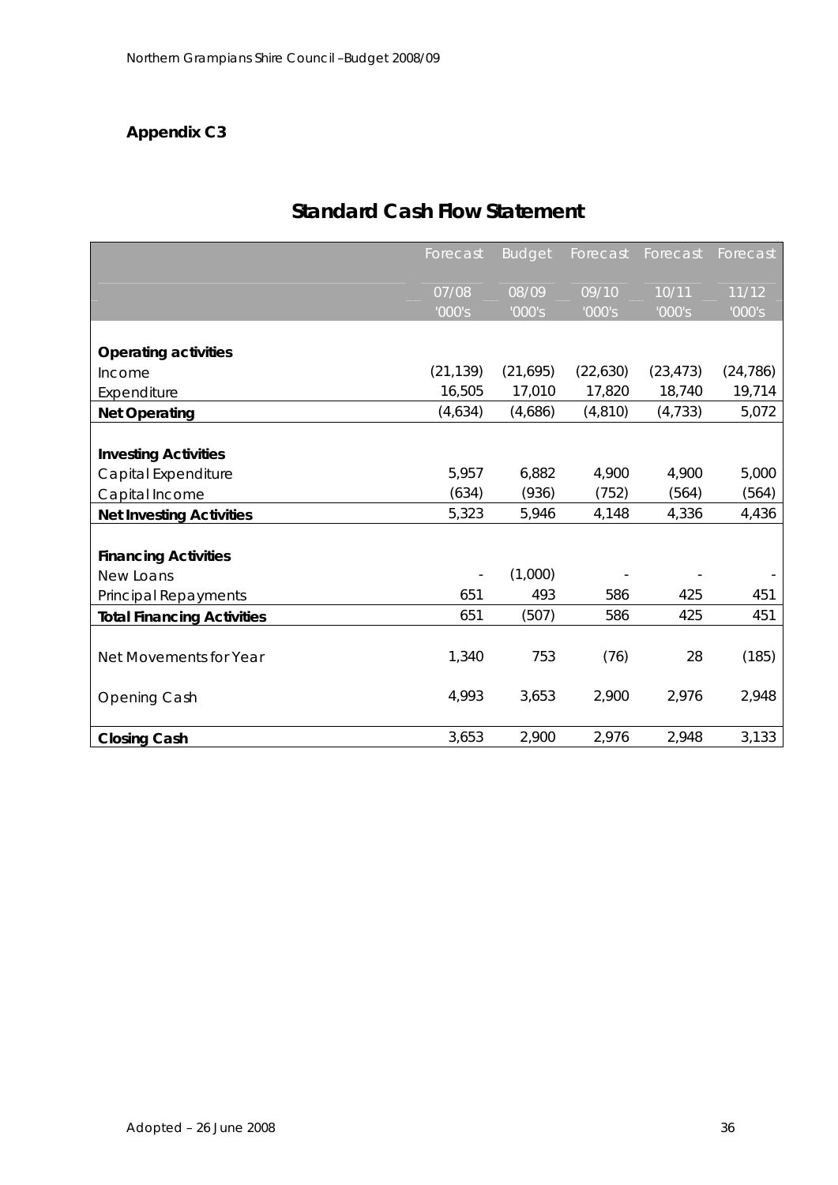## Appendix C3

# Standard Cash Flow Statement

| | Forecast | Budget | Forecast | Forecast | Forecast |
|---|---|---|---|---|---|
| | 07/08<br>'000's | 08/09<br>'000's | 09/10<br>'000's | 10/11<br>'000's | 11/12<br>'000's |
| **Operating activities** | | | | | |
| Income | (21,139) | (21,695) | (22,630) | (23,473) | (24,786) |
| Expenditure | 16,505 | 17,010 | 17,820 | 18,740 | 19,714 |
| **Net Operating** | (4,634) | (4,686) | (4,810) | (4,733) | 5,072 |
| **Investing Activities** | | | | | |
| Capital Expenditure | 5,957 | 6,882 | 4,900 | 4,900 | 5,000 |
| Capital Income | (634) | (936) | (752) | (564) | (564) |
| **Net Investing Activities** | 5,323 | 5,946 | 4,148 | 4,336 | 4,436 |
| **Financing Activities** | | | | | |
| New Loans | - | (1,000) | - | - | - |
| Principal Repayments | 651 | 493 | 586 | 425 | 451 |
| **Total Financing Activities** | 651 | (507) | 586 | 425 | 451 |
| Net Movements for Year | 1,340 | 753 | (76) | 28 | (185) |
| Opening Cash | 4,993 | 3,653 | 2,900 | 2,976 | 2,948 |
| **Closing Cash** | 3,653 | 2,900 | 2,976 | 2,948 | 3,133 |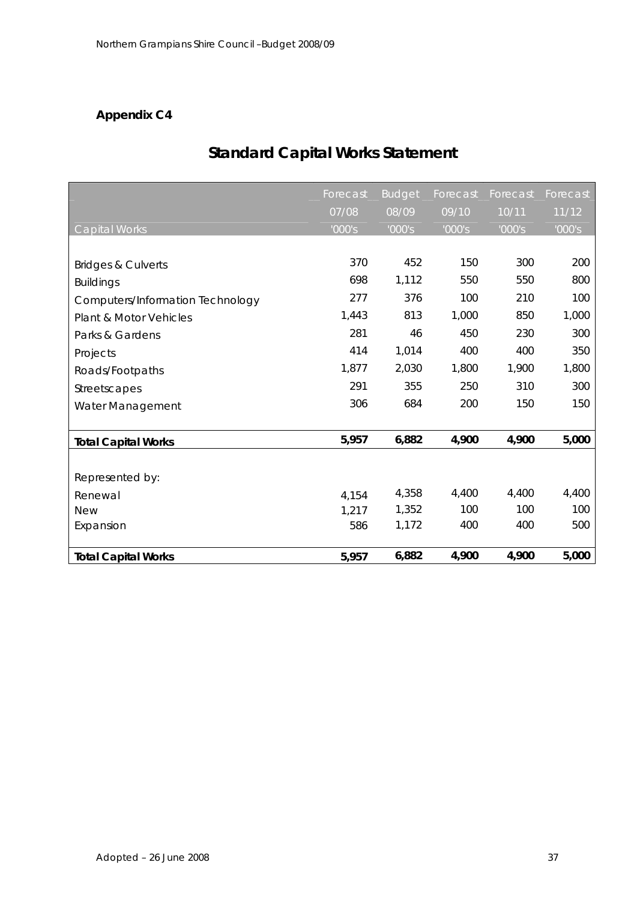**Appendix C4**

# Standard Capital Works Statement

| Capital Works | Forecast 07/08 '000's | Budget 08/09 '000's | Forecast 09/10 '000's | Forecast 10/11 '000's | Forecast 11/12 '000's |
|---|---|---|---|---|---|
| Bridges & Culverts | 370 | 452 | 150 | 300 | 200 |
| Buildings | 698 | 1,112 | 550 | 550 | 800 |
| Computers/Information Technology | 277 | 376 | 100 | 210 | 100 |
| Plant & Motor Vehicles | 1,443 | 813 | 1,000 | 850 | 1,000 |
| Parks & Gardens | 281 | 46 | 450 | 230 | 300 |
| Projects | 414 | 1,014 | 400 | 400 | 350 |
| Roads/Footpaths | 1,877 | 2,030 | 1,800 | 1,900 | 1,800 |
| Streetscapes | 291 | 355 | 250 | 310 | 300 |
| Water Management | 306 | 684 | 200 | 150 | 150 |
| **Total Capital Works** | **5,957** | **6,882** | **4,900** | **4,900** | **5,000** |
| Represented by: | | | | | |
| Renewal | 4,154 | 4,358 | 4,400 | 4,400 | 4,400 |
| New | 1,217 | 1,352 | 100 | 100 | 100 |
| Expansion | 586 | 1,172 | 400 | 400 | 500 |
| **Total Capital Works** | **5,957** | **6,882** | **4,900** | **4,900** | **5,000** |

Adopted – 26 June 2008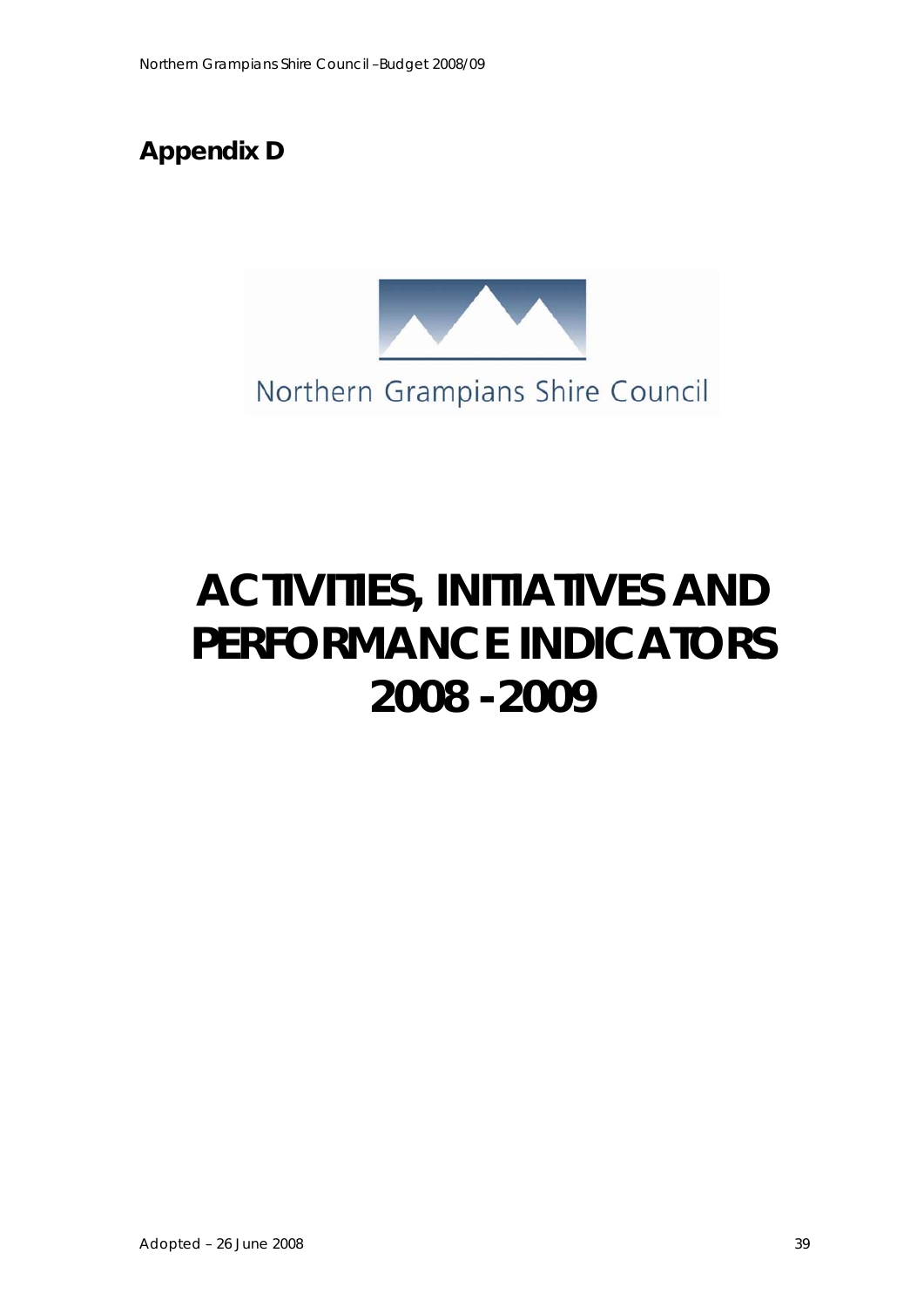## Appendix D

Northern Grampians Shire Council

# ACTIVITIES, INITIATIVES AND PERFORMANCE INDICATORS 2008 - 2009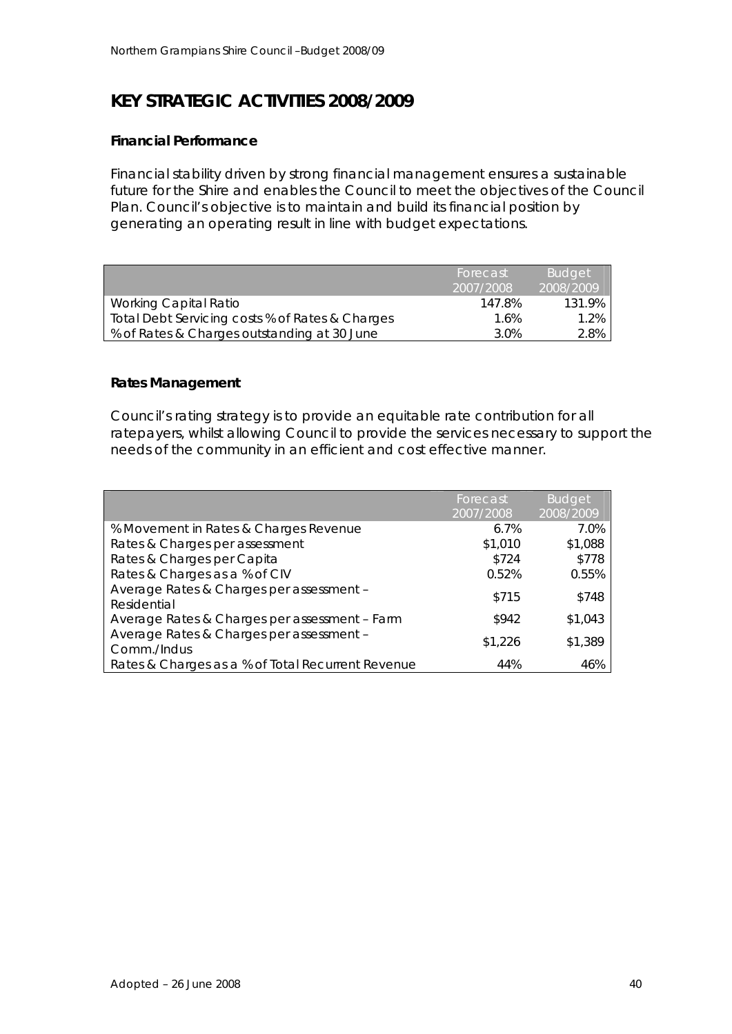# KEY STRATEGIC ACTIVITIES 2008/2009

## Financial Performance

Financial stability driven by strong financial management ensures a sustainable future for the Shire and enables the Council to meet the objectives of the Council Plan. Council's objective is to maintain and build its financial position by generating an operating result in line with budget expectations.

| | Forecast 2007/2008 | Budget 2008/2009 |
|---|---|---|
| Working Capital Ratio | 147.8% | 131.9% |
| Total Debt Servicing costs % of Rates & Charges | 1.6% | 1.2% |
| % of Rates & Charges outstanding at 30 June | 3.0% | 2.8% |

## Rates Management

Council's rating strategy is to provide an equitable rate contribution for all ratepayers, whilst allowing Council to provide the services necessary to support the needs of the community in an efficient and cost effective manner.

| | Forecast 2007/2008 | Budget 2008/2009 |
|---|---|---|
| % Movement in Rates & Charges Revenue | 6.7% | 7.0% |
| Rates & Charges per assessment | $1,010 | $1,088 |
| Rates & Charges per Capita | $724 | $778 |
| Rates & Charges as a % of CIV | 0.52% | 0.55% |
| Average Rates & Charges per assessment – Residential | $715 | $748 |
| Average Rates & Charges per assessment – Farm | $942 | $1,043 |
| Average Rates & Charges per assessment – Comm./Indus | $1,226 | $1,389 |
| Rates & Charges as a % of Total Recurrent Revenue | 44% | 46% |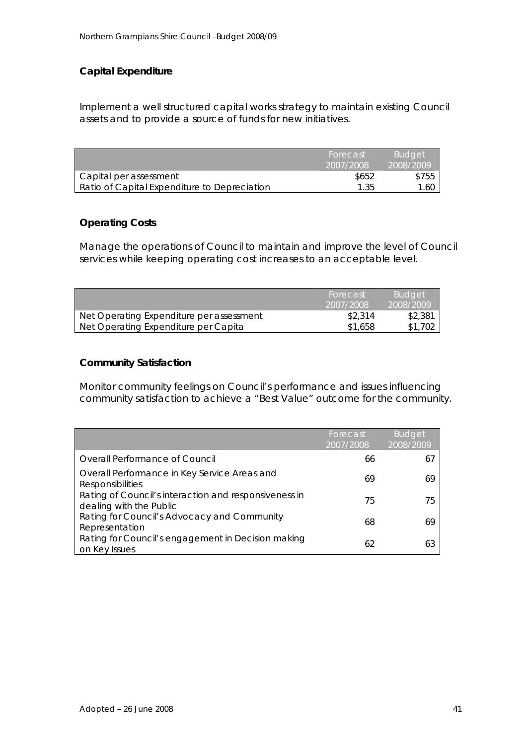### Capital Expenditure

Implement a well structured capital works strategy to maintain existing Council assets and to provide a source of funds for new initiatives.

| | Forecast 2007/2008 | Budget 2008/2009 |
|---|---|---|
| Capital per assessment | $652 | $755 |
| Ratio of Capital Expenditure to Depreciation | 1.35 | 1.60 |

### Operating Costs

Manage the operations of Council to maintain and improve the level of Council services while keeping operating cost increases to an acceptable level.

| | Forecast 2007/2008 | Budget 2008/2009 |
|---|---|---|
| Net Operating Expenditure per assessment | $2,314 | $2,381 |
| Net Operating Expenditure per Capita | $1,658 | $1,702 |

### Community Satisfaction

Monitor community feelings on Council's performance and issues influencing community satisfaction to achieve a "Best Value" outcome for the community.

| | Forecast 2007/2008 | Budget 2008/2009 |
|---|---|---|
| Overall Performance of Council | 66 | 67 |
| Overall Performance in Key Service Areas and Responsibilities | 69 | 69 |
| Rating of Council's interaction and responsiveness in dealing with the Public | 75 | 75 |
| Rating for Council's Advocacy and Community Representation | 68 | 69 |
| Rating for Council's engagement in Decision making on Key Issues | 62 | 63 |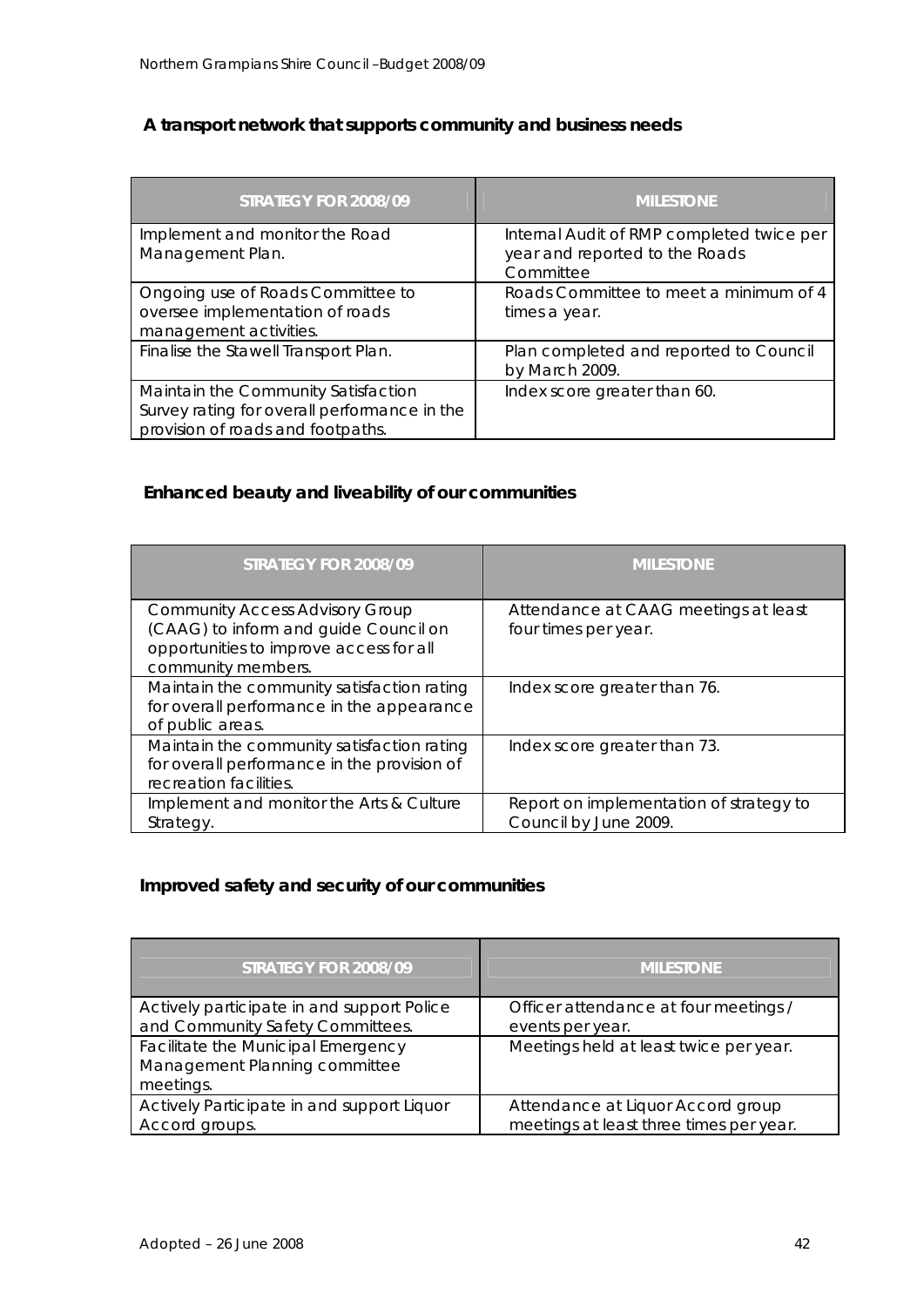## A transport network that supports community and business needs

| STRATEGY FOR 2008/09 | MILESTONE |
|---|---|
| Implement and monitor the Road Management Plan. | Internal Audit of RMP completed twice per year and reported to the Roads Committee |
| Ongoing use of Roads Committee to oversee implementation of roads management activities. | Roads Committee to meet a minimum of 4 times a year. |
| Finalise the Stawell Transport Plan. | Plan completed and reported to Council by March 2009. |
| Maintain the Community Satisfaction Survey rating for overall performance in the provision of roads and footpaths. | Index score greater than 60. |

## Enhanced beauty and liveability of our communities

| STRATEGY FOR 2008/09 | MILESTONE |
|---|---|
| Community Access Advisory Group (CAAG) to inform and guide Council on opportunities to improve access for all community members. | Attendance at CAAG meetings at least four times per year. |
| Maintain the community satisfaction rating for overall performance in the appearance of public areas. | Index score greater than 76. |
| Maintain the community satisfaction rating for overall performance in the provision of recreation facilities. | Index score greater than 73. |
| Implement and monitor the Arts & Culture Strategy. | Report on implementation of strategy to Council by June 2009. |

## Improved safety and security of our communities

| STRATEGY FOR 2008/09 | MILESTONE |
|---|---|
| Actively participate in and support Police and Community Safety Committees. | Officer attendance at four meetings / events per year. |
| Facilitate the Municipal Emergency Management Planning committee meetings. | Meetings held at least twice per year. |
| Actively Participate in and support Liquor Accord groups. | Attendance at Liquor Accord group meetings at least three times per year. |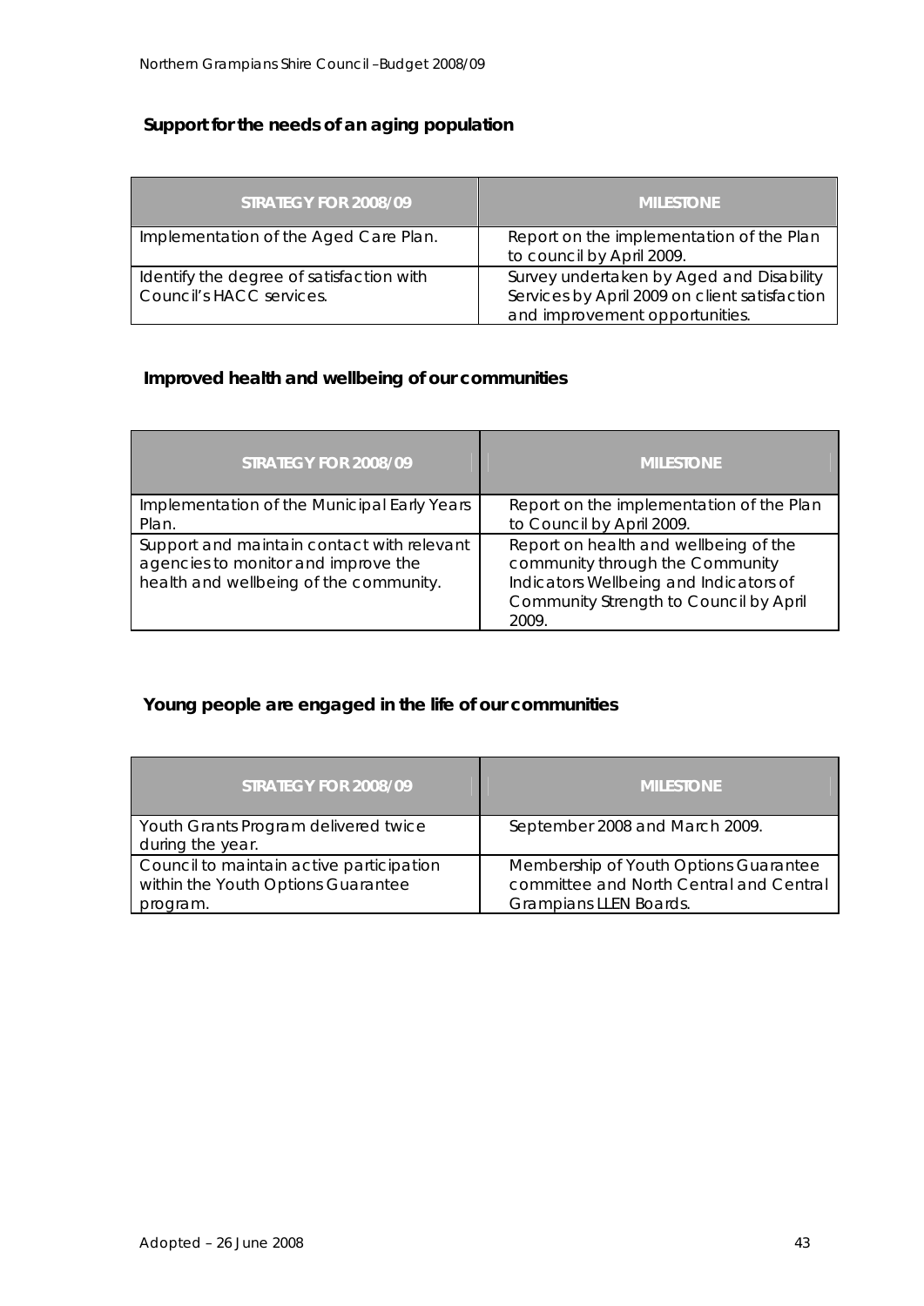### Support for the needs of an aging population

| STRATEGY FOR 2008/09 | MILESTONE |
| --- | --- |
| Implementation of the Aged Care Plan. | Report on the implementation of the Plan to council by April 2009. |
| Identify the degree of satisfaction with Council's HACC services. | Survey undertaken by Aged and Disability Services by April 2009 on client satisfaction and improvement opportunities. |

### Improved health and wellbeing of our communities

| STRATEGY FOR 2008/09 | MILESTONE |
| --- | --- |
| Implementation of the Municipal Early Years Plan. | Report on the implementation of the Plan to Council by April 2009. |
| Support and maintain contact with relevant agencies to monitor and improve the health and wellbeing of the community. | Report on health and wellbeing of the community through the Community Indicators Wellbeing and Indicators of Community Strength to Council by April 2009. |

### Young people are engaged in the life of our communities

| STRATEGY FOR 2008/09 | MILESTONE |
| --- | --- |
| Youth Grants Program delivered twice during the year. | September 2008 and March 2009. |
| Council to maintain active participation within the Youth Options Guarantee program. | Membership of Youth Options Guarantee committee and North Central and Central Grampians LLEN Boards. |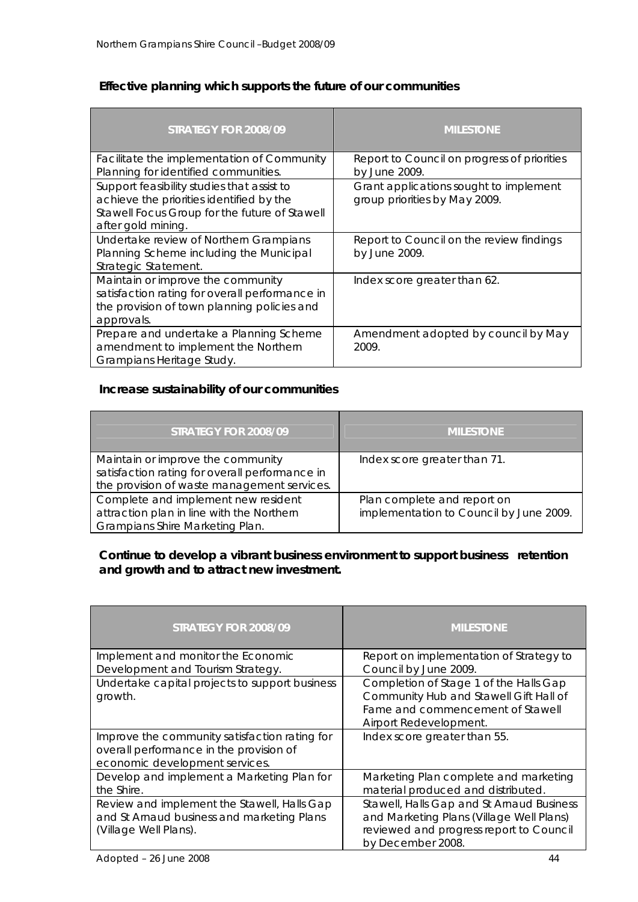### Effective planning which supports the future of our communities

| STRATEGY FOR 2008/09 | MILESTONE |
| --- | --- |
| Facilitate the implementation of Community Planning for identified communities. | Report to Council on progress of priorities by June 2009. |
| Support feasibility studies that assist to achieve the priorities identified by the Stawell Focus Group for the future of Stawell after gold mining. | Grant applications sought to implement group priorities by May 2009. |
| Undertake review of Northern Grampians Planning Scheme including the Municipal Strategic Statement. | Report to Council on the review findings by June 2009. |
| Maintain or improve the community satisfaction rating for overall performance in the provision of town planning policies and approvals. | Index score greater than 62. |
| Prepare and undertake a Planning Scheme amendment to implement the Northern Grampians Heritage Study. | Amendment adopted by council by May 2009. |

### Increase sustainability of our communities

| STRATEGY FOR 2008/09 | MILESTONE |
| --- | --- |
| Maintain or improve the community satisfaction rating for overall performance in the provision of waste management services. | Index score greater than 71. |
| Complete and implement new resident attraction plan in line with the Northern Grampians Shire Marketing Plan. | Plan complete and report on implementation to Council by June 2009. |

### Continue to develop a vibrant business environment to support business retention and growth and to attract new investment.

| STRATEGY FOR 2008/09 | MILESTONE |
| --- | --- |
| Implement and monitor the Economic Development and Tourism Strategy. | Report on implementation of Strategy to Council by June 2009. |
| Undertake capital projects to support business growth. | Completion of Stage 1 of the Halls Gap Community Hub and Stawell Gift Hall of Fame and commencement of Stawell Airport Redevelopment. |
| Improve the community satisfaction rating for overall performance in the provision of economic development services. | Index score greater than 55. |
| Develop and implement a Marketing Plan for the Shire. | Marketing Plan complete and marketing material produced and distributed. |
| Review and implement the Stawell, Halls Gap and St Arnaud business and marketing Plans (Village Well Plans). | Stawell, Halls Gap and St Arnaud Business and Marketing Plans (Village Well Plans) reviewed and progress report to Council by December 2008. |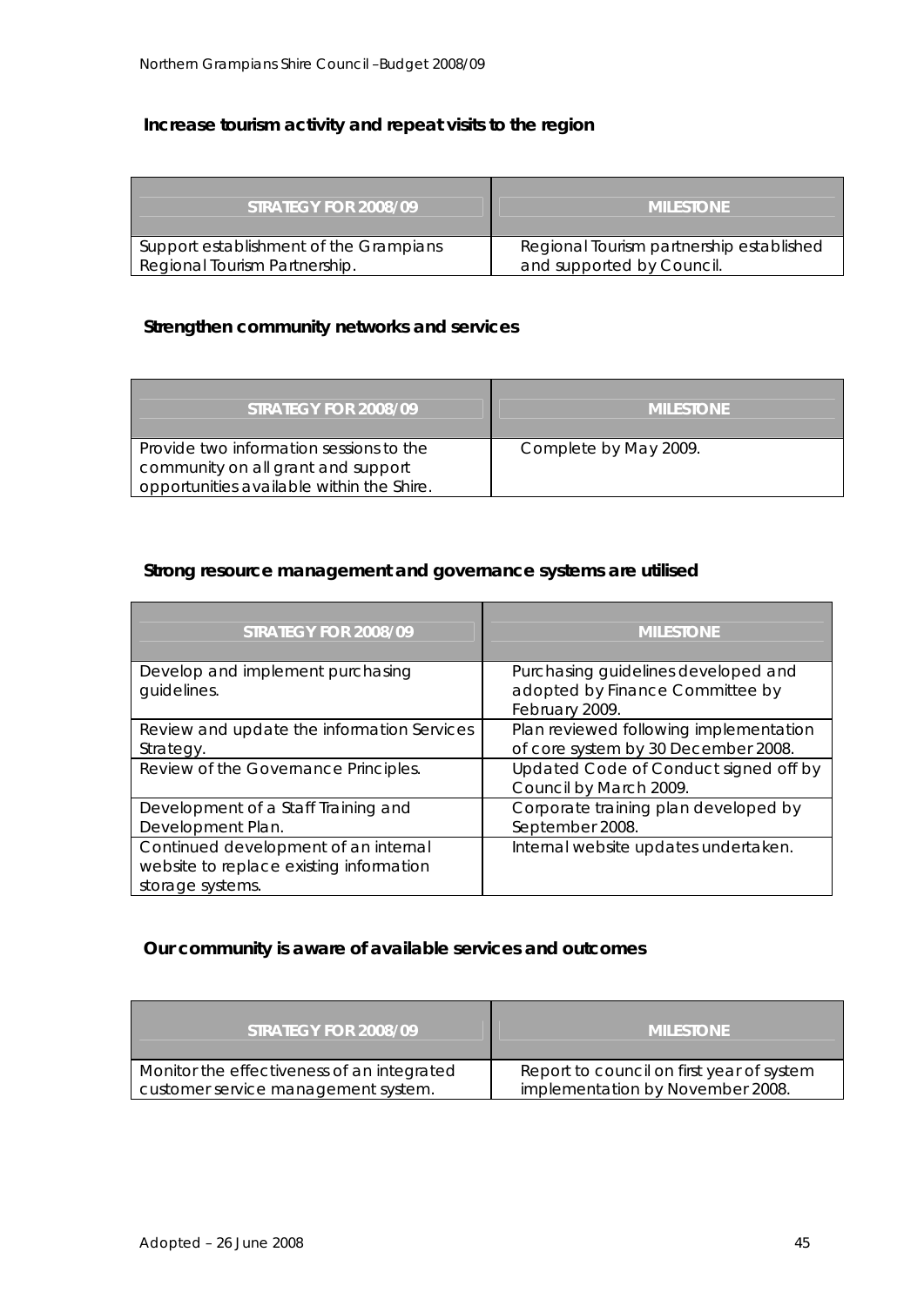### Increase tourism activity and repeat visits to the region

| STRATEGY FOR 2008/09 | MILESTONE |
| --- | --- |
| Support establishment of the Grampians Regional Tourism Partnership. | Regional Tourism partnership established and supported by Council. |

### Strengthen community networks and services

| STRATEGY FOR 2008/09 | MILESTONE |
| --- | --- |
| Provide two information sessions to the community on all grant and support opportunities available within the Shire. | Complete by May 2009. |

### Strong resource management and governance systems are utilised

| STRATEGY FOR 2008/09 | MILESTONE |
| --- | --- |
| Develop and implement purchasing guidelines. | Purchasing guidelines developed and adopted by Finance Committee by February 2009. |
| Review and update the information Services Strategy. | Plan reviewed following implementation of core system by 30 December 2008. |
| Review of the Governance Principles. | Updated Code of Conduct signed off by Council by March 2009. |
| Development of a Staff Training and Development Plan. | Corporate training plan developed by September 2008. |
| Continued development of an internal website to replace existing information storage systems. | Internal website updates undertaken. |

### Our community is aware of available services and outcomes

| STRATEGY FOR 2008/09 | MILESTONE |
| --- | --- |
| Monitor the effectiveness of an integrated customer service management system. | Report to council on first year of system implementation by November 2008. |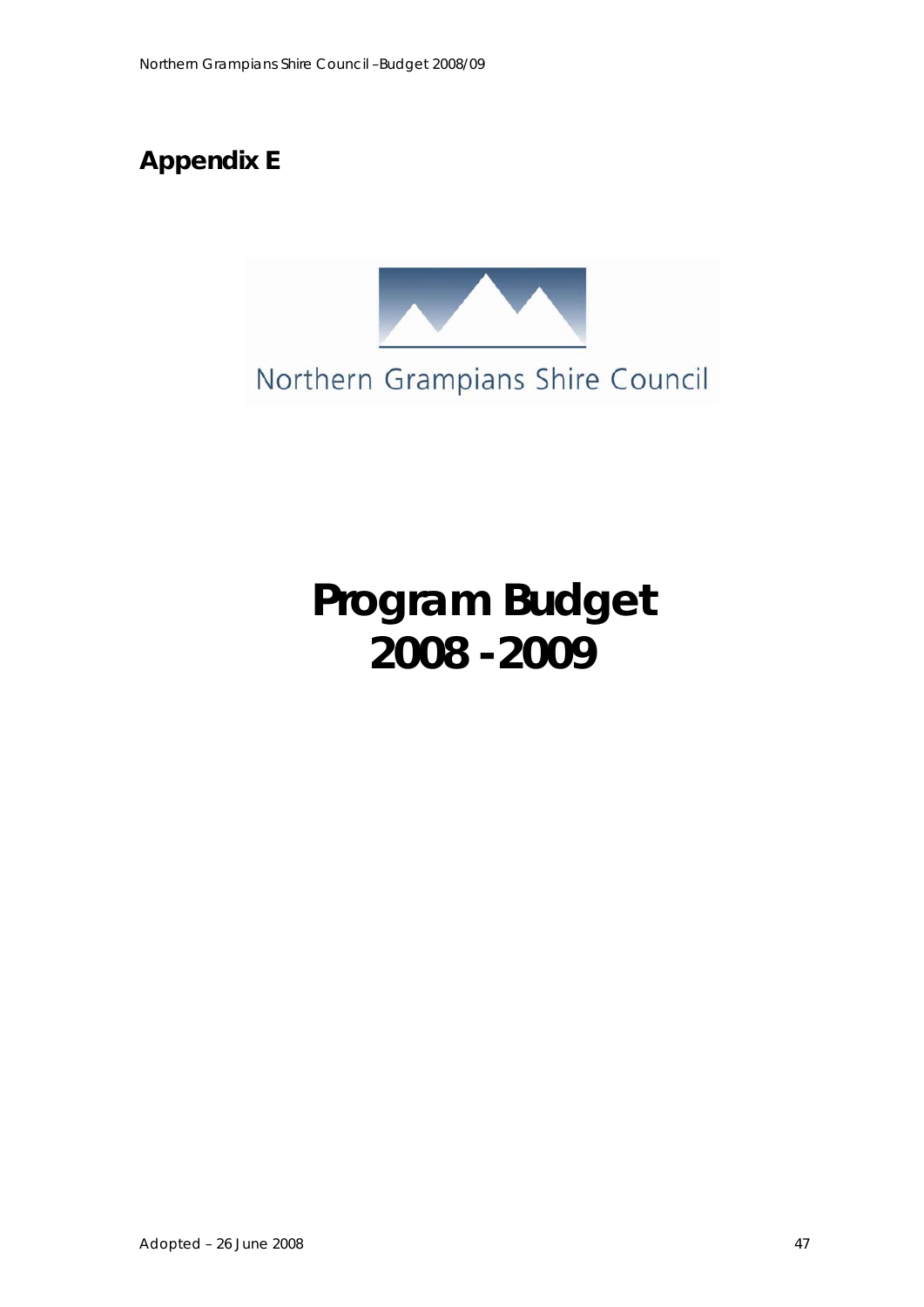# Appendix E

Northern Grampians Shire Council

# Program Budget 2008 - 2009

Adopted – 26 June 2008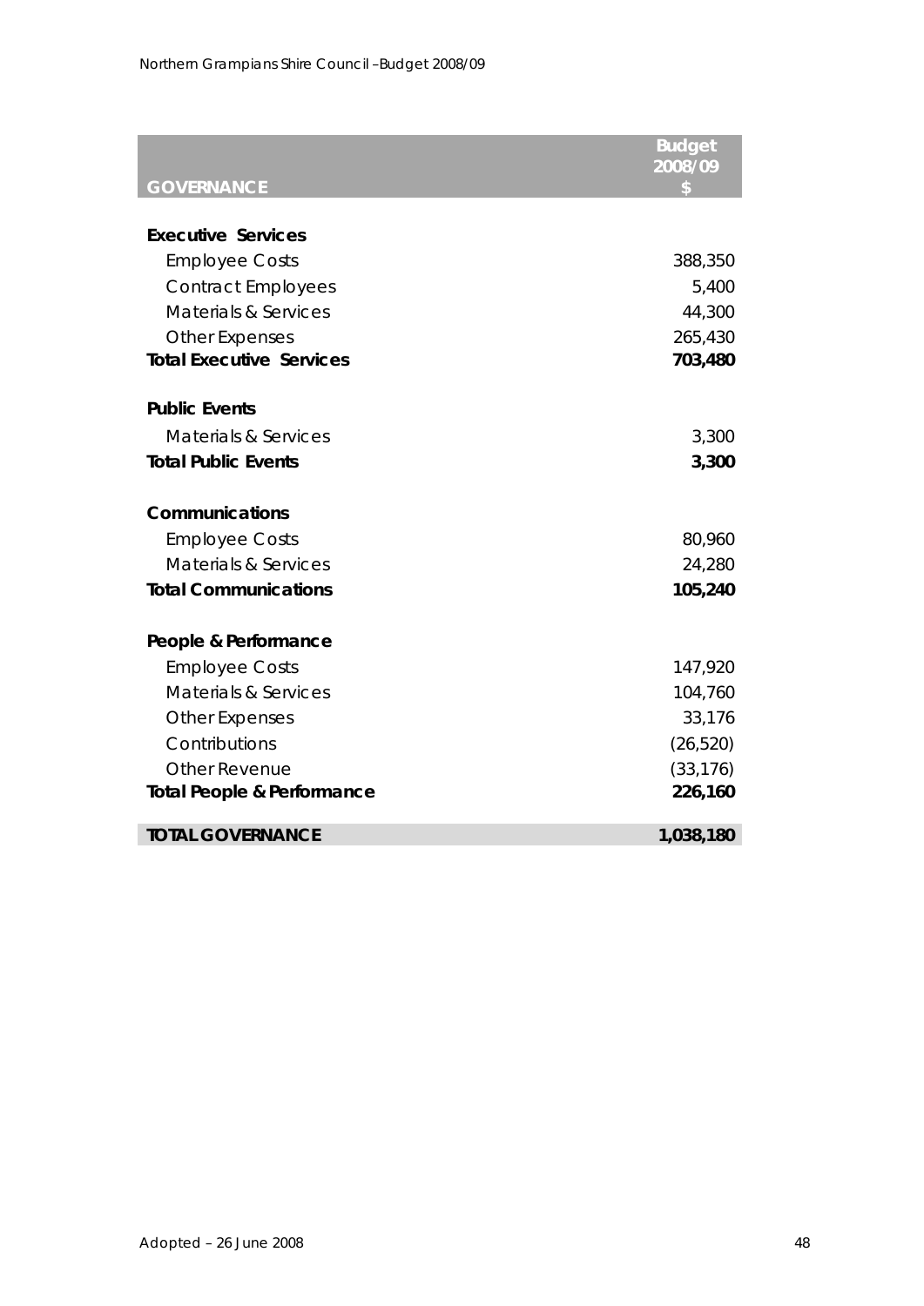| GOVERNANCE | Budget 2008/09 $ |
|---|---|
| **Executive Services** | |
| Employee Costs | 388,350 |
| Contract Employees | 5,400 |
| Materials & Services | 44,300 |
| Other Expenses | 265,430 |
| **Total Executive Services** | **703,480** |
| **Public Events** | |
| Materials & Services | 3,300 |
| **Total Public Events** | **3,300** |
| **Communications** | |
| Employee Costs | 80,960 |
| Materials & Services | 24,280 |
| **Total Communications** | **105,240** |
| **People & Performance** | |
| Employee Costs | 147,920 |
| Materials & Services | 104,760 |
| Other Expenses | 33,176 |
| Contributions | (26,520) |
| Other Revenue | (33,176) |
| **Total People & Performance** | **226,160** |
| **TOTAL GOVERNANCE** | **1,038,180** |

Adopted – 26 June 2008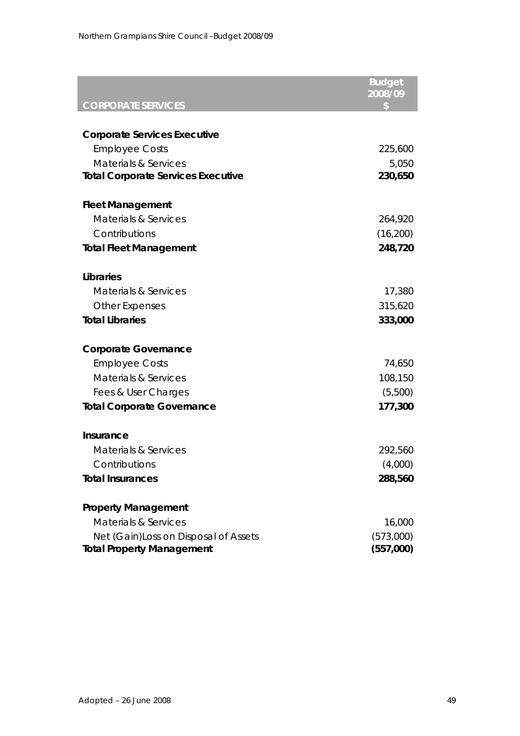| CORPORATE SERVICES | Budget 2008/09 $ |
|---|---|
| **Corporate Services Executive** | |
| Employee Costs | 225,600 |
| Materials & Services | 5,050 |
| **Total Corporate Services Executive** | **230,650** |
| | |
| **Fleet Management** | |
| Materials & Services | 264,920 |
| Contributions | (16,200) |
| **Total Fleet Management** | **248,720** |
| | |
| **Libraries** | |
| Materials & Services | 17,380 |
| Other Expenses | 315,620 |
| **Total Libraries** | **333,000** |
| | |
| **Corporate Governance** | |
| Employee Costs | 74,650 |
| Materials & Services | 108,150 |
| Fees & User Charges | (5,500) |
| **Total Corporate Governance** | **177,300** |
| | |
| **Insurance** | |
| Materials & Services | 292,560 |
| Contributions | (4,000) |
| **Total Insurances** | **288,560** |
| | |
| **Property Management** | |
| Materials & Services | 16,000 |
| Net (Gain)Loss on Disposal of Assets | (573,000) |
| **Total Property Management** | **(557,000)** |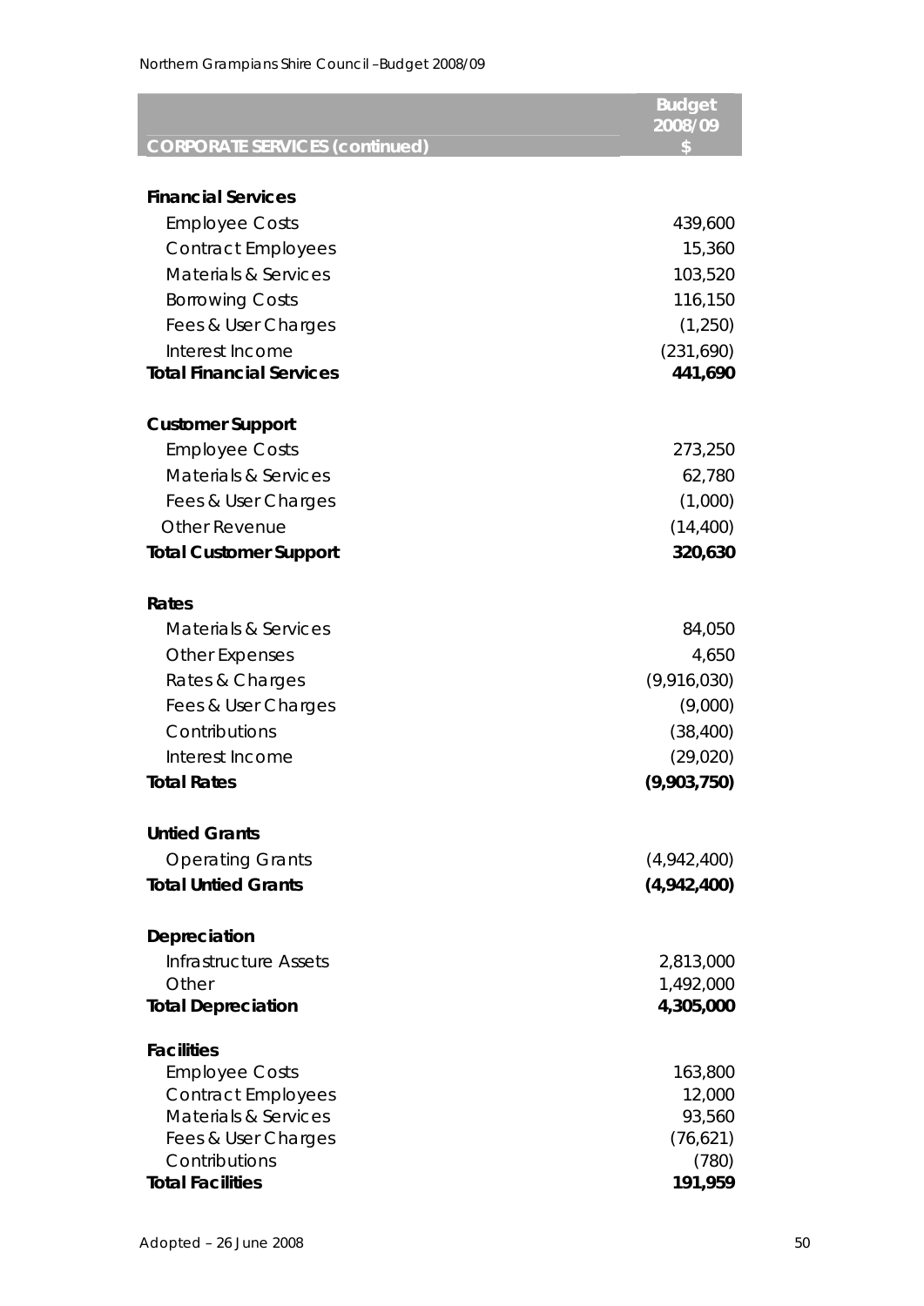| CORPORATE SERVICES (continued) | Budget 2008/09 $ |
|---|---|
| **Financial Services** | |
| Employee Costs | 439,600 |
| Contract Employees | 15,360 |
| Materials & Services | 103,520 |
| Borrowing Costs | 116,150 |
| Fees & User Charges | (1,250) |
| Interest Income | (231,690) |
| **Total Financial Services** | **441,690** |
| **Customer Support** | |
| Employee Costs | 273,250 |
| Materials & Services | 62,780 |
| Fees & User Charges | (1,000) |
| Other Revenue | (14,400) |
| **Total Customer Support** | **320,630** |
| **Rates** | |
| Materials & Services | 84,050 |
| Other Expenses | 4,650 |
| Rates & Charges | (9,916,030) |
| Fees & User Charges | (9,000) |
| Contributions | (38,400) |
| Interest Income | (29,020) |
| **Total Rates** | **(9,903,750)** |
| **Untied Grants** | |
| Operating Grants | (4,942,400) |
| **Total Untied Grants** | **(4,942,400)** |
| **Depreciation** | |
| Infrastructure Assets | 2,813,000 |
| Other | 1,492,000 |
| **Total Depreciation** | **4,305,000** |
| **Facilities** | |
| Employee Costs | 163,800 |
| Contract Employees | 12,000 |
| Materials & Services | 93,560 |
| Fees & User Charges | (76,621) |
| Contributions | (780) |
| **Total Facilities** | **191,959** |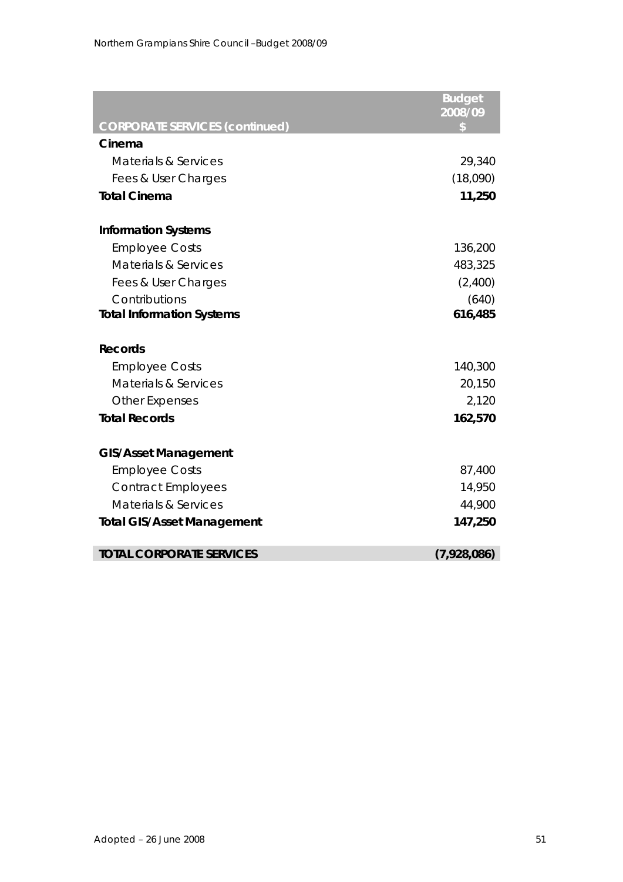| CORPORATE SERVICES (continued) | Budget 2008/09 $ |
|---|---|
| **Cinema** | |
| Materials & Services | 29,340 |
| Fees & User Charges | (18,090) |
| **Total Cinema** | **11,250** |
| | |
| **Information Systems** | |
| Employee Costs | 136,200 |
| Materials & Services | 483,325 |
| Fees & User Charges | (2,400) |
| Contributions | (640) |
| **Total Information Systems** | **616,485** |
| | |
| **Records** | |
| Employee Costs | 140,300 |
| Materials & Services | 20,150 |
| Other Expenses | 2,120 |
| **Total Records** | **162,570** |
| | |
| **GIS/Asset Management** | |
| Employee Costs | 87,400 |
| Contract Employees | 14,950 |
| Materials & Services | 44,900 |
| **Total GIS/Asset Management** | **147,250** |
| | |
| **TOTAL CORPORATE SERVICES** | **(7,928,086)** |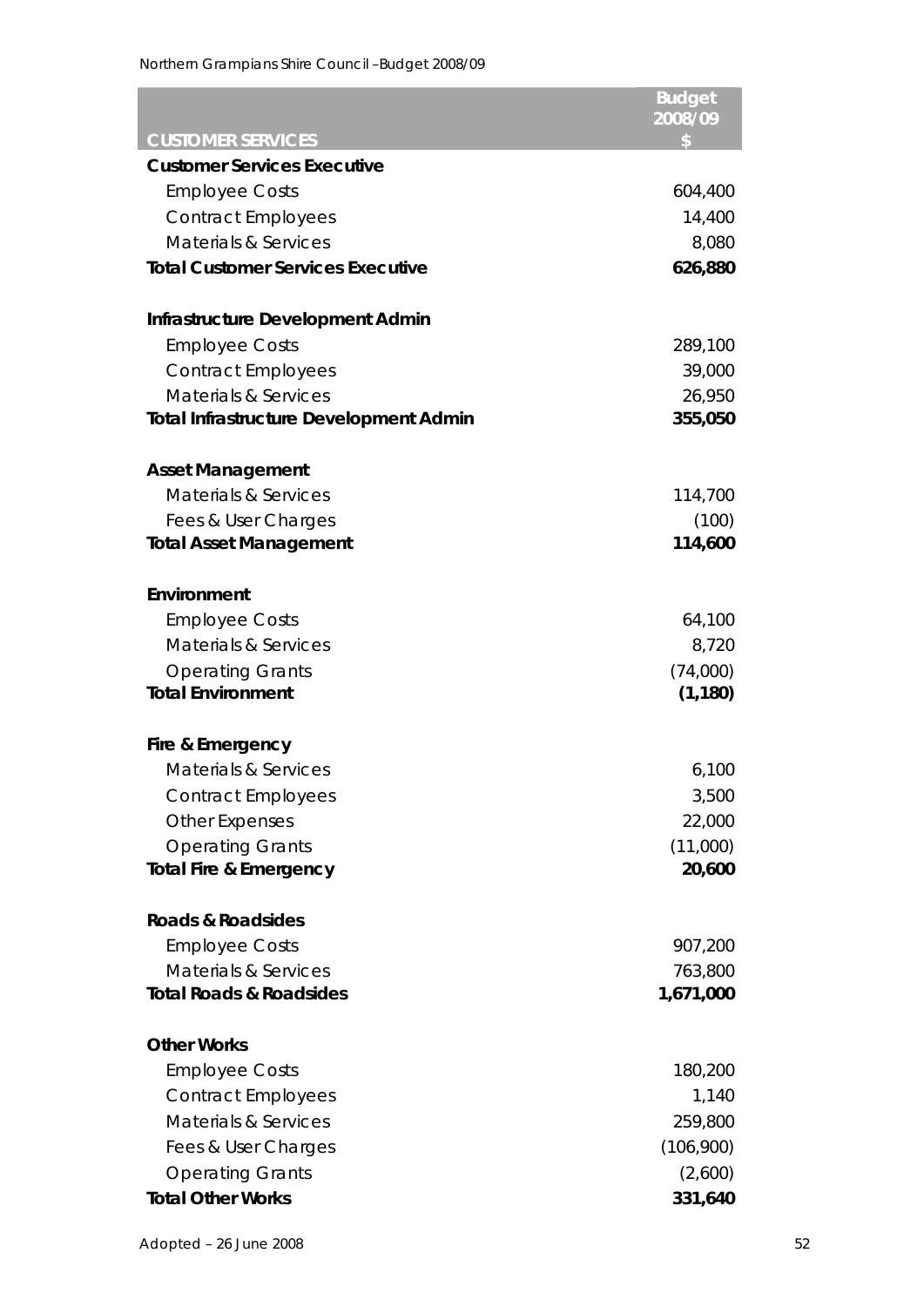| CUSTOMER SERVICES | Budget 2008/09 $ |
|---|---|
| **Customer Services Executive** | |
| Employee Costs | 604,400 |
| Contract Employees | 14,400 |
| Materials & Services | 8,080 |
| **Total Customer Services Executive** | **626,880** |
| | |
| **Infrastructure Development Admin** | |
| Employee Costs | 289,100 |
| Contract Employees | 39,000 |
| Materials & Services | 26,950 |
| **Total Infrastructure Development Admin** | **355,050** |
| | |
| **Asset Management** | |
| Materials & Services | 114,700 |
| Fees & User Charges | (100) |
| **Total Asset Management** | **114,600** |
| | |
| **Environment** | |
| Employee Costs | 64,100 |
| Materials & Services | 8,720 |
| Operating Grants | (74,000) |
| **Total Environment** | **(1,180)** |
| | |
| **Fire & Emergency** | |
| Materials & Services | 6,100 |
| Contract Employees | 3,500 |
| Other Expenses | 22,000 |
| Operating Grants | (11,000) |
| **Total Fire & Emergency** | **20,600** |
| | |
| **Roads & Roadsides** | |
| Employee Costs | 907,200 |
| Materials & Services | 763,800 |
| **Total Roads & Roadsides** | **1,671,000** |
| | |
| **Other Works** | |
| Employee Costs | 180,200 |
| Contract Employees | 1,140 |
| Materials & Services | 259,800 |
| Fees & User Charges | (106,900) |
| Operating Grants | (2,600) |
| **Total Other Works** | **331,640** |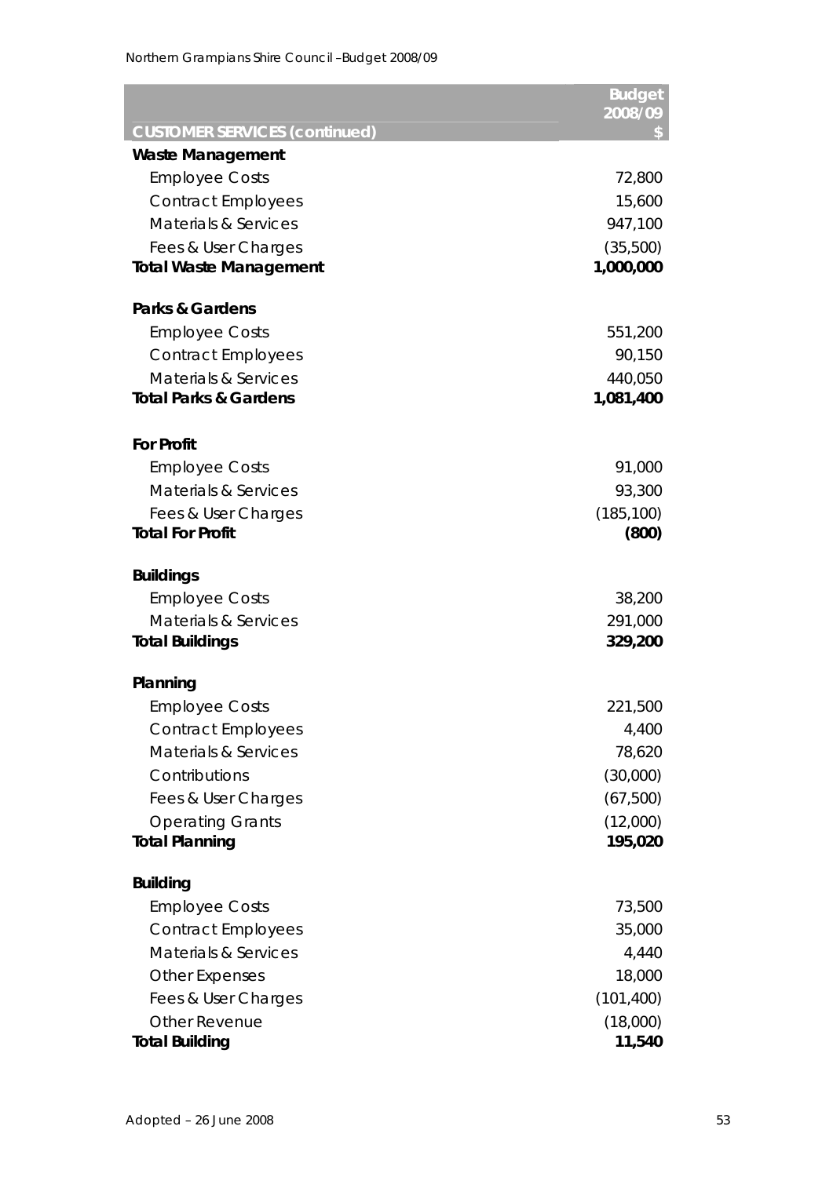| CUSTOMER SERVICES (continued) | Budget 2008/09 $ |
|---|---|
| **Waste Management** | |
| Employee Costs | 72,800 |
| Contract Employees | 15,600 |
| Materials & Services | 947,100 |
| Fees & User Charges | (35,500) |
| **Total Waste Management** | **1,000,000** |
| | |
| **Parks & Gardens** | |
| Employee Costs | 551,200 |
| Contract Employees | 90,150 |
| Materials & Services | 440,050 |
| **Total Parks & Gardens** | **1,081,400** |
| | |
| **For Profit** | |
| Employee Costs | 91,000 |
| Materials & Services | 93,300 |
| Fees & User Charges | (185,100) |
| **Total For Profit** | **(800)** |
| | |
| **Buildings** | |
| Employee Costs | 38,200 |
| Materials & Services | 291,000 |
| **Total Buildings** | **329,200** |
| | |
| **Planning** | |
| Employee Costs | 221,500 |
| Contract Employees | 4,400 |
| Materials & Services | 78,620 |
| Contributions | (30,000) |
| Fees & User Charges | (67,500) |
| Operating Grants | (12,000) |
| **Total Planning** | **195,020** |
| | |
| **Building** | |
| Employee Costs | 73,500 |
| Contract Employees | 35,000 |
| Materials & Services | 4,440 |
| Other Expenses | 18,000 |
| Fees & User Charges | (101,400) |
| Other Revenue | (18,000) |
| **Total Building** | **11,540** |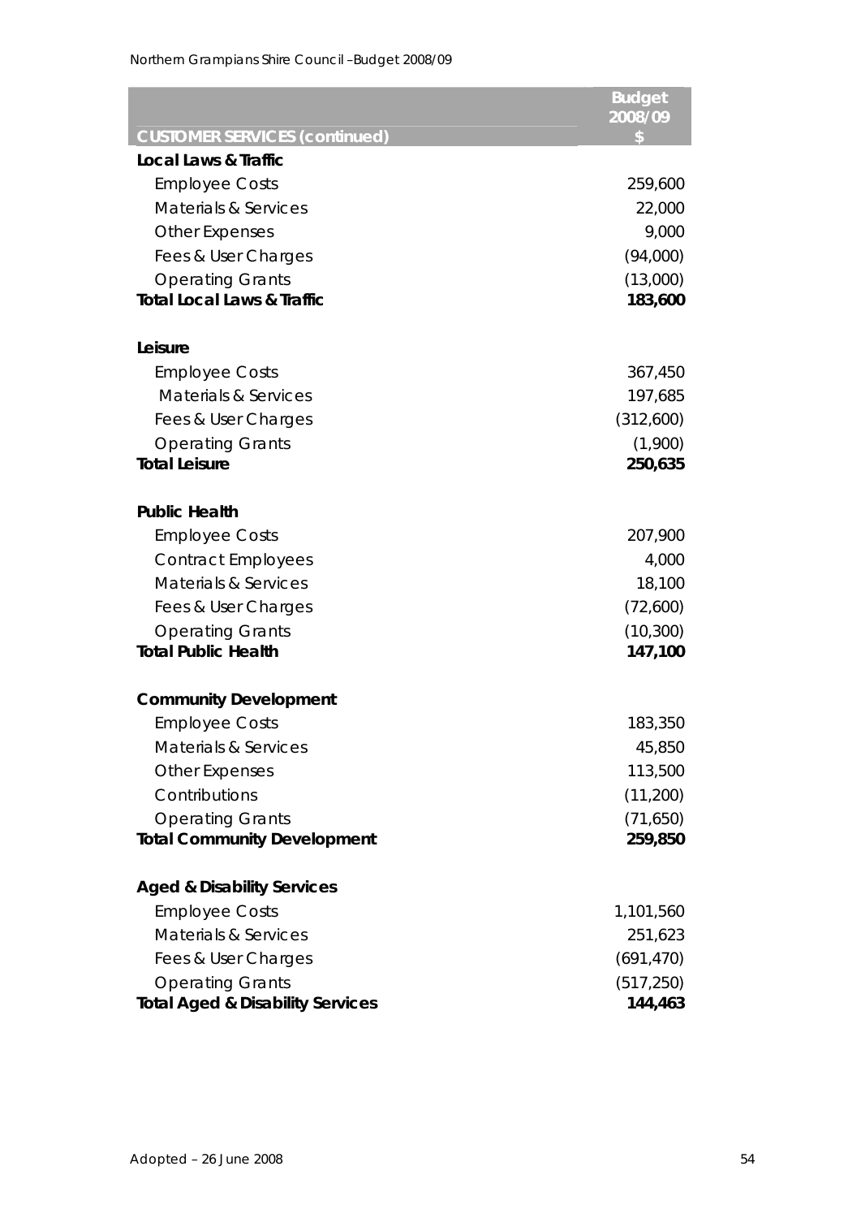| CUSTOMER SERVICES (continued) | Budget 2008/09 $ |
|---|---|
| **Local Laws & Traffic** | |
| Employee Costs | 259,600 |
| Materials & Services | 22,000 |
| Other Expenses | 9,000 |
| Fees & User Charges | (94,000) |
| Operating Grants | (13,000) |
| **Total Local Laws & Traffic** | **183,600** |
| | |
| **Leisure** | |
| Employee Costs | 367,450 |
| Materials & Services | 197,685 |
| Fees & User Charges | (312,600) |
| Operating Grants | (1,900) |
| **Total Leisure** | **250,635** |
| | |
| **Public Health** | |
| Employee Costs | 207,900 |
| Contract Employees | 4,000 |
| Materials & Services | 18,100 |
| Fees & User Charges | (72,600) |
| Operating Grants | (10,300) |
| **Total Public Health** | **147,100** |
| | |
| **Community Development** | |
| Employee Costs | 183,350 |
| Materials & Services | 45,850 |
| Other Expenses | 113,500 |
| Contributions | (11,200) |
| Operating Grants | (71,650) |
| **Total Community Development** | **259,850** |
| | |
| **Aged & Disability Services** | |
| Employee Costs | 1,101,560 |
| Materials & Services | 251,623 |
| Fees & User Charges | (691,470) |
| Operating Grants | (517,250) |
| **Total Aged & Disability Services** | **144,463** |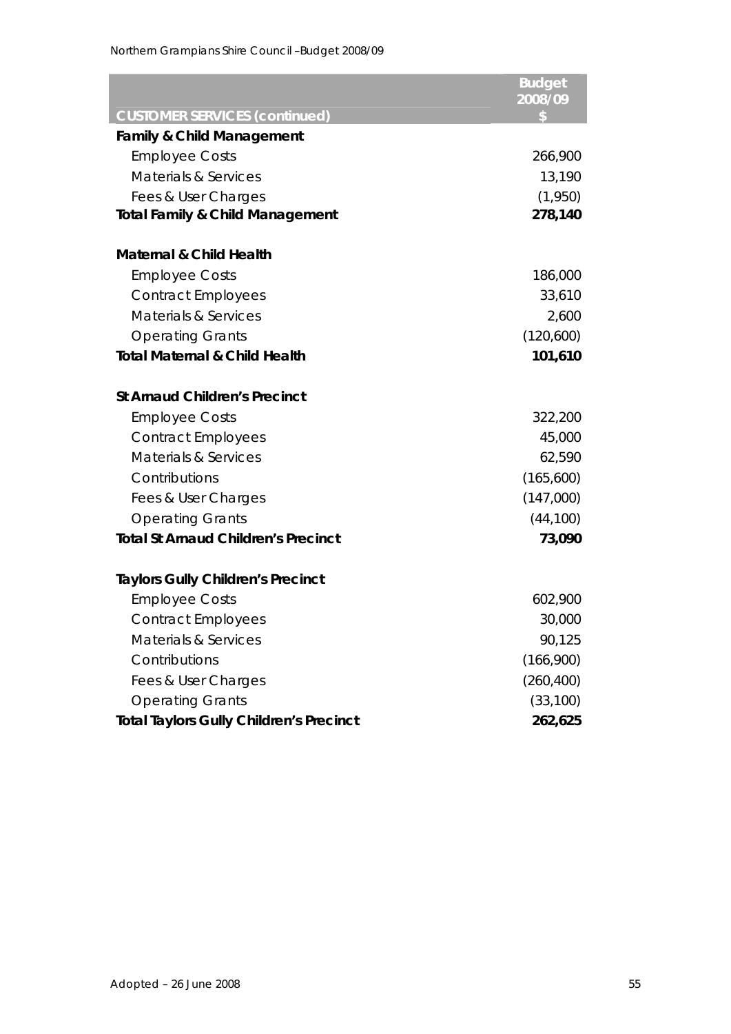| CUSTOMER SERVICES (continued) | Budget 2008/09 $ |
|---|---|
| **Family & Child Management** | |
| Employee Costs | 266,900 |
| Materials & Services | 13,190 |
| Fees & User Charges | (1,950) |
| **Total Family & Child Management** | **278,140** |
| | |
| **Maternal & Child Health** | |
| Employee Costs | 186,000 |
| Contract Employees | 33,610 |
| Materials & Services | 2,600 |
| Operating Grants | (120,600) |
| **Total Maternal & Child Health** | **101,610** |
| | |
| **St Arnaud Children's Precinct** | |
| Employee Costs | 322,200 |
| Contract Employees | 45,000 |
| Materials & Services | 62,590 |
| Contributions | (165,600) |
| Fees & User Charges | (147,000) |
| Operating Grants | (44,100) |
| **Total St Arnaud Children's Precinct** | **73,090** |
| | |
| **Taylors Gully Children's Precinct** | |
| Employee Costs | 602,900 |
| Contract Employees | 30,000 |
| Materials & Services | 90,125 |
| Contributions | (166,900) |
| Fees & User Charges | (260,400) |
| Operating Grants | (33,100) |
| **Total Taylors Gully Children's Precinct** | **262,625** |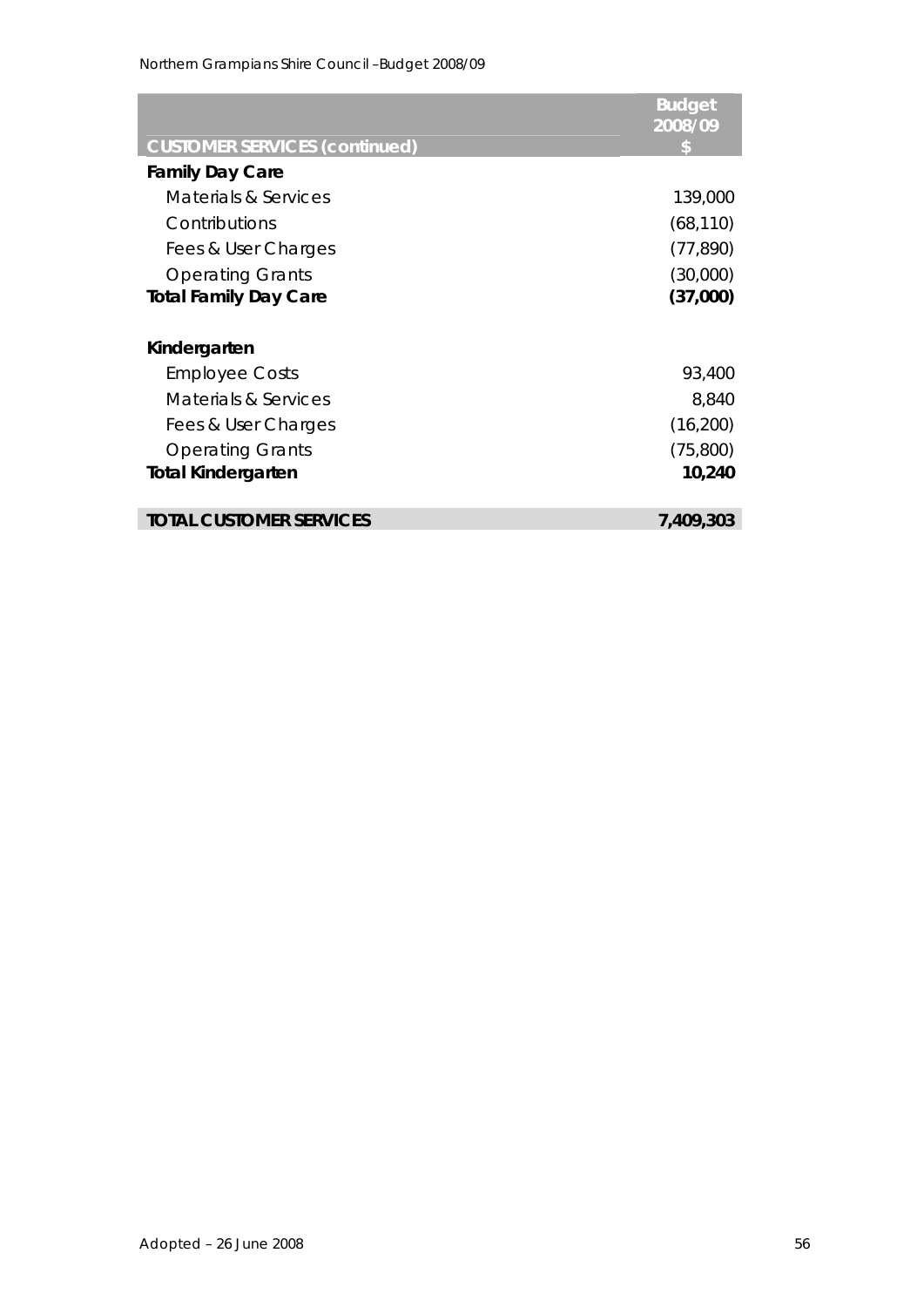| CUSTOMER SERVICES (continued) | Budget 2008/09 $ |
|---|---|
| **Family Day Care** | |
| Materials & Services | 139,000 |
| Contributions | (68,110) |
| Fees & User Charges | (77,890) |
| Operating Grants | (30,000) |
| **Total Family Day Care** | **(37,000)** |
| | |
| **Kindergarten** | |
| Employee Costs | 93,400 |
| Materials & Services | 8,840 |
| Fees & User Charges | (16,200) |
| Operating Grants | (75,800) |
| **Total Kindergarten** | **10,240** |
| | |
| **TOTAL CUSTOMER SERVICES** | **7,409,303** |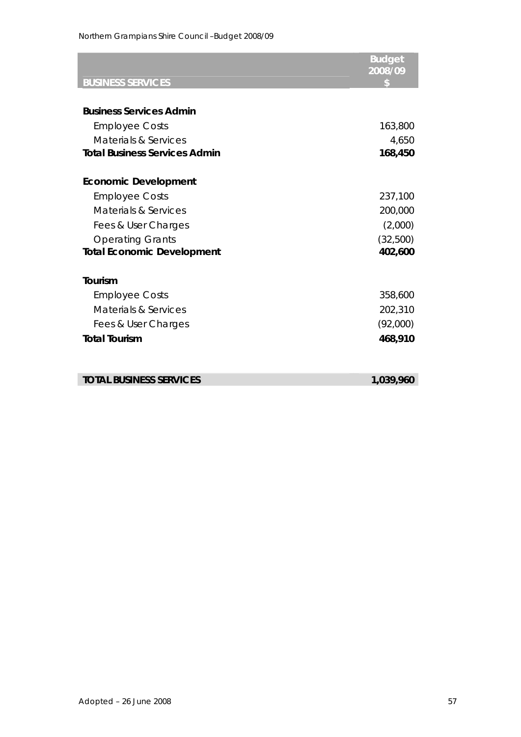| BUSINESS SERVICES | Budget 2008/09 $ |
|---|---|
| **Business Services Admin** | |
| Employee Costs | 163,800 |
| Materials & Services | 4,650 |
| **Total Business Services Admin** | **168,450** |
| **Economic Development** | |
| Employee Costs | 237,100 |
| Materials & Services | 200,000 |
| Fees & User Charges | (2,000) |
| Operating Grants | (32,500) |
| **Total Economic Development** | **402,600** |
| **Tourism** | |
| Employee Costs | 358,600 |
| Materials & Services | 202,310 |
| Fees & User Charges | (92,000) |
| **Total Tourism** | **468,910** |
| **TOTAL BUSINESS SERVICES** | **1,039,960** |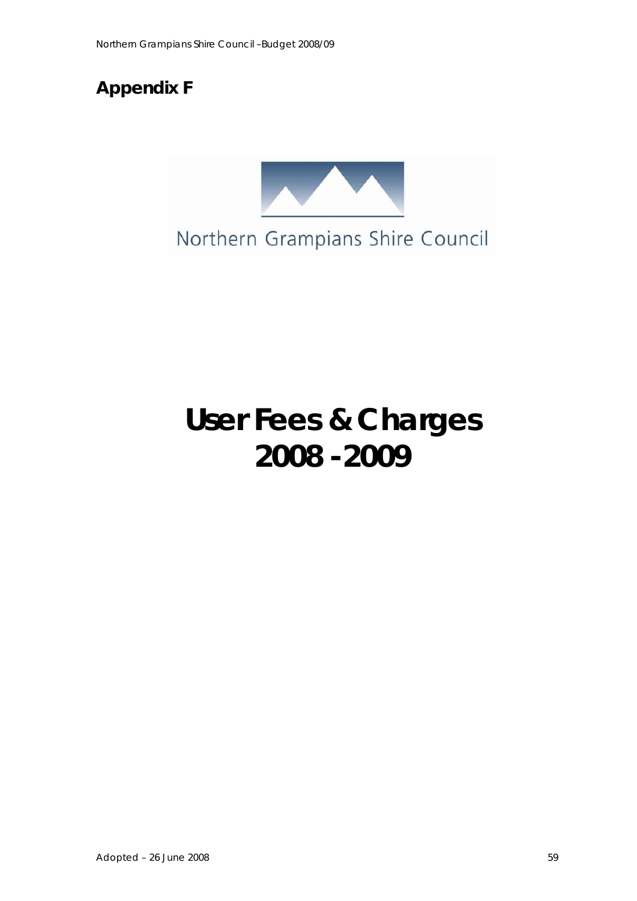# Appendix F

Northern Grampians Shire Council

# User Fees & Charges 2008 - 2009

Adopted – 26 June 2008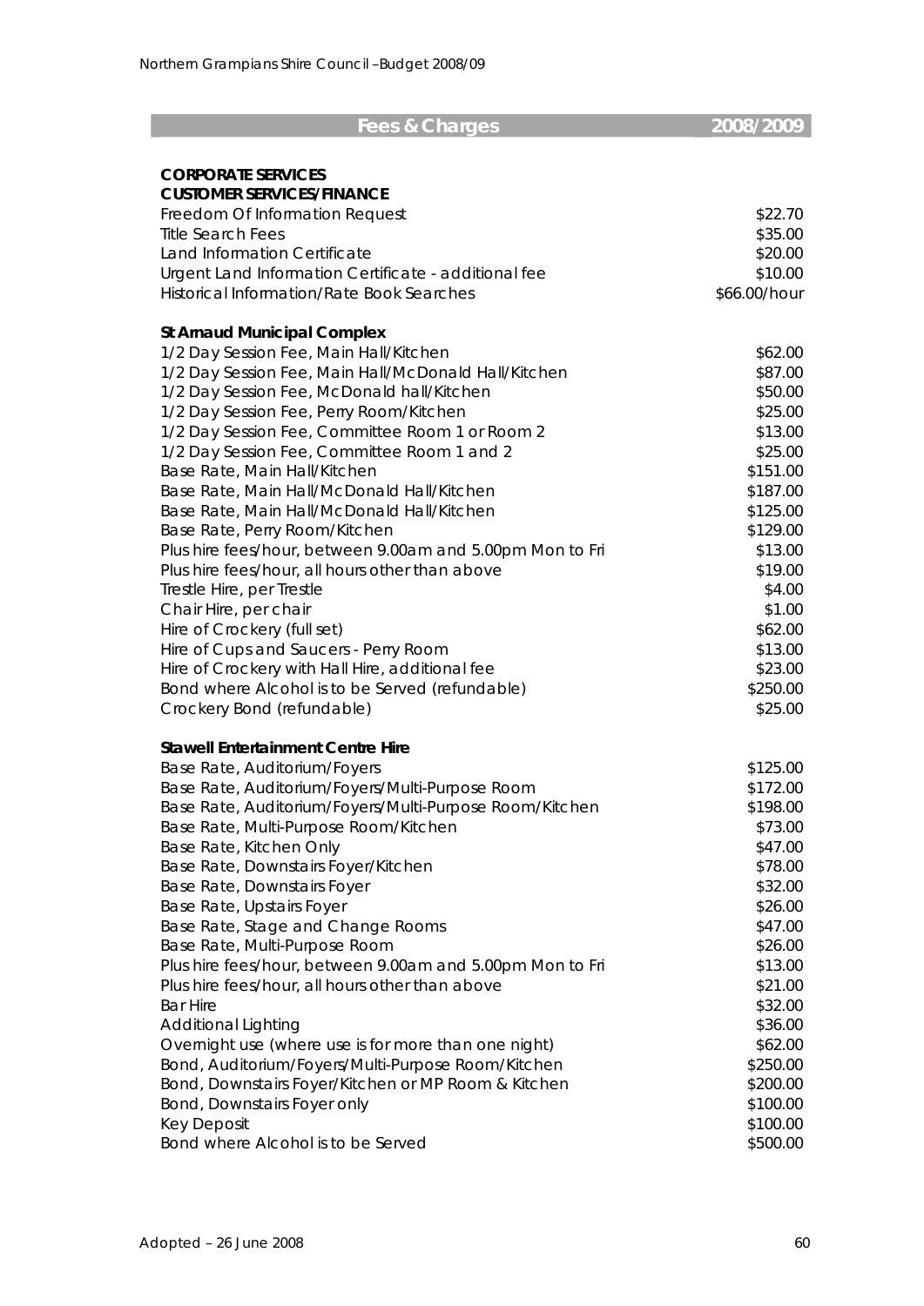| Fees & Charges | 2008/2009 |
|---|---|
| **CORPORATE SERVICES** | |
| **CUSTOMER SERVICES/FINANCE** | |
| Freedom Of Information Request | $22.70 |
| Title Search Fees | $35.00 |
| Land Information Certificate | $20.00 |
| Urgent Land Information Certificate - additional fee | $10.00 |
| Historical Information/Rate Book Searches | $66.00/hour |
| | |
| **St Arnaud Municipal Complex** | |
| 1/2 Day Session Fee, Main Hall/Kitchen | $62.00 |
| 1/2 Day Session Fee, Main Hall/McDonald Hall/Kitchen | $87.00 |
| 1/2 Day Session Fee, McDonald hall/Kitchen | $50.00 |
| 1/2 Day Session Fee, Perry Room/Kitchen | $25.00 |
| 1/2 Day Session Fee, Committee Room 1 or Room 2 | $13.00 |
| 1/2 Day Session Fee, Committee Room 1 and 2 | $25.00 |
| Base Rate, Main Hall/Kitchen | $151.00 |
| Base Rate, Main Hall/McDonald Hall/Kitchen | $187.00 |
| Base Rate, Main Hall/McDonald Hall/Kitchen | $125.00 |
| Base Rate, Perry Room/Kitchen | $129.00 |
| Plus hire fees/hour, between 9.00am and 5.00pm Mon to Fri | $13.00 |
| Plus hire fees/hour, all hours other than above | $19.00 |
| Trestle Hire, per Trestle | $4.00 |
| Chair Hire, per chair | $1.00 |
| Hire of Crockery (full set) | $62.00 |
| Hire of Cups and Saucers - Perry Room | $13.00 |
| Hire of Crockery with Hall Hire, additional fee | $23.00 |
| Bond where Alcohol is to be Served (refundable) | $250.00 |
| Crockery Bond (refundable) | $25.00 |
| | |
| **Stawell Entertainment Centre Hire** | |
| Base Rate, Auditorium/Foyers | $125.00 |
| Base Rate, Auditorium/Foyers/Multi-Purpose Room | $172.00 |
| Base Rate, Auditorium/Foyers/Multi-Purpose Room/Kitchen | $198.00 |
| Base Rate, Multi-Purpose Room/Kitchen | $73.00 |
| Base Rate, Kitchen Only | $47.00 |
| Base Rate, Downstairs Foyer/Kitchen | $78.00 |
| Base Rate, Downstairs Foyer | $32.00 |
| Base Rate, Upstairs Foyer | $26.00 |
| Base Rate, Stage and Change Rooms | $47.00 |
| Base Rate, Multi-Purpose Room | $26.00 |
| Plus hire fees/hour, between 9.00am and 5.00pm Mon to Fri | $13.00 |
| Plus hire fees/hour, all hours other than above | $21.00 |
| Bar Hire | $32.00 |
| Additional Lighting | $36.00 |
| Overnight use (where use is for more than one night) | $62.00 |
| Bond, Auditorium/Foyers/Multi-Purpose Room/Kitchen | $250.00 |
| Bond, Downstairs Foyer/Kitchen or MP Room & Kitchen | $200.00 |
| Bond, Downstairs Foyer only | $100.00 |
| Key Deposit | $100.00 |
| Bond where Alcohol is to be Served | $500.00 |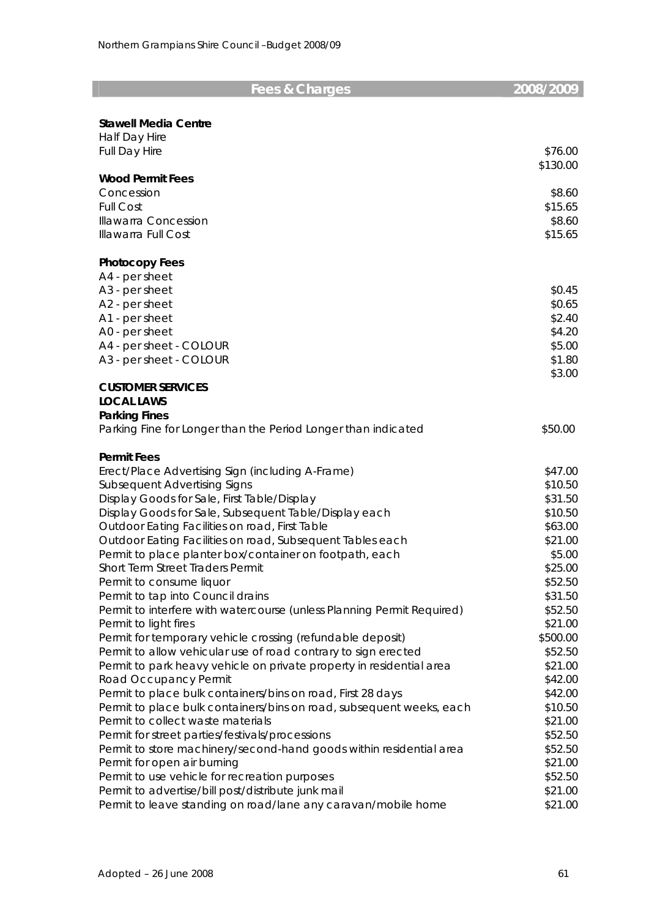| Fees & Charges | 2008/2009 |
|---|---|
| **Stawell Media Centre** | |
| Half Day Hire | |
| Full Day Hire | $76.00 |
| | $130.00 |
| **Wood Permit Fees** | |
| Concession | $8.60 |
| Full Cost | $15.65 |
| Illawarra Concession | $8.60 |
| Illawarra Full Cost | $15.65 |
| | |
| **Photocopy Fees** | |
| A4 - per sheet | |
| A3 - per sheet | $0.45 |
| A2 - per sheet | $0.65 |
| A1 - per sheet | $2.40 |
| A0 - per sheet | $4.20 |
| A4 - per sheet - COLOUR | $5.00 |
| A3 - per sheet - COLOUR | $1.80 |
| | $3.00 |
| **CUSTOMER SERVICES** | |
| **LOCAL LAWS** | |
| **Parking Fines** | |
| Parking Fine for Longer than the Period Longer than indicated | $50.00 |
| | |
| **Permit Fees** | |
| Erect/Place Advertising Sign (including A-Frame) | $47.00 |
| Subsequent Advertising Signs | $10.50 |
| Display Goods for Sale, First Table/Display | $31.50 |
| Display Goods for Sale, Subsequent Table/Display each | $10.50 |
| Outdoor Eating Facilities on road, First Table | $63.00 |
| Outdoor Eating Facilities on road, Subsequent Tables each | $21.00 |
| Permit to place planter box/container on footpath, each | $5.00 |
| Short Term Street Traders Permit | $25.00 |
| Permit to consume liquor | $52.50 |
| Permit to tap into Council drains | $31.50 |
| Permit to interfere with watercourse (unless Planning Permit Required) | $52.50 |
| Permit to light fires | $21.00 |
| Permit for temporary vehicle crossing (refundable deposit) | $500.00 |
| Permit to allow vehicular use of road contrary to sign erected | $52.50 |
| Permit to park heavy vehicle on private property in residential area | $21.00 |
| Road Occupancy Permit | $42.00 |
| Permit to place bulk containers/bins on road, First 28 days | $42.00 |
| Permit to place bulk containers/bins on road, subsequent weeks, each | $10.50 |
| Permit to collect waste materials | $21.00 |
| Permit for street parties/festivals/processions | $52.50 |
| Permit to store machinery/second-hand goods within residential area | $52.50 |
| Permit for open air burning | $21.00 |
| Permit to use vehicle for recreation purposes | $52.50 |
| Permit to advertise/bill post/distribute junk mail | $21.00 |
| Permit to leave standing on road/lane any caravan/mobile home | $21.00 |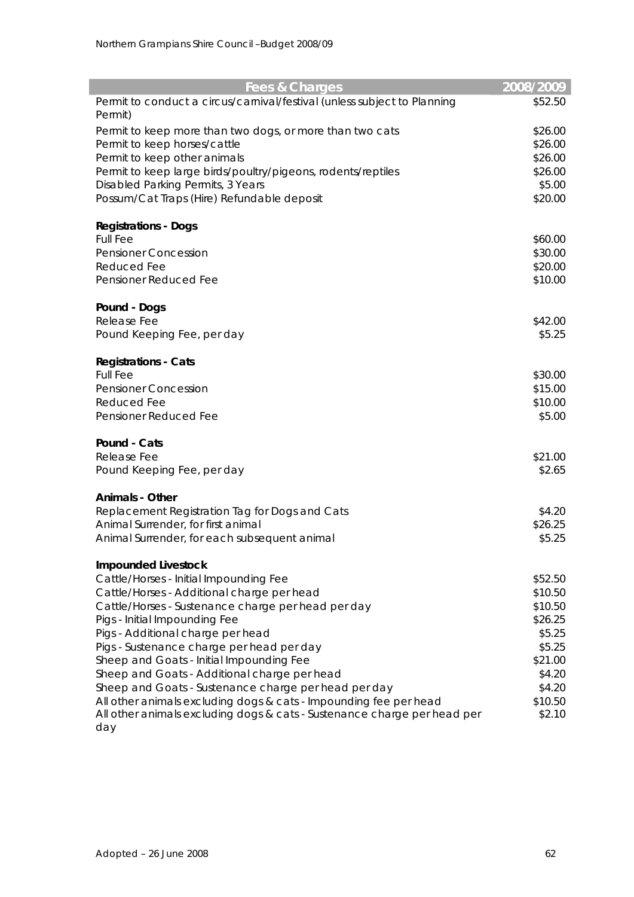| Fees & Charges | 2008/2009 |
|---|---|
| Permit to conduct a circus/carnival/festival (unless subject to Planning Permit) | $52.50 |
| Permit to keep more than two dogs, or more than two cats | $26.00 |
| Permit to keep horses/cattle | $26.00 |
| Permit to keep other animals | $26.00 |
| Permit to keep large birds/poultry/pigeons, rodents/reptiles | $26.00 |
| Disabled Parking Permits, 3 Years | $5.00 |
| Possum/Cat Traps (Hire) Refundable deposit | $20.00 |
| **Registrations - Dogs** | |
| Full Fee | $60.00 |
| Pensioner Concession | $30.00 |
| Reduced Fee | $20.00 |
| Pensioner Reduced Fee | $10.00 |
| **Pound - Dogs** | |
| Release Fee | $42.00 |
| Pound Keeping Fee, per day | $5.25 |
| **Registrations - Cats** | |
| Full Fee | $30.00 |
| Pensioner Concession | $15.00 |
| Reduced Fee | $10.00 |
| Pensioner Reduced Fee | $5.00 |
| **Pound - Cats** | |
| Release Fee | $21.00 |
| Pound Keeping Fee, per day | $2.65 |
| **Animals - Other** | |
| Replacement Registration Tag for Dogs and Cats | $4.20 |
| Animal Surrender, for first animal | $26.25 |
| Animal Surrender, for each subsequent animal | $5.25 |
| **Impounded Livestock** | |
| Cattle/Horses - Initial Impounding Fee | $52.50 |
| Cattle/Horses - Additional charge per head | $10.50 |
| Cattle/Horses - Sustenance charge per head per day | $10.50 |
| Pigs - Initial Impounding Fee | $26.25 |
| Pigs - Additional charge per head | $5.25 |
| Pigs - Sustenance charge per head per day | $5.25 |
| Sheep and Goats - Initial Impounding Fee | $21.00 |
| Sheep and Goats - Additional charge per head | $4.20 |
| Sheep and Goats - Sustenance charge per head per day | $4.20 |
| All other animals excluding dogs & cats - Impounding fee per head | $10.50 |
| All other animals excluding dogs & cats - Sustenance charge per head per day | $2.10 |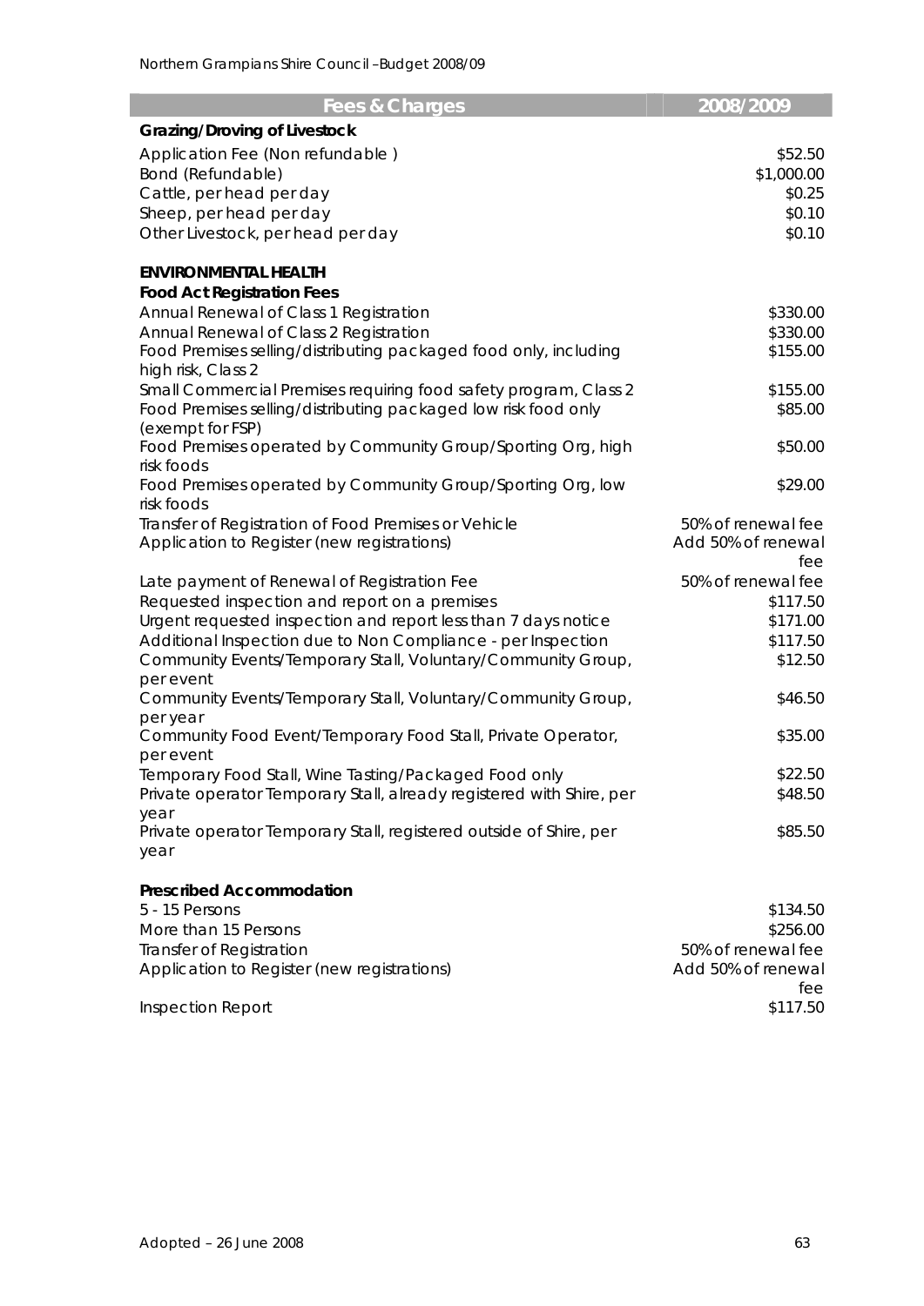| Fees & Charges | 2008/2009 |
|---|---|
| **Grazing/Droving of Livestock** | |
| Application Fee (Non refundable ) | $52.50 |
| Bond (Refundable) | $1,000.00 |
| Cattle, per head per day | $0.25 |
| Sheep, per head per day | $0.10 |
| Other Livestock, per head per day | $0.10 |
| | |
| **ENVIRONMENTAL HEALTH** | |
| **Food Act Registration Fees** | |
| Annual Renewal of Class 1 Registration | $330.00 |
| Annual Renewal of Class 2 Registration | $330.00 |
| Food Premises selling/distributing packaged food only, including high risk, Class 2 | $155.00 |
| Small Commercial Premises requiring food safety program, Class 2 | $155.00 |
| Food Premises selling/distributing packaged low risk food only (exempt for FSP) | $85.00 |
| Food Premises operated by Community Group/Sporting Org, high risk foods | $50.00 |
| Food Premises operated by Community Group/Sporting Org, low risk foods | $29.00 |
| Transfer of Registration of Food Premises or Vehicle | 50% of renewal fee |
| Application to Register (new registrations) | Add 50% of renewal fee |
| Late payment of Renewal of Registration Fee | 50% of renewal fee |
| Requested inspection and report on a premises | $117.50 |
| Urgent requested inspection and report less than 7 days notice | $171.00 |
| Additional Inspection due to Non Compliance - per Inspection | $117.50 |
| Community Events/Temporary Stall, Voluntary/Community Group, per event | $12.50 |
| Community Events/Temporary Stall, Voluntary/Community Group, per year | $46.50 |
| Community Food Event/Temporary Food Stall, Private Operator, per event | $35.00 |
| Temporary Food Stall, Wine Tasting/Packaged Food only | $22.50 |
| Private operator Temporary Stall, already registered with Shire, per year | $48.50 |
| Private operator Temporary Stall, registered outside of Shire, per year | $85.50 |
| | |
| **Prescribed Accommodation** | |
| 5 - 15 Persons | $134.50 |
| More than 15 Persons | $256.00 |
| Transfer of Registration | 50% of renewal fee |
| Application to Register (new registrations) | Add 50% of renewal fee |
| Inspection Report | $117.50 |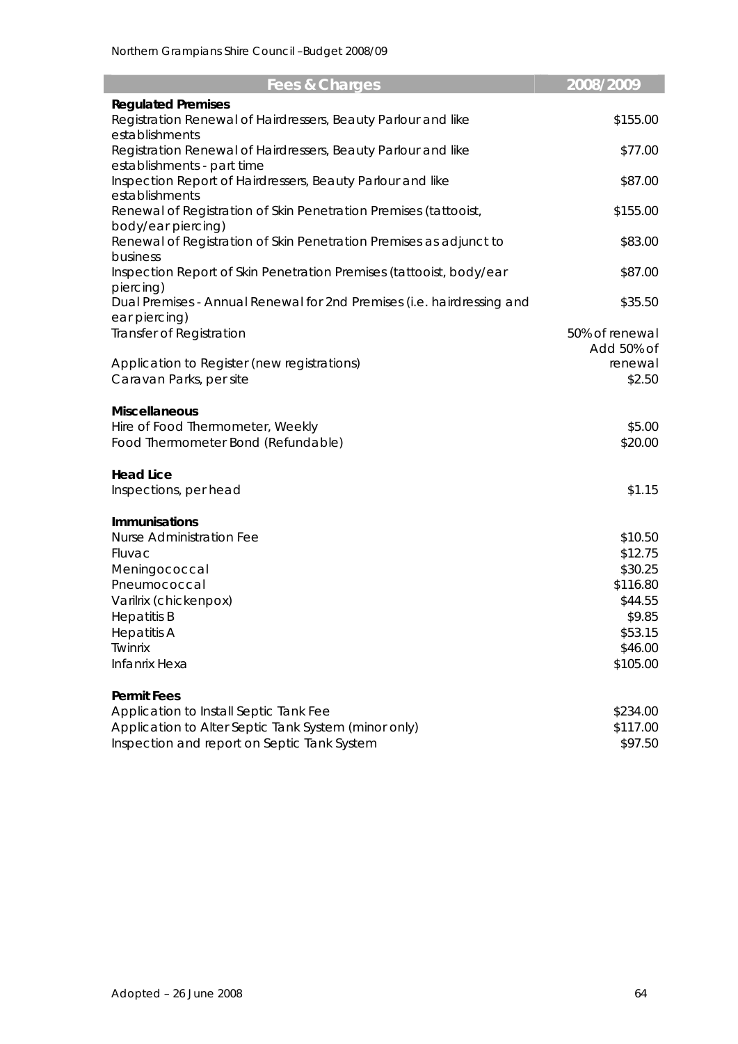| Fees & Charges | 2008/2009 |
| --- | --- |
| **Regulated Premises** | |
| Registration Renewal of Hairdressers, Beauty Parlour and like establishments | $155.00 |
| Registration Renewal of Hairdressers, Beauty Parlour and like establishments - part time | $77.00 |
| Inspection Report of Hairdressers, Beauty Parlour and like establishments | $87.00 |
| Renewal of Registration of Skin Penetration Premises (tattooist, body/ear piercing) | $155.00 |
| Renewal of Registration of Skin Penetration Premises as adjunct to business | $83.00 |
| Inspection Report of Skin Penetration Premises (tattooist, body/ear piercing) | $87.00 |
| Dual Premises - Annual Renewal for 2nd Premises (i.e. hairdressing and ear piercing) | $35.50 |
| Transfer of Registration | 50% of renewal |
| Application to Register (new registrations) | Add 50% of renewal |
| Caravan Parks, per site | $2.50 |
| | |
| **Miscellaneous** | |
| Hire of Food Thermometer, Weekly | $5.00 |
| Food Thermometer Bond (Refundable) | $20.00 |
| | |
| **Head Lice** | |
| Inspections, per head | $1.15 |
| | |
| **Immunisations** | |
| Nurse Administration Fee | $10.50 |
| Fluvac | $12.75 |
| Meningococcal | $30.25 |
| Pneumococcal | $116.80 |
| Varilrix (chickenpox) | $44.55 |
| Hepatitis B | $9.85 |
| Hepatitis A | $53.15 |
| Twinrix | $46.00 |
| Infanrix Hexa | $105.00 |
| | |
| **Permit Fees** | |
| Application to Install Septic Tank Fee | $234.00 |
| Application to Alter Septic Tank System (minor only) | $117.00 |
| Inspection and report on Septic Tank System | $97.50 |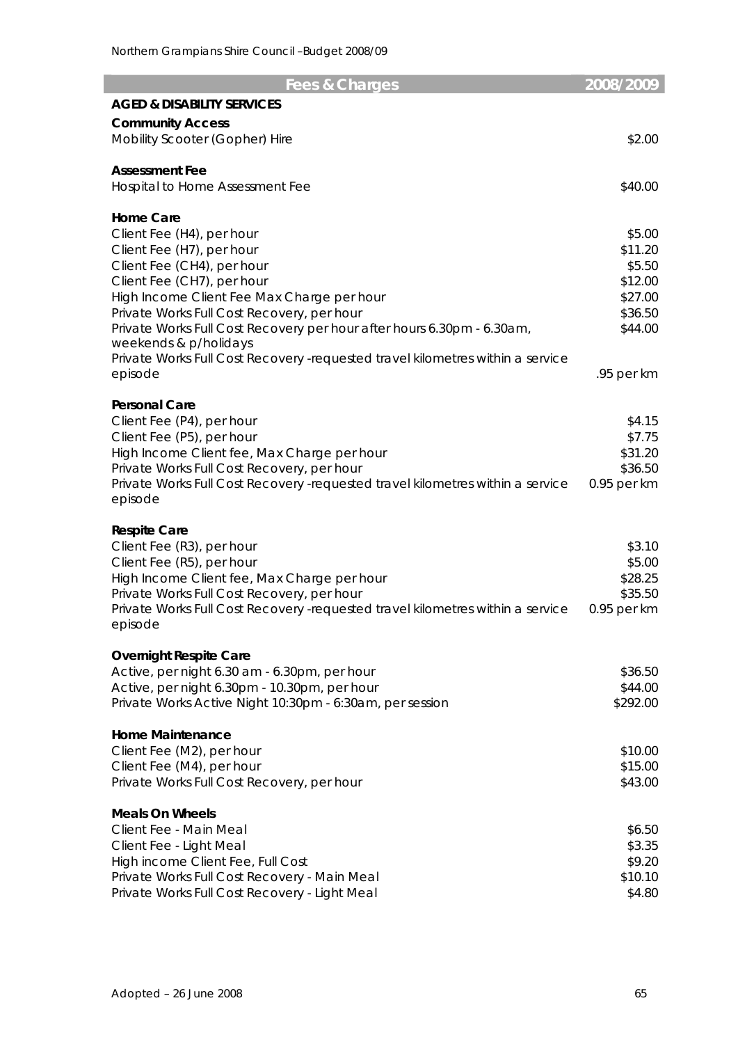| Fees & Charges | 2008/2009 |
|---|---|
| **AGED & DISABILITY SERVICES** | |
| **Community Access** | |
| Mobility Scooter (Gopher) Hire | $2.00 |
| **Assessment Fee** | |
| Hospital to Home Assessment Fee | $40.00 |
| **Home Care** | |
| Client Fee (H4), per hour | $5.00 |
| Client Fee (H7), per hour | $11.20 |
| Client Fee (CH4), per hour | $5.50 |
| Client Fee (CH7), per hour | $12.00 |
| High Income Client Fee Max Charge per hour | $27.00 |
| Private Works Full Cost Recovery, per hour | $36.50 |
| Private Works Full Cost Recovery per hour after hours 6.30pm - 6.30am, weekends & p/holidays | $44.00 |
| Private Works Full Cost Recovery -requested travel kilometres within a service episode | .95 per km |
| **Personal Care** | |
| Client Fee (P4), per hour | $4.15 |
| Client Fee (P5), per hour | $7.75 |
| High Income Client fee, Max Charge per hour | $31.20 |
| Private Works Full Cost Recovery, per hour | $36.50 |
| Private Works Full Cost Recovery -requested travel kilometres within a service episode | 0.95 per km |
| **Respite Care** | |
| Client Fee (R3), per hour | $3.10 |
| Client Fee (R5), per hour | $5.00 |
| High Income Client fee, Max Charge per hour | $28.25 |
| Private Works Full Cost Recovery, per hour | $35.50 |
| Private Works Full Cost Recovery -requested travel kilometres within a service episode | 0.95 per km |
| **Overnight Respite Care** | |
| Active, per night 6.30 am - 6.30pm, per hour | $36.50 |
| Active, per night 6.30pm - 10.30pm, per hour | $44.00 |
| Private Works Active Night 10:30pm - 6:30am, per session | $292.00 |
| **Home Maintenance** | |
| Client Fee (M2), per hour | $10.00 |
| Client Fee (M4), per hour | $15.00 |
| Private Works Full Cost Recovery, per hour | $43.00 |
| **Meals On Wheels** | |
| Client Fee - Main Meal | $6.50 |
| Client Fee - Light Meal | $3.35 |
| High income Client Fee, Full Cost | $9.20 |
| Private Works Full Cost Recovery - Main Meal | $10.10 |
| Private Works Full Cost Recovery - Light Meal | $4.80 |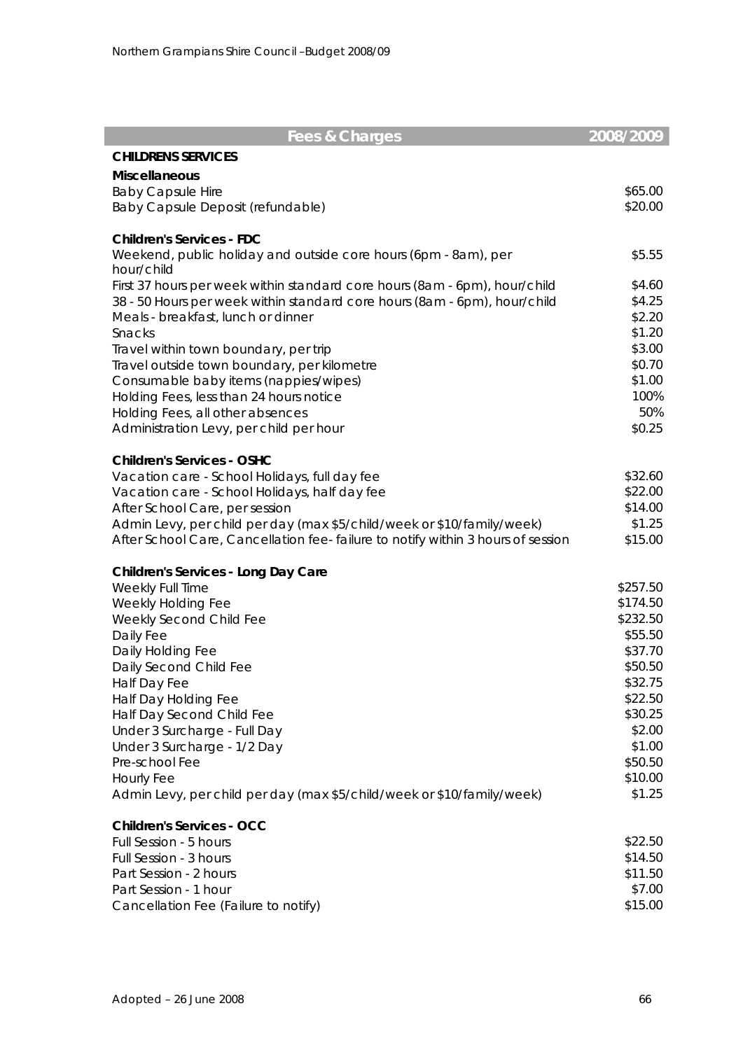| Fees & Charges | 2008/2009 |
|---|---|
| **CHILDRENS SERVICES** | |
| **Miscellaneous** | |
| Baby Capsule Hire | $65.00 |
| Baby Capsule Deposit (refundable) | $20.00 |
| | |
| **Children's Services - FDC** | |
| Weekend, public holiday and outside core hours (6pm - 8am), per hour/child | $5.55 |
| First 37 hours per week within standard core hours (8am - 6pm), hour/child | $4.60 |
| 38 - 50 Hours per week within standard core hours (8am - 6pm), hour/child | $4.25 |
| Meals - breakfast, lunch or dinner | $2.20 |
| Snacks | $1.20 |
| Travel within town boundary, per trip | $3.00 |
| Travel outside town boundary, per kilometre | $0.70 |
| Consumable baby items (nappies/wipes) | $1.00 |
| Holding Fees, less than 24 hours notice | 100% |
| Holding Fees, all other absences | 50% |
| Administration Levy, per child per hour | $0.25 |
| | |
| **Children's Services - OSHC** | |
| Vacation care - School Holidays, full day fee | $32.60 |
| Vacation care - School Holidays, half day fee | $22.00 |
| After School Care, per session | $14.00 |
| Admin Levy, per child per day (max $5/child/week or $10/family/week) | $1.25 |
| After School Care, Cancellation fee- failure to notify within 3 hours of session | $15.00 |
| | |
| **Children's Services - Long Day Care** | |
| Weekly Full Time | $257.50 |
| Weekly Holding Fee | $174.50 |
| Weekly Second Child Fee | $232.50 |
| Daily Fee | $55.50 |
| Daily Holding Fee | $37.70 |
| Daily Second Child Fee | $50.50 |
| Half Day Fee | $32.75 |
| Half Day Holding Fee | $22.50 |
| Half Day Second Child Fee | $30.25 |
| Under 3 Surcharge - Full Day | $2.00 |
| Under 3 Surcharge - 1/2 Day | $1.00 |
| Pre-school Fee | $50.50 |
| Hourly Fee | $10.00 |
| Admin Levy, per child per day (max $5/child/week or $10/family/week) | $1.25 |
| | |
| **Children's Services - OCC** | |
| Full Session - 5 hours | $22.50 |
| Full Session - 3 hours | $14.50 |
| Part Session - 2 hours | $11.50 |
| Part Session - 1 hour | $7.00 |
| Cancellation Fee (Failure to notify) | $15.00 |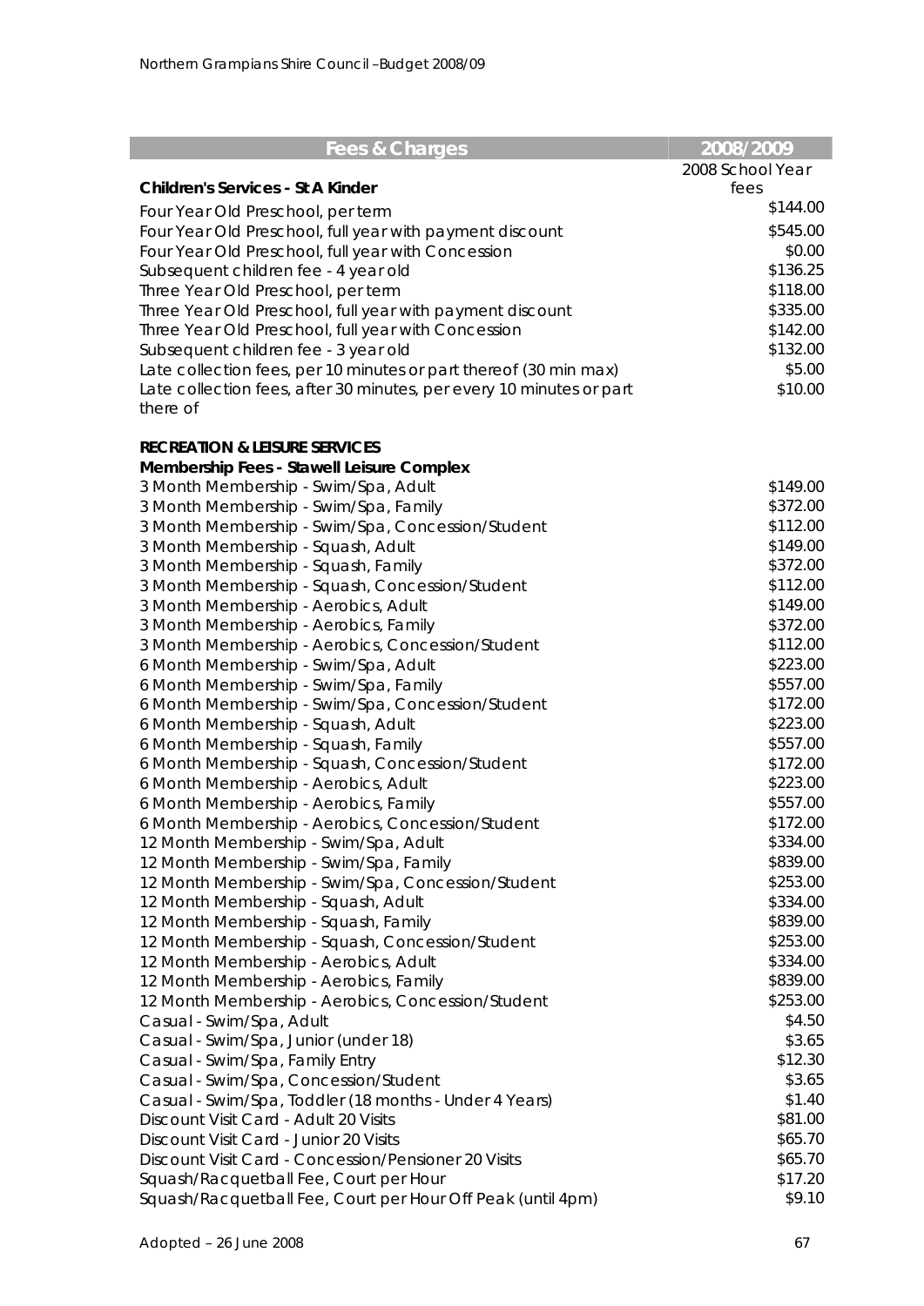| Fees & Charges | 2008/2009 |
|---|---|
| **Children's Services - St A Kinder** | 2008 School Year fees |
| Four Year Old Preschool, per term | \$144.00 |
| Four Year Old Preschool, full year with payment discount | \$545.00 |
| Four Year Old Preschool, full year with Concession | \$0.00 |
| Subsequent children fee - 4 year old | \$136.25 |
| Three Year Old Preschool, per term | \$118.00 |
| Three Year Old Preschool, full year with payment discount | \$335.00 |
| Three Year Old Preschool, full year with Concession | \$142.00 |
| Subsequent children fee - 3 year old | \$132.00 |
| Late collection fees, per 10 minutes or part thereof (30 min max) | \$5.00 |
| Late collection fees, after 30 minutes, per every 10 minutes or part there of | \$10.00 |
| | |
| **RECREATION & LEISURE SERVICES** | |
| **Membership Fees - Stawell Leisure Complex** | |
| 3 Month Membership - Swim/Spa, Adult | \$149.00 |
| 3 Month Membership - Swim/Spa, Family | \$372.00 |
| 3 Month Membership - Swim/Spa, Concession/Student | \$112.00 |
| 3 Month Membership - Squash, Adult | \$149.00 |
| 3 Month Membership - Squash, Family | \$372.00 |
| 3 Month Membership - Squash, Concession/Student | \$112.00 |
| 3 Month Membership - Aerobics, Adult | \$149.00 |
| 3 Month Membership - Aerobics, Family | \$372.00 |
| 3 Month Membership - Aerobics, Concession/Student | \$112.00 |
| 6 Month Membership - Swim/Spa, Adult | \$223.00 |
| 6 Month Membership - Swim/Spa, Family | \$557.00 |
| 6 Month Membership - Swim/Spa, Concession/Student | \$172.00 |
| 6 Month Membership - Squash, Adult | \$223.00 |
| 6 Month Membership - Squash, Family | \$557.00 |
| 6 Month Membership - Squash, Concession/Student | \$172.00 |
| 6 Month Membership - Aerobics, Adult | \$223.00 |
| 6 Month Membership - Aerobics, Family | \$557.00 |
| 6 Month Membership - Aerobics, Concession/Student | \$172.00 |
| 12 Month Membership - Swim/Spa, Adult | \$334.00 |
| 12 Month Membership - Swim/Spa, Family | \$839.00 |
| 12 Month Membership - Swim/Spa, Concession/Student | \$253.00 |
| 12 Month Membership - Squash, Adult | \$334.00 |
| 12 Month Membership - Squash, Family | \$839.00 |
| 12 Month Membership - Squash, Concession/Student | \$253.00 |
| 12 Month Membership - Aerobics, Adult | \$334.00 |
| 12 Month Membership - Aerobics, Family | \$839.00 |
| 12 Month Membership - Aerobics, Concession/Student | \$253.00 |
| Casual - Swim/Spa, Adult | \$4.50 |
| Casual - Swim/Spa, Junior (under 18) | \$3.65 |
| Casual - Swim/Spa, Family Entry | \$12.30 |
| Casual - Swim/Spa, Concession/Student | \$3.65 |
| Casual - Swim/Spa, Toddler (18 months - Under 4 Years) | \$1.40 |
| Discount Visit Card - Adult 20 Visits | \$81.00 |
| Discount Visit Card - Junior 20 Visits | \$65.70 |
| Discount Visit Card - Concession/Pensioner 20 Visits | \$65.70 |
| Squash/Racquetball Fee, Court per Hour | \$17.20 |
| Squash/Racquetball Fee, Court per Hour Off Peak (until 4pm) | \$9.10 |

Adopted – 26 June 2008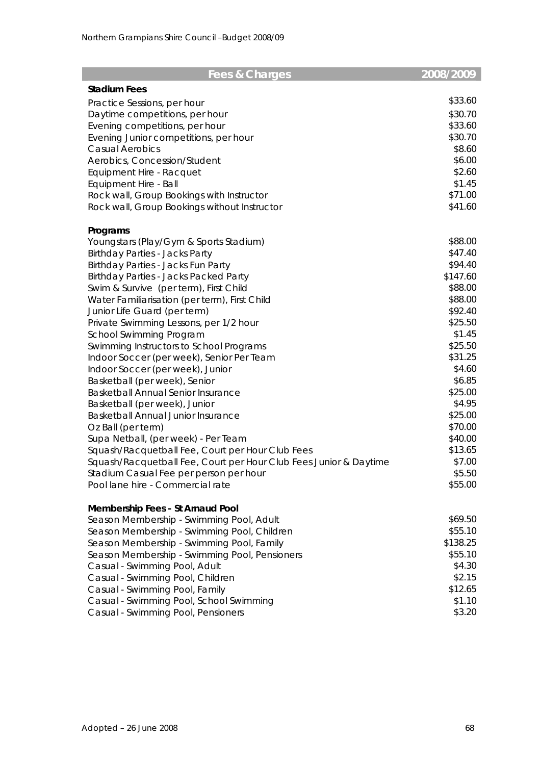| Fees & Charges | 2008/2009 |
|---|---|
| **Stadium Fees** | |
| Practice Sessions, per hour | $33.60 |
| Daytime competitions, per hour | $30.70 |
| Evening competitions, per hour | $33.60 |
| Evening Junior competitions, per hour | $30.70 |
| Casual Aerobics | $8.60 |
| Aerobics, Concession/Student | $6.00 |
| Equipment Hire - Racquet | $2.60 |
| Equipment Hire - Ball | $1.45 |
| Rock wall, Group Bookings with Instructor | $71.00 |
| Rock wall, Group Bookings without Instructor | $41.60 |
| **Programs** | |
| Youngstars (Play/Gym & Sports Stadium) | $88.00 |
| Birthday Parties - Jacks Party | $47.40 |
| Birthday Parties - Jacks Fun Party | $94.40 |
| Birthday Parties - Jacks Packed Party | $147.60 |
| Swim & Survive (per term), First Child | $88.00 |
| Water Familiarisation (per term), First Child | $88.00 |
| Junior Life Guard (per term) | $92.40 |
| Private Swimming Lessons, per 1/2 hour | $25.50 |
| School Swimming Program | $1.45 |
| Swimming Instructors to School Programs | $25.50 |
| Indoor Soccer (per week), Senior Per Team | $31.25 |
| Indoor Soccer (per week), Junior | $4.60 |
| Basketball (per week), Senior | $6.85 |
| Basketball Annual Senior Insurance | $25.00 |
| Basketball (per week), Junior | $4.95 |
| Basketball Annual Junior Insurance | $25.00 |
| Oz Ball (per term) | $70.00 |
| Supa Netball, (per week) - Per Team | $40.00 |
| Squash/Racquetball Fee, Court per Hour Club Fees | $13.65 |
| Squash/Racquetball Fee, Court per Hour Club Fees Junior & Daytime | $7.00 |
| Stadium Casual Fee per person per hour | $5.50 |
| Pool lane hire - Commercial rate | $55.00 |
| **Membership Fees - St Arnaud Pool** | |
| Season Membership - Swimming Pool, Adult | $69.50 |
| Season Membership - Swimming Pool, Children | $55.10 |
| Season Membership - Swimming Pool, Family | $138.25 |
| Season Membership - Swimming Pool, Pensioners | $55.10 |
| Casual - Swimming Pool, Adult | $4.30 |
| Casual - Swimming Pool, Children | $2.15 |
| Casual - Swimming Pool, Family | $12.65 |
| Casual - Swimming Pool, School Swimming | $1.10 |
| Casual - Swimming Pool, Pensioners | $3.20 |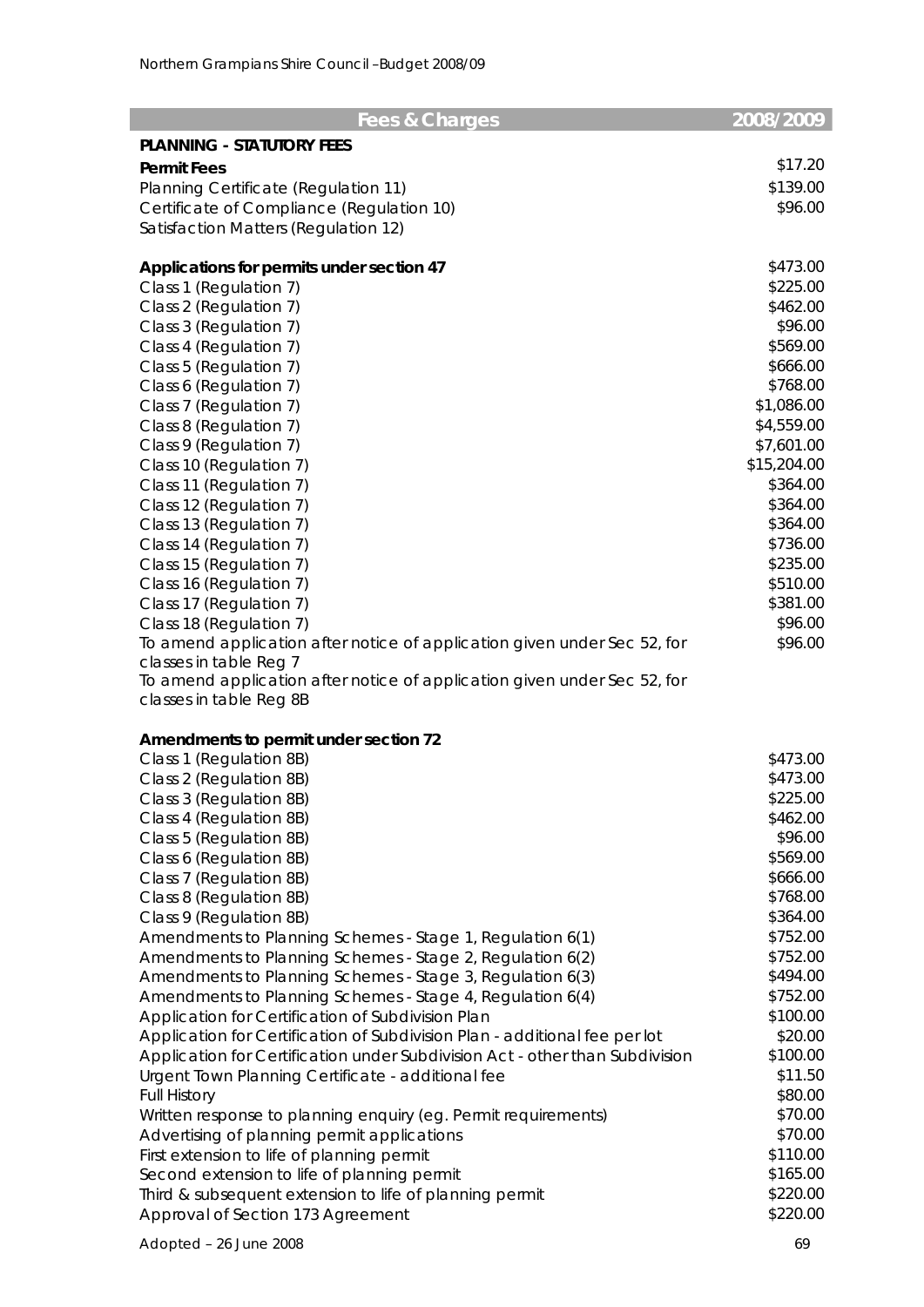| Fees & Charges | 2008/2009 |
|---|---|
| **PLANNING - STATUTORY FEES** | |
| **Permit Fees** | |
| Planning Certificate (Regulation 11) | $17.20 |
| Certificate of Compliance (Regulation 10) | $139.00 |
| Satisfaction Matters (Regulation 12) | $96.00 |
| | |
| **Applications for permits under section 47** | |
| Class 1 (Regulation 7) | $473.00 |
| Class 2 (Regulation 7) | $225.00 |
| Class 3 (Regulation 7) | $462.00 |
| Class 4 (Regulation 7) | $96.00 |
| Class 5 (Regulation 7) | $569.00 |
| Class 6 (Regulation 7) | $666.00 |
| Class 7 (Regulation 7) | $768.00 |
| Class 8 (Regulation 7) | $1,086.00 |
| Class 9 (Regulation 7) | $4,559.00 |
| Class 10 (Regulation 7) | $7,601.00 |
| Class 11 (Regulation 7) | $15,204.00 |
| Class 12 (Regulation 7) | $364.00 |
| Class 13 (Regulation 7) | $364.00 |
| Class 14 (Regulation 7) | $364.00 |
| Class 15 (Regulation 7) | $736.00 |
| Class 16 (Regulation 7) | $235.00 |
| Class 17 (Regulation 7) | $510.00 |
| Class 18 (Regulation 7) | $381.00 |
| To amend application after notice of application given under Sec 52, for classes in table Reg 7 | $96.00 |
| To amend application after notice of application given under Sec 52, for classes in table Reg 8B | $96.00 |
| | |
| **Amendments to permit under section 72** | |
| Class 1 (Regulation 8B) | $473.00 |
| Class 2 (Regulation 8B) | $473.00 |
| Class 3 (Regulation 8B) | $225.00 |
| Class 4 (Regulation 8B) | $462.00 |
| Class 5 (Regulation 8B) | $96.00 |
| Class 6 (Regulation 8B) | $569.00 |
| Class 7 (Regulation 8B) | $666.00 |
| Class 8 (Regulation 8B) | $768.00 |
| Class 9 (Regulation 8B) | $364.00 |
| Amendments to Planning Schemes - Stage 1, Regulation 6(1) | $752.00 |
| Amendments to Planning Schemes - Stage 2, Regulation 6(2) | $752.00 |
| Amendments to Planning Schemes - Stage 3, Regulation 6(3) | $494.00 |
| Amendments to Planning Schemes - Stage 4, Regulation 6(4) | $752.00 |
| Application for Certification of Subdivision Plan | $100.00 |
| Application for Certification of Subdivision Plan - additional fee per lot | $20.00 |
| Application for Certification under Subdivision Act - other than Subdivision | $100.00 |
| Urgent Town Planning Certificate - additional fee | $11.50 |
| Full History | $80.00 |
| Written response to planning enquiry (eg. Permit requirements) | $70.00 |
| Advertising of planning permit applications | $70.00 |
| First extension to life of planning permit | $110.00 |
| Second extension to life of planning permit | $165.00 |
| Third & subsequent extension to life of planning permit | $220.00 |
| Approval of Section 173 Agreement | $220.00 |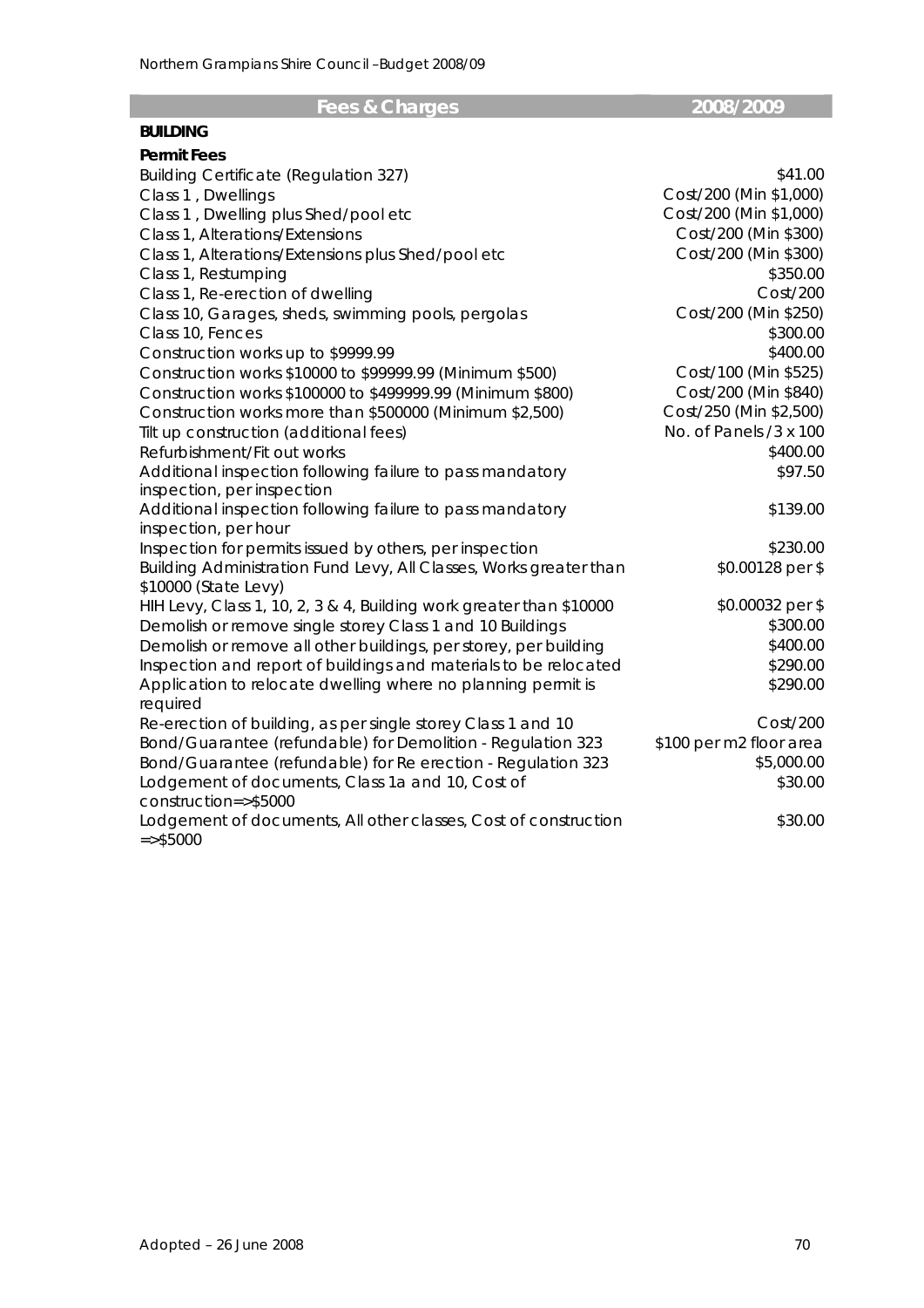| Fees & Charges | 2008/2009 |
|---|---|
| **BUILDING** | |
| **Permit Fees** | |
| Building Certificate (Regulation 327) | $41.00 |
| Class 1 , Dwellings | Cost/200 (Min $1,000) |
| Class 1 , Dwelling plus Shed/pool etc | Cost/200 (Min $1,000) |
| Class 1, Alterations/Extensions | Cost/200 (Min $300) |
| Class 1, Alterations/Extensions plus Shed/pool etc | Cost/200 (Min $300) |
| Class 1, Restumping | $350.00 |
| Class 1, Re-erection of dwelling | Cost/200 |
| Class 10, Garages, sheds, swimming pools, pergolas | Cost/200 (Min $250) |
| Class 10, Fences | $300.00 |
| Construction works up to $9999.99 | $400.00 |
| Construction works $10000 to $99999.99 (Minimum $500) | Cost/100 (Min $525) |
| Construction works $100000 to $499999.99 (Minimum $800) | Cost/200 (Min $840) |
| Construction works more than $500000 (Minimum $2,500) | Cost/250 (Min $2,500) |
| Tilt up construction (additional fees) | No. of Panels /3 x 100 |
| Refurbishment/Fit out works | $400.00 |
| Additional inspection following failure to pass mandatory inspection, per inspection | $97.50 |
| Additional inspection following failure to pass mandatory inspection, per hour | $139.00 |
| Inspection for permits issued by others, per inspection | $230.00 |
| Building Administration Fund Levy, All Classes, Works greater than $10000 (State Levy) | $0.00128 per $ |
| HIH Levy, Class 1, 10, 2, 3 & 4, Building work greater than $10000 | $0.00032 per $ |
| Demolish or remove single storey Class 1 and 10 Buildings | $300.00 |
| Demolish or remove all other buildings, per storey, per building | $400.00 |
| Inspection and report of buildings and materials to be relocated | $290.00 |
| Application to relocate dwelling where no planning permit is required | $290.00 |
| Re-erection of building, as per single storey Class 1 and 10 | Cost/200 |
| Bond/Guarantee (refundable) for Demolition - Regulation 323 | $100 per m2 floor area |
| Bond/Guarantee (refundable) for Re erection - Regulation 323 | $5,000.00 |
| Lodgement of documents, Class 1a and 10, Cost of construction=>$5000 | $30.00 |
| Lodgement of documents, All other classes, Cost of construction =>$5000 | $30.00 |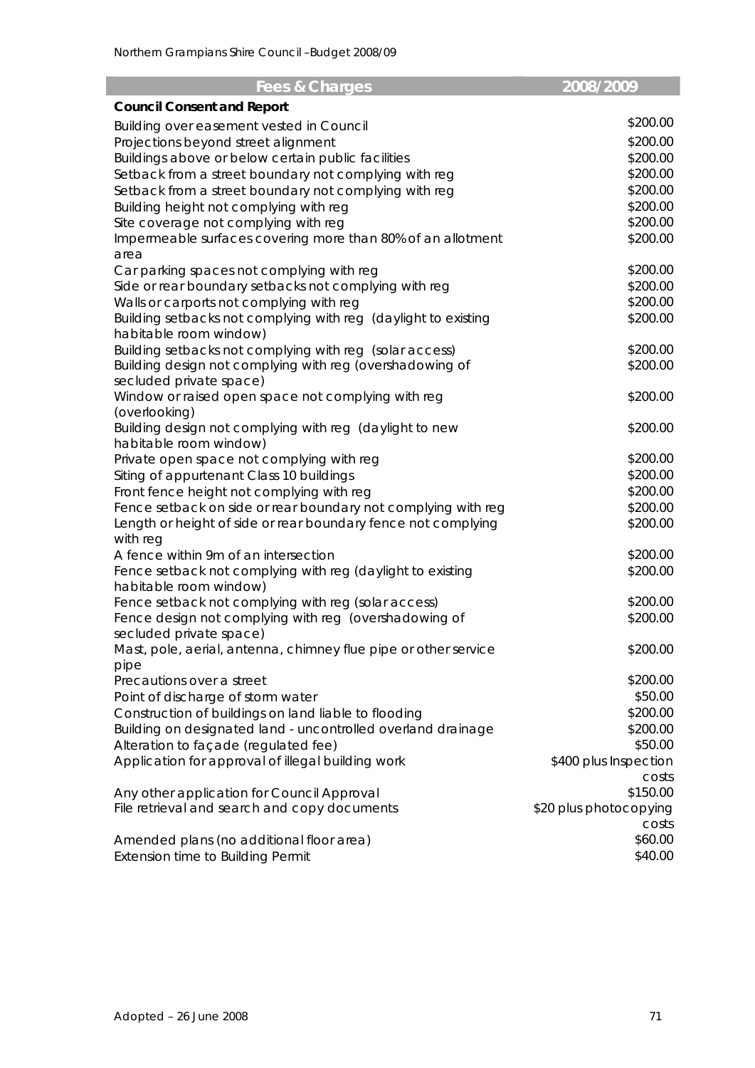| Fees & Charges | 2008/2009 |
|---|---|
| **Council Consent and Report** | |
| Building over easement vested in Council | $200.00 |
| Projections beyond street alignment | $200.00 |
| Buildings above or below certain public facilities | $200.00 |
| Setback from a street boundary not complying with reg | $200.00 |
| Setback from a street boundary not complying with reg | $200.00 |
| Building height not complying with reg | $200.00 |
| Site coverage not complying with reg | $200.00 |
| Impermeable surfaces covering more than 80% of an allotment area | $200.00 |
| Car parking spaces not complying with reg | $200.00 |
| Side or rear boundary setbacks not complying with reg | $200.00 |
| Walls or carports not complying with reg | $200.00 |
| Building setbacks not complying with reg (daylight to existing habitable room window) | $200.00 |
| Building setbacks not complying with reg (solar access) | $200.00 |
| Building design not complying with reg (overshadowing of secluded private space) | $200.00 |
| Window or raised open space not complying with reg (overlooking) | $200.00 |
| Building design not complying with reg (daylight to new habitable room window) | $200.00 |
| Private open space not complying with reg | $200.00 |
| Siting of appurtenant Class 10 buildings | $200.00 |
| Front fence height not complying with reg | $200.00 |
| Fence setback on side or rear boundary not complying with reg | $200.00 |
| Length or height of side or rear boundary fence not complying with reg | $200.00 |
| A fence within 9m of an intersection | $200.00 |
| Fence setback not complying with reg (daylight to existing habitable room window) | $200.00 |
| Fence setback not complying with reg (solar access) | $200.00 |
| Fence design not complying with reg (overshadowing of secluded private space) | $200.00 |
| Mast, pole, aerial, antenna, chimney flue pipe or other service pipe | $200.00 |
| Precautions over a street | $200.00 |
| Point of discharge of storm water | $50.00 |
| Construction of buildings on land liable to flooding | $200.00 |
| Building on designated land - uncontrolled overland drainage | $200.00 |
| Alteration to façade (regulated fee) | $50.00 |
| Application for approval of illegal building work | $400 plus Inspection costs |
| Any other application for Council Approval | $150.00 |
| File retrieval and search and copy documents | $20 plus photocopying costs |
| Amended plans (no additional floor area) | $60.00 |
| Extension time to Building Permit | $40.00 |

Adopted – 26 June 2008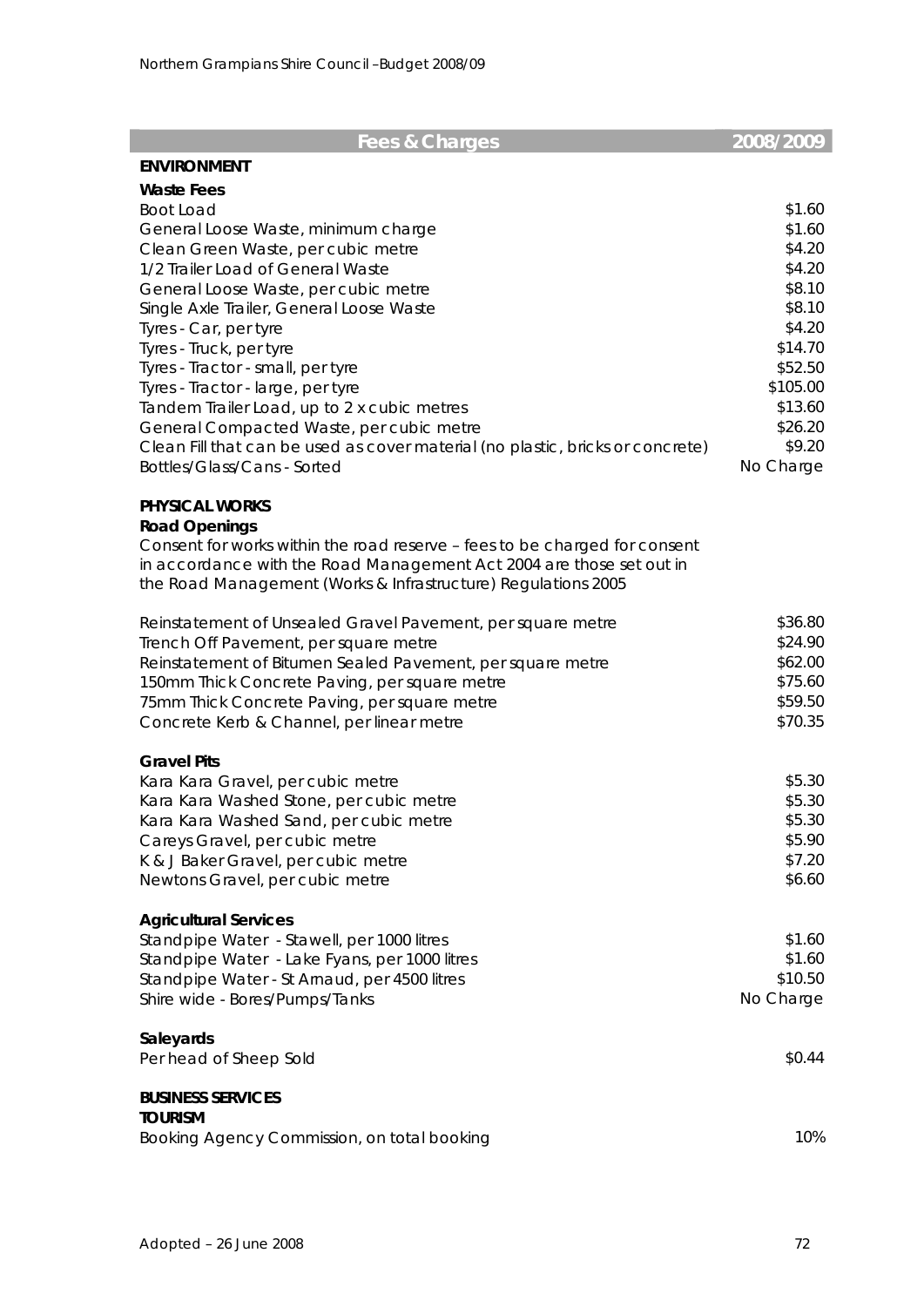| Fees & Charges | 2008/2009 |
| --- | --- |
| **ENVIRONMENT** | |
| **Waste Fees** | |
| Boot Load | $1.60 |
| General Loose Waste, minimum charge | $1.60 |
| Clean Green Waste, per cubic metre | $4.20 |
| 1/2 Trailer Load of General Waste | $4.20 |
| General Loose Waste, per cubic metre | $8.10 |
| Single Axle Trailer, General Loose Waste | $8.10 |
| Tyres - Car, per tyre | $4.20 |
| Tyres - Truck, per tyre | $14.70 |
| Tyres - Tractor - small, per tyre | $52.50 |
| Tyres - Tractor - large, per tyre | $105.00 |
| Tandem Trailer Load, up to 2 x cubic metres | $13.60 |
| General Compacted Waste, per cubic metre | $26.20 |
| Clean Fill that can be used as cover material (no plastic, bricks or concrete) | $9.20 |
| Bottles/Glass/Cans - Sorted | No Charge |
| **PHYSICAL WORKS** | |
| **Road Openings** | |
| Consent for works within the road reserve – fees to be charged for consent in accordance with the Road Management Act 2004 are those set out in the Road Management (Works & Infrastructure) Regulations 2005 | |
| Reinstatement of Unsealed Gravel Pavement, per square metre | $36.80 |
| Trench Off Pavement, per square metre | $24.90 |
| Reinstatement of Bitumen Sealed Pavement, per square metre | $62.00 |
| 150mm Thick Concrete Paving, per square metre | $75.60 |
| 75mm Thick Concrete Paving, per square metre | $59.50 |
| Concrete Kerb & Channel, per linear metre | $70.35 |
| **Gravel Pits** | |
| Kara Kara Gravel, per cubic metre | $5.30 |
| Kara Kara Washed Stone, per cubic metre | $5.30 |
| Kara Kara Washed Sand, per cubic metre | $5.30 |
| Careys Gravel, per cubic metre | $5.90 |
| K & J Baker Gravel, per cubic metre | $7.20 |
| Newtons Gravel, per cubic metre | $6.60 |
| **Agricultural Services** | |
| Standpipe Water - Stawell, per 1000 litres | $1.60 |
| Standpipe Water - Lake Fyans, per 1000 litres | $1.60 |
| Standpipe Water - St Arnaud, per 4500 litres | $10.50 |
| Shire wide - Bores/Pumps/Tanks | No Charge |
| **Saleyards** | |
| Per head of Sheep Sold | $0.44 |
| **BUSINESS SERVICES** | |
| **TOURISM** | |
| Booking Agency Commission, on total booking | 10% |

Adopted – 26 June 2008